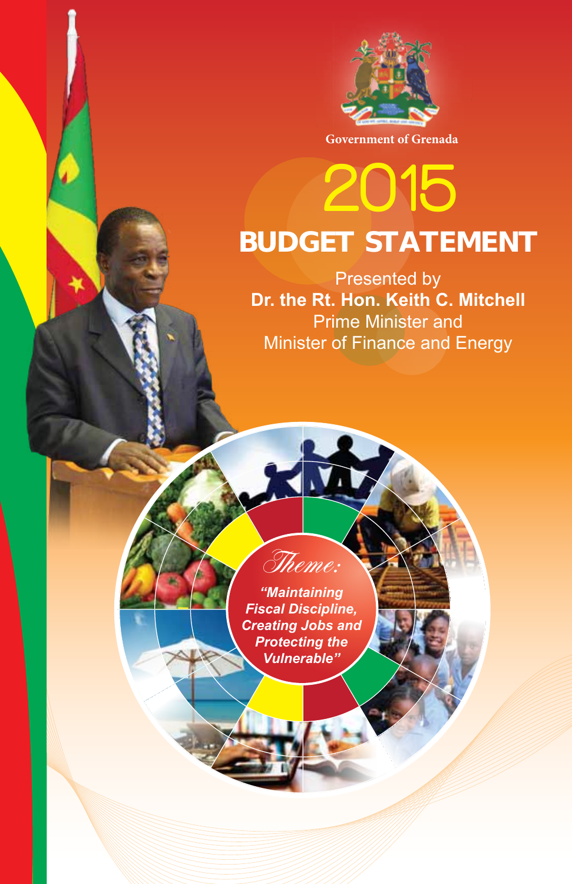Government of Grenada

# 2015 BUDGET STATEMENT

Presented by

**Dr. the Rt. Hon. Keith C. Mitchell**

Prime Minister and

Minister of Finance and Energy

*Theme:*

***"Maintaining Fiscal Discipline, Creating Jobs and Protecting the Vulnerable"***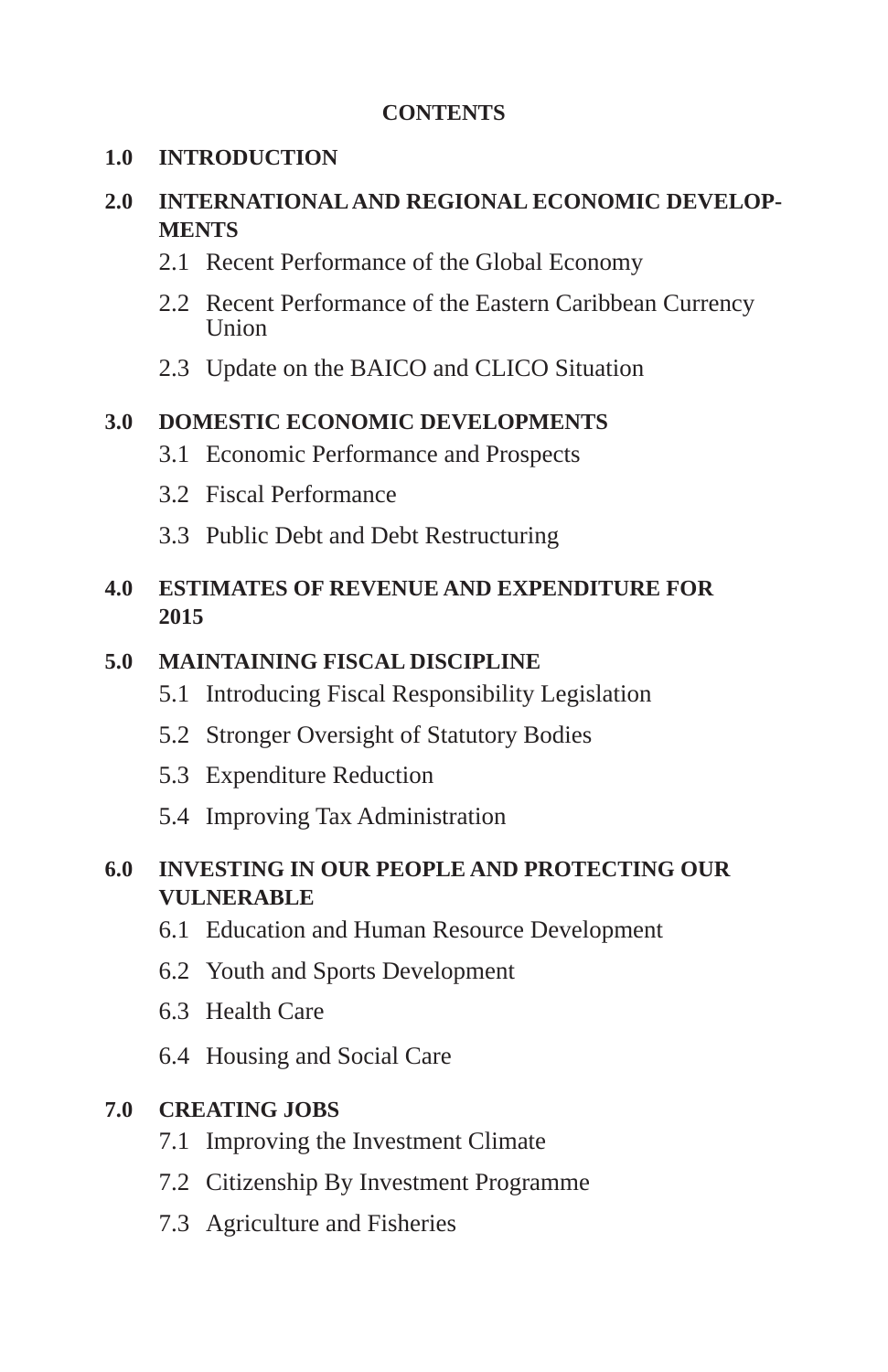**CONTENTS**

**1.0 INTRODUCTION**

**2.0 INTERNATIONAL AND REGIONAL ECONOMIC DEVELOPMENTS**

- 2.1 Recent Performance of the Global Economy
- 2.2 Recent Performance of the Eastern Caribbean Currency Union
- 2.3 Update on the BAICO and CLICO Situation

**3.0 DOMESTIC ECONOMIC DEVELOPMENTS**

- 3.1 Economic Performance and Prospects
- 3.2 Fiscal Performance
- 3.3 Public Debt and Debt Restructuring

**4.0 ESTIMATES OF REVENUE AND EXPENDITURE FOR 2015**

**5.0 MAINTAINING FISCAL DISCIPLINE**

- 5.1 Introducing Fiscal Responsibility Legislation
- 5.2 Stronger Oversight of Statutory Bodies
- 5.3 Expenditure Reduction
- 5.4 Improving Tax Administration

**6.0 INVESTING IN OUR PEOPLE AND PROTECTING OUR VULNERABLE**

- 6.1 Education and Human Resource Development
- 6.2 Youth and Sports Development
- 6.3 Health Care
- 6.4 Housing and Social Care

**7.0 CREATING JOBS**

- 7.1 Improving the Investment Climate
- 7.2 Citizenship By Investment Programme
- 7.3 Agriculture and Fisheries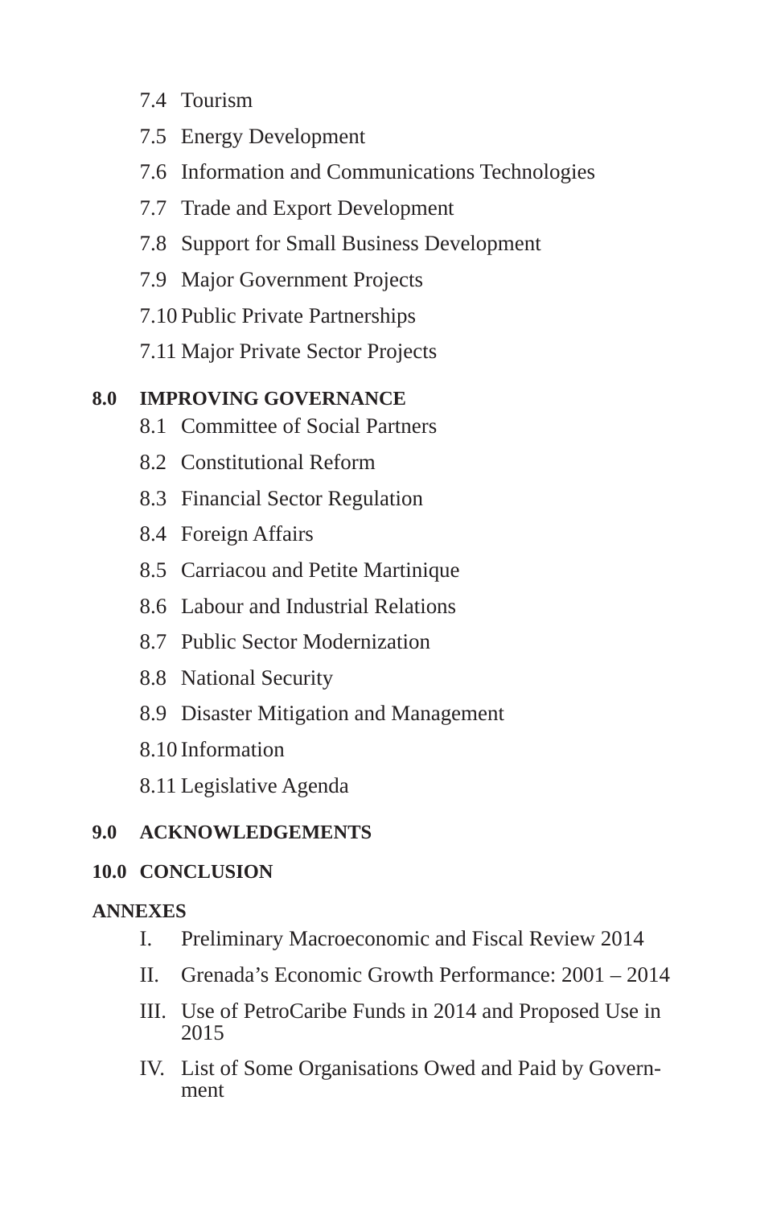- 7.4 Tourism
- 7.5 Energy Development
- 7.6 Information and Communications Technologies
- 7.7 Trade and Export Development
- 7.8 Support for Small Business Development
- 7.9 Major Government Projects
- 7.10 Public Private Partnerships
- 7.11 Major Private Sector Projects

**8.0 IMPROVING GOVERNANCE**

- 8.1 Committee of Social Partners
- 8.2 Constitutional Reform
- 8.3 Financial Sector Regulation
- 8.4 Foreign Affairs
- 8.5 Carriacou and Petite Martinique
- 8.6 Labour and Industrial Relations
- 8.7 Public Sector Modernization
- 8.8 National Security
- 8.9 Disaster Mitigation and Management
- 8.10 Information
- 8.11 Legislative Agenda

**9.0 ACKNOWLEDGEMENTS**

**10.0 CONCLUSION**

**ANNEXES**

- I. Preliminary Macroeconomic and Fiscal Review 2014
- II. Grenada's Economic Growth Performance: 2001 – 2014
- III. Use of PetroCaribe Funds in 2014 and Proposed Use in 2015
- IV. List of Some Organisations Owed and Paid by Government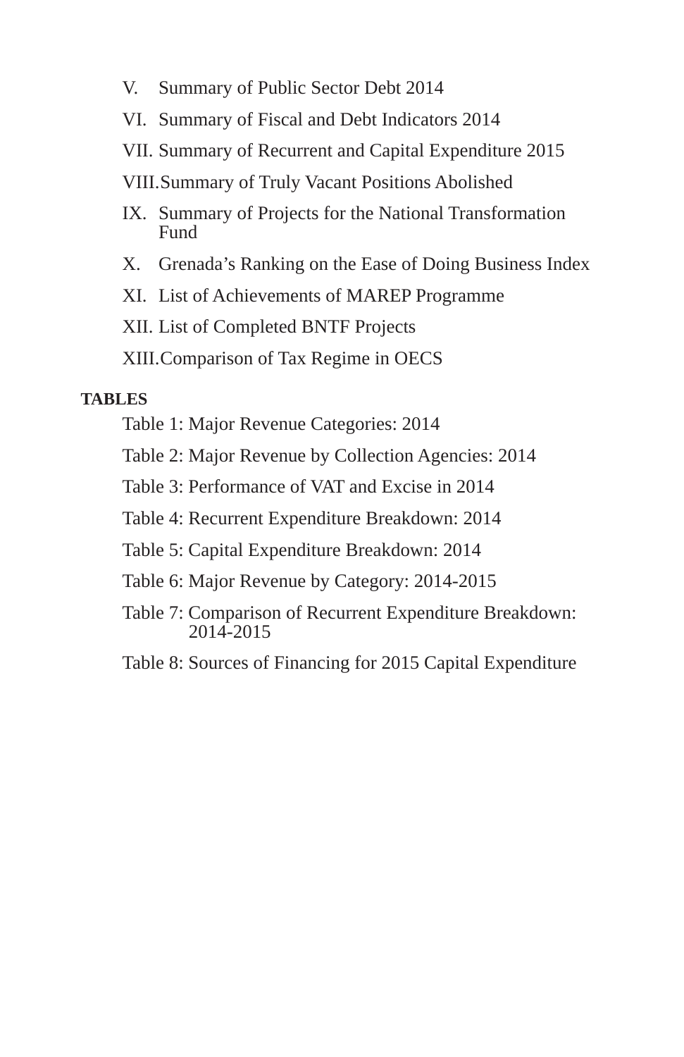V. Summary of Public Sector Debt 2014

VI. Summary of Fiscal and Debt Indicators 2014

VII. Summary of Recurrent and Capital Expenditure 2015

VIII. Summary of Truly Vacant Positions Abolished

IX. Summary of Projects for the National Transformation Fund

X. Grenada's Ranking on the Ease of Doing Business Index

XI. List of Achievements of MAREP Programme

XII. List of Completed BNTF Projects

XIII. Comparison of Tax Regime in OECS

**TABLES**

Table 1: Major Revenue Categories: 2014

Table 2: Major Revenue by Collection Agencies: 2014

Table 3: Performance of VAT and Excise in 2014

Table 4: Recurrent Expenditure Breakdown: 2014

Table 5: Capital Expenditure Breakdown: 2014

Table 6: Major Revenue by Category: 2014-2015

Table 7: Comparison of Recurrent Expenditure Breakdown: 2014-2015

Table 8: Sources of Financing for 2015 Capital Expenditure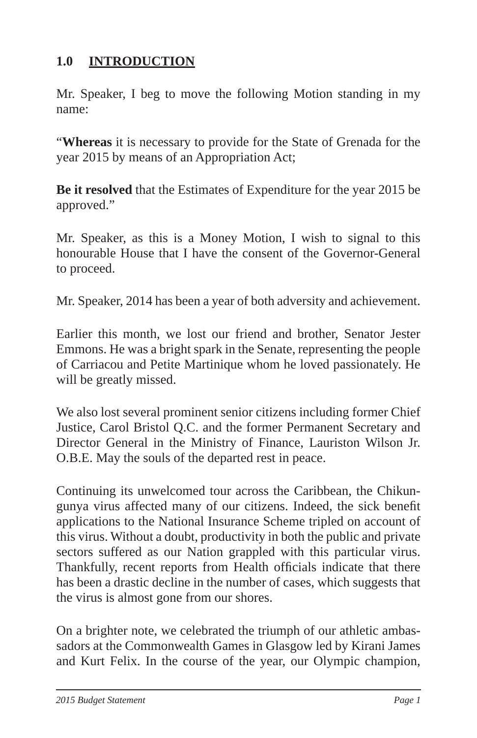## 1.0 INTRODUCTION

Mr. Speaker, I beg to move the following Motion standing in my name:

"**Whereas** it is necessary to provide for the State of Grenada for the year 2015 by means of an Appropriation Act;

**Be it resolved** that the Estimates of Expenditure for the year 2015 be approved."

Mr. Speaker, as this is a Money Motion, I wish to signal to this honourable House that I have the consent of the Governor-General to proceed.

Mr. Speaker, 2014 has been a year of both adversity and achievement.

Earlier this month, we lost our friend and brother, Senator Jester Emmons. He was a bright spark in the Senate, representing the people of Carriacou and Petite Martinique whom he loved passionately. He will be greatly missed.

We also lost several prominent senior citizens including former Chief Justice, Carol Bristol Q.C. and the former Permanent Secretary and Director General in the Ministry of Finance, Lauriston Wilson Jr. O.B.E. May the souls of the departed rest in peace.

Continuing its unwelcomed tour across the Caribbean, the Chikungunya virus affected many of our citizens. Indeed, the sick benefit applications to the National Insurance Scheme tripled on account of this virus. Without a doubt, productivity in both the public and private sectors suffered as our Nation grappled with this particular virus. Thankfully, recent reports from Health officials indicate that there has been a drastic decline in the number of cases, which suggests that the virus is almost gone from our shores.

On a brighter note, we celebrated the triumph of our athletic ambassadors at the Commonwealth Games in Glasgow led by Kirani James and Kurt Felix. In the course of the year, our Olympic champion,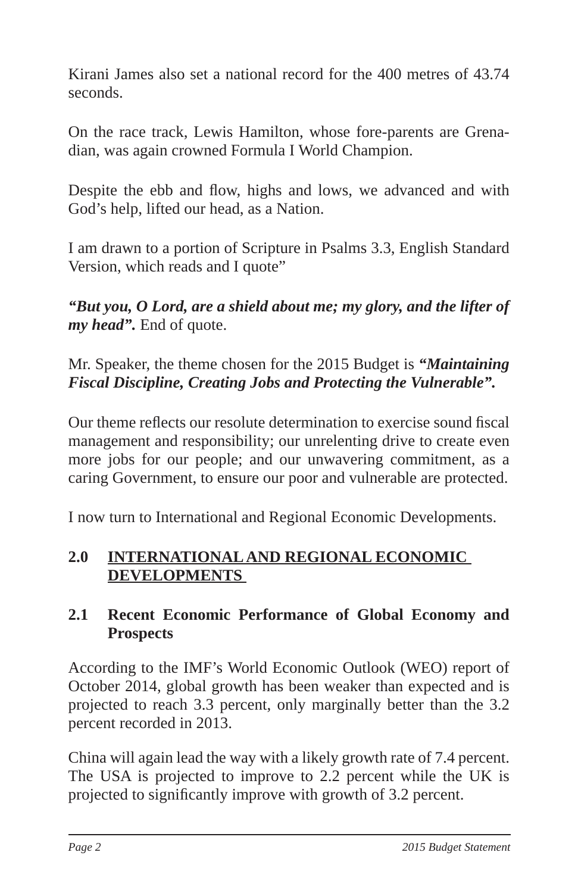Kirani James also set a national record for the 400 metres of 43.74 seconds.

On the race track, Lewis Hamilton, whose fore-parents are Grenadian, was again crowned Formula I World Champion.

Despite the ebb and flow, highs and lows, we advanced and with God's help, lifted our head, as a Nation.

I am drawn to a portion of Scripture in Psalms 3.3, English Standard Version, which reads and I quote"

***"But you, O Lord, are a shield about me; my glory, and the lifter of my head".*** End of quote.

Mr. Speaker, the theme chosen for the 2015 Budget is ***"Maintaining Fiscal Discipline, Creating Jobs and Protecting the Vulnerable".***

Our theme reflects our resolute determination to exercise sound fiscal management and responsibility; our unrelenting drive to create even more jobs for our people; and our unwavering commitment, as a caring Government, to ensure our poor and vulnerable are protected.

I now turn to International and Regional Economic Developments.

## 2.0 INTERNATIONAL AND REGIONAL ECONOMIC DEVELOPMENTS

### 2.1 Recent Economic Performance of Global Economy and Prospects

According to the IMF's World Economic Outlook (WEO) report of October 2014, global growth has been weaker than expected and is projected to reach 3.3 percent, only marginally better than the 3.2 percent recorded in 2013.

China will again lead the way with a likely growth rate of 7.4 percent. The USA is projected to improve to 2.2 percent while the UK is projected to significantly improve with growth of 3.2 percent.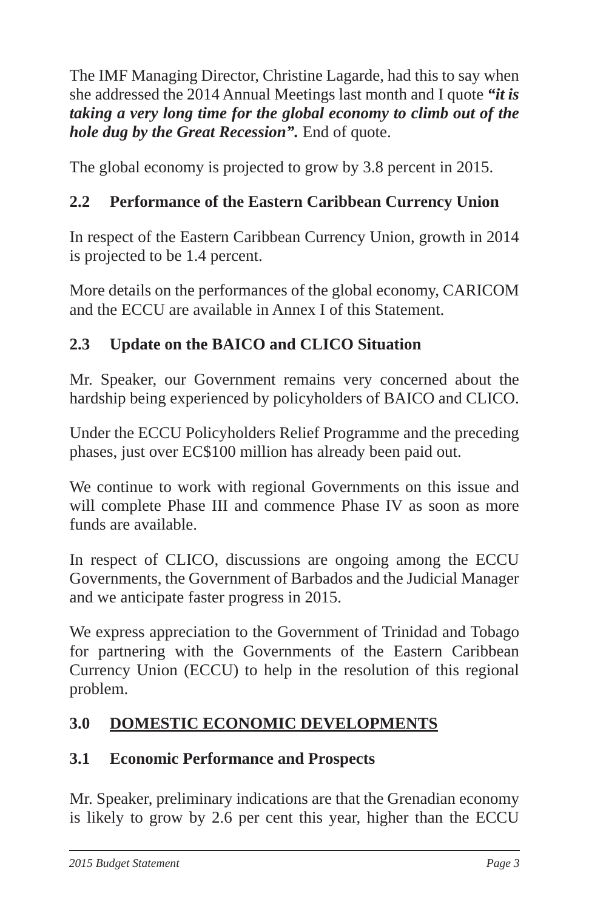The IMF Managing Director, Christine Lagarde, had this to say when she addressed the 2014 Annual Meetings last month and I quote ***"it is taking a very long time for the global economy to climb out of the hole dug by the Great Recession".*** End of quote.

The global economy is projected to grow by 3.8 percent in 2015.

### 2.2 Performance of the Eastern Caribbean Currency Union

In respect of the Eastern Caribbean Currency Union, growth in 2014 is projected to be 1.4 percent.

More details on the performances of the global economy, CARICOM and the ECCU are available in Annex I of this Statement.

### 2.3 Update on the BAICO and CLICO Situation

Mr. Speaker, our Government remains very concerned about the hardship being experienced by policyholders of BAICO and CLICO.

Under the ECCU Policyholders Relief Programme and the preceding phases, just over EC$100 million has already been paid out.

We continue to work with regional Governments on this issue and will complete Phase III and commence Phase IV as soon as more funds are available.

In respect of CLICO, discussions are ongoing among the ECCU Governments, the Government of Barbados and the Judicial Manager and we anticipate faster progress in 2015.

We express appreciation to the Government of Trinidad and Tobago for partnering with the Governments of the Eastern Caribbean Currency Union (ECCU) to help in the resolution of this regional problem.

## 3.0 <u>DOMESTIC ECONOMIC DEVELOPMENTS</u>

### 3.1 Economic Performance and Prospects

Mr. Speaker, preliminary indications are that the Grenadian economy is likely to grow by 2.6 per cent this year, higher than the ECCU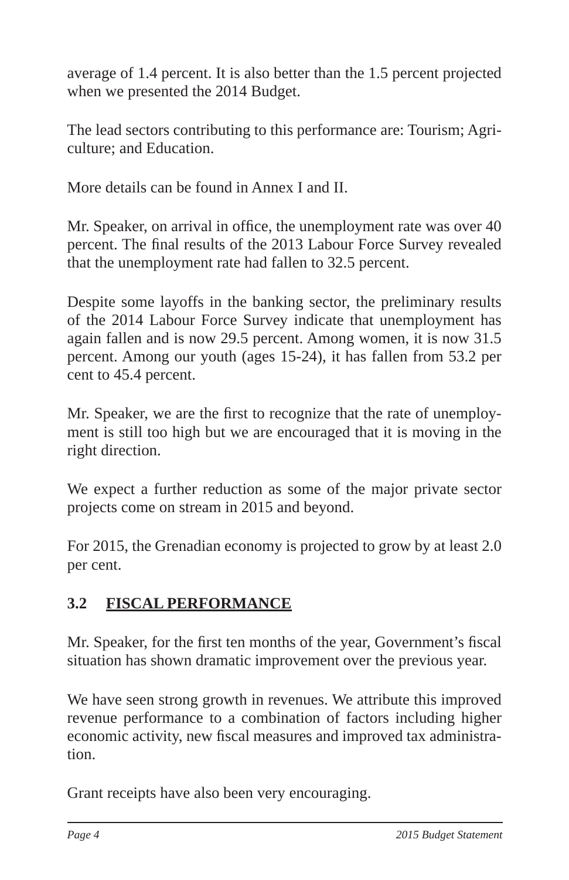average of 1.4 percent. It is also better than the 1.5 percent projected when we presented the 2014 Budget.

The lead sectors contributing to this performance are: Tourism; Agriculture; and Education.

More details can be found in Annex I and II.

Mr. Speaker, on arrival in office, the unemployment rate was over 40 percent. The final results of the 2013 Labour Force Survey revealed that the unemployment rate had fallen to 32.5 percent.

Despite some layoffs in the banking sector, the preliminary results of the 2014 Labour Force Survey indicate that unemployment has again fallen and is now 29.5 percent. Among women, it is now 31.5 percent. Among our youth (ages 15-24), it has fallen from 53.2 per cent to 45.4 percent.

Mr. Speaker, we are the first to recognize that the rate of unemployment is still too high but we are encouraged that it is moving in the right direction.

We expect a further reduction as some of the major private sector projects come on stream in 2015 and beyond.

For 2015, the Grenadian economy is projected to grow by at least 2.0 per cent.

### 3.2 FISCAL PERFORMANCE

Mr. Speaker, for the first ten months of the year, Government's fiscal situation has shown dramatic improvement over the previous year.

We have seen strong growth in revenues. We attribute this improved revenue performance to a combination of factors including higher economic activity, new fiscal measures and improved tax administration.

Grant receipts have also been very encouraging.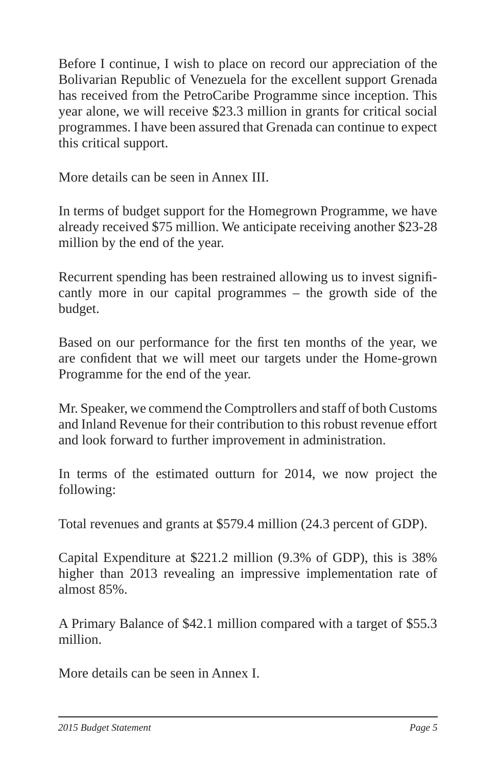Before I continue, I wish to place on record our appreciation of the Bolivarian Republic of Venezuela for the excellent support Grenada has received from the PetroCaribe Programme since inception. This year alone, we will receive $23.3 million in grants for critical social programmes. I have been assured that Grenada can continue to expect this critical support.

More details can be seen in Annex III.

In terms of budget support for the Homegrown Programme, we have already received $75 million. We anticipate receiving another $23-28 million by the end of the year.

Recurrent spending has been restrained allowing us to invest significantly more in our capital programmes – the growth side of the budget.

Based on our performance for the first ten months of the year, we are confident that we will meet our targets under the Home-grown Programme for the end of the year.

Mr. Speaker, we commend the Comptrollers and staff of both Customs and Inland Revenue for their contribution to this robust revenue effort and look forward to further improvement in administration.

In terms of the estimated outturn for 2014, we now project the following:

Total revenues and grants at $579.4 million (24.3 percent of GDP).

Capital Expenditure at $221.2 million (9.3% of GDP), this is 38% higher than 2013 revealing an impressive implementation rate of almost 85%.

A Primary Balance of $42.1 million compared with a target of $55.3 million.

More details can be seen in Annex I.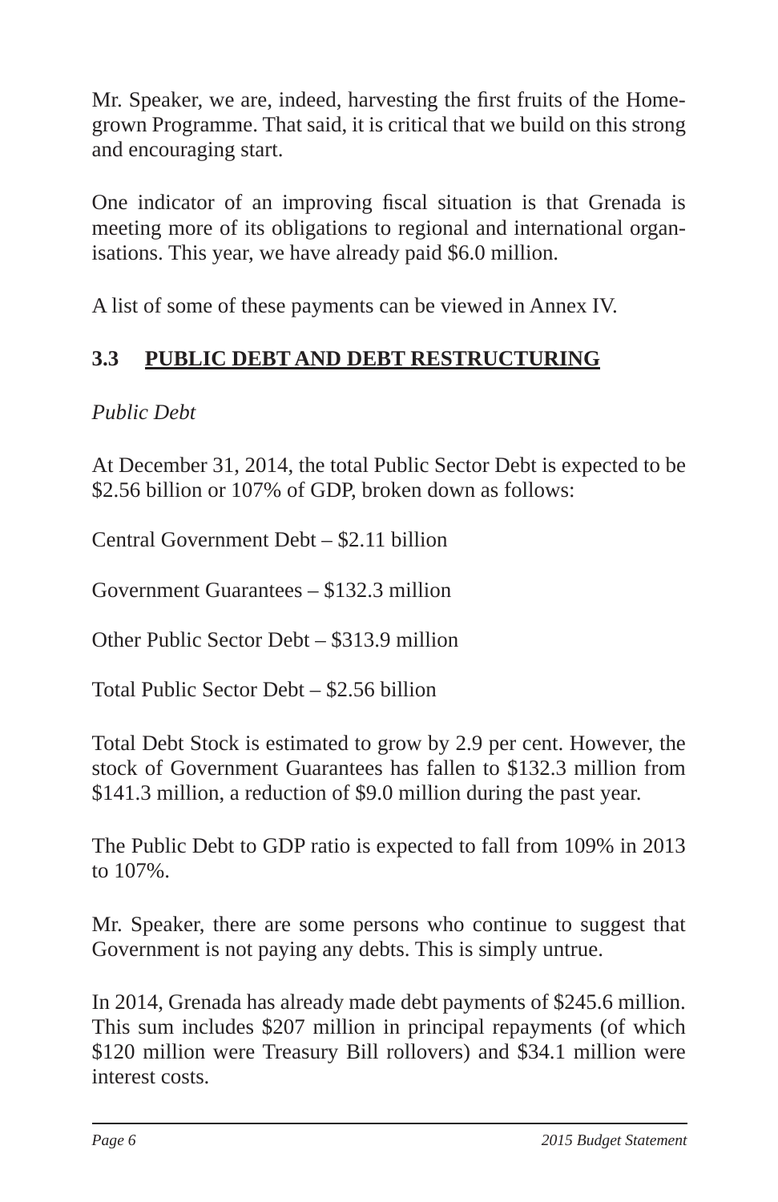Mr. Speaker, we are, indeed, harvesting the first fruits of the Home-grown Programme. That said, it is critical that we build on this strong and encouraging start.

One indicator of an improving fiscal situation is that Grenada is meeting more of its obligations to regional and international organisations. This year, we have already paid $6.0 million.

A list of some of these payments can be viewed in Annex IV.

## 3.3 PUBLIC DEBT AND DEBT RESTRUCTURING

*Public Debt*

At December 31, 2014, the total Public Sector Debt is expected to be $2.56 billion or 107% of GDP, broken down as follows:

Central Government Debt – $2.11 billion

Government Guarantees – $132.3 million

Other Public Sector Debt – $313.9 million

Total Public Sector Debt – $2.56 billion

Total Debt Stock is estimated to grow by 2.9 per cent. However, the stock of Government Guarantees has fallen to $132.3 million from $141.3 million, a reduction of $9.0 million during the past year.

The Public Debt to GDP ratio is expected to fall from 109% in 2013 to 107%.

Mr. Speaker, there are some persons who continue to suggest that Government is not paying any debts. This is simply untrue.

In 2014, Grenada has already made debt payments of $245.6 million. This sum includes $207 million in principal repayments (of which $120 million were Treasury Bill rollovers) and $34.1 million were interest costs.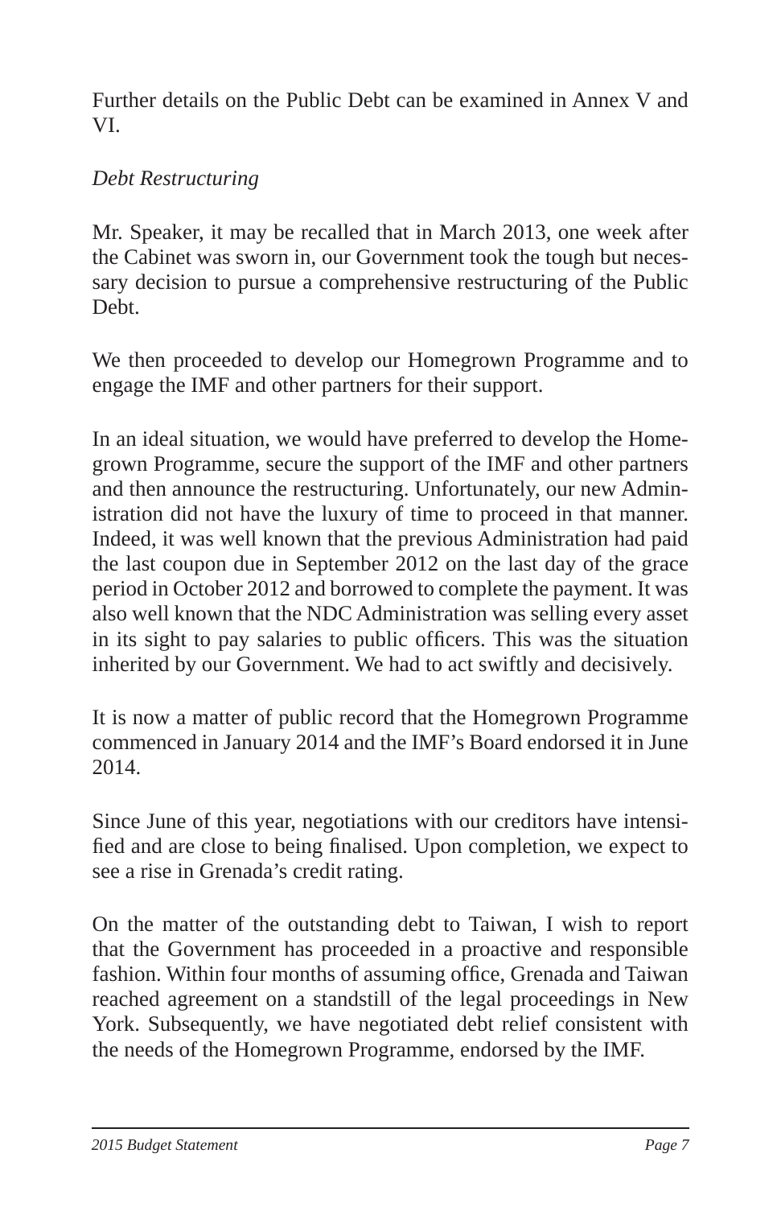Further details on the Public Debt can be examined in Annex V and VI.

*Debt Restructuring*

Mr. Speaker, it may be recalled that in March 2013, one week after the Cabinet was sworn in, our Government took the tough but necessary decision to pursue a comprehensive restructuring of the Public Debt.

We then proceeded to develop our Homegrown Programme and to engage the IMF and other partners for their support.

In an ideal situation, we would have preferred to develop the Homegrown Programme, secure the support of the IMF and other partners and then announce the restructuring. Unfortunately, our new Administration did not have the luxury of time to proceed in that manner. Indeed, it was well known that the previous Administration had paid the last coupon due in September 2012 on the last day of the grace period in October 2012 and borrowed to complete the payment. It was also well known that the NDC Administration was selling every asset in its sight to pay salaries to public officers. This was the situation inherited by our Government. We had to act swiftly and decisively.

It is now a matter of public record that the Homegrown Programme commenced in January 2014 and the IMF's Board endorsed it in June 2014.

Since June of this year, negotiations with our creditors have intensified and are close to being finalised. Upon completion, we expect to see a rise in Grenada's credit rating.

On the matter of the outstanding debt to Taiwan, I wish to report that the Government has proceeded in a proactive and responsible fashion. Within four months of assuming office, Grenada and Taiwan reached agreement on a standstill of the legal proceedings in New York. Subsequently, we have negotiated debt relief consistent with the needs of the Homegrown Programme, endorsed by the IMF.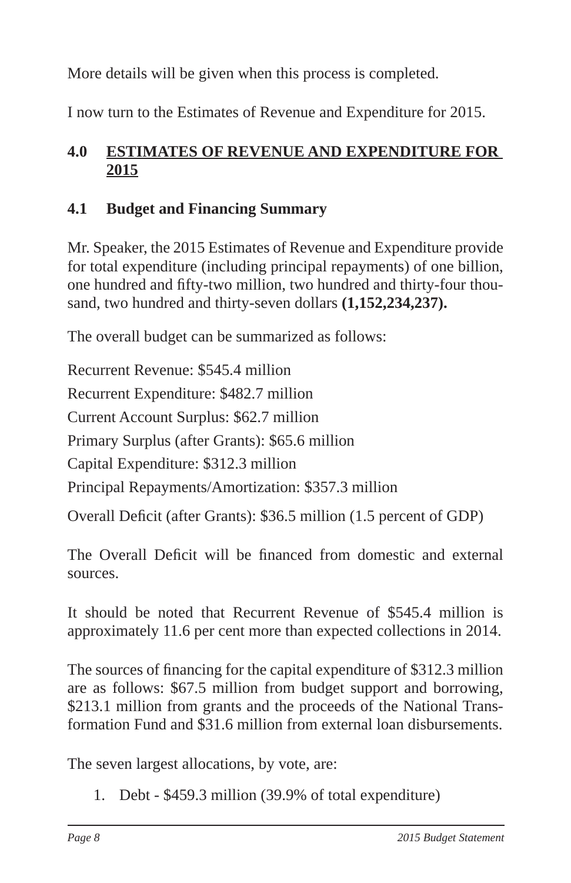More details will be given when this process is completed.

I now turn to the Estimates of Revenue and Expenditure for 2015.

## 4.0 ESTIMATES OF REVENUE AND EXPENDITURE FOR 2015

### 4.1 Budget and Financing Summary

Mr. Speaker, the 2015 Estimates of Revenue and Expenditure provide for total expenditure (including principal repayments) of one billion, one hundred and fifty-two million, two hundred and thirty-four thousand, two hundred and thirty-seven dollars **(1,152,234,237).**

The overall budget can be summarized as follows:

Recurrent Revenue: $545.4 million

Recurrent Expenditure: $482.7 million

Current Account Surplus: $62.7 million

Primary Surplus (after Grants): $65.6 million

Capital Expenditure: $312.3 million

Principal Repayments/Amortization: $357.3 million

Overall Deficit (after Grants): $36.5 million (1.5 percent of GDP)

The Overall Deficit will be financed from domestic and external sources.

It should be noted that Recurrent Revenue of $545.4 million is approximately 11.6 per cent more than expected collections in 2014.

The sources of financing for the capital expenditure of $312.3 million are as follows: $67.5 million from budget support and borrowing, $213.1 million from grants and the proceeds of the National Transformation Fund and $31.6 million from external loan disbursements.

The seven largest allocations, by vote, are:

1. Debt - $459.3 million (39.9% of total expenditure)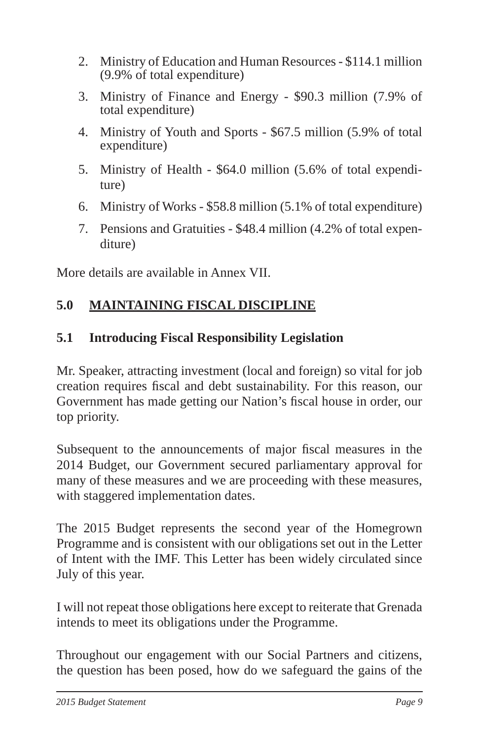2. Ministry of Education and Human Resources - $114.1 million (9.9% of total expenditure)
3. Ministry of Finance and Energy - $90.3 million (7.9% of total expenditure)
4. Ministry of Youth and Sports - $67.5 million (5.9% of total expenditure)
5. Ministry of Health - $64.0 million (5.6% of total expenditure)
6. Ministry of Works - $58.8 million (5.1% of total expenditure)
7. Pensions and Gratuities - $48.4 million (4.2% of total expenditure)

More details are available in Annex VII.

## 5.0 MAINTAINING FISCAL DISCIPLINE

### 5.1 Introducing Fiscal Responsibility Legislation

Mr. Speaker, attracting investment (local and foreign) so vital for job creation requires fiscal and debt sustainability. For this reason, our Government has made getting our Nation's fiscal house in order, our top priority.

Subsequent to the announcements of major fiscal measures in the 2014 Budget, our Government secured parliamentary approval for many of these measures and we are proceeding with these measures, with staggered implementation dates.

The 2015 Budget represents the second year of the Homegrown Programme and is consistent with our obligations set out in the Letter of Intent with the IMF. This Letter has been widely circulated since July of this year.

I will not repeat those obligations here except to reiterate that Grenada intends to meet its obligations under the Programme.

Throughout our engagement with our Social Partners and citizens, the question has been posed, how do we safeguard the gains of the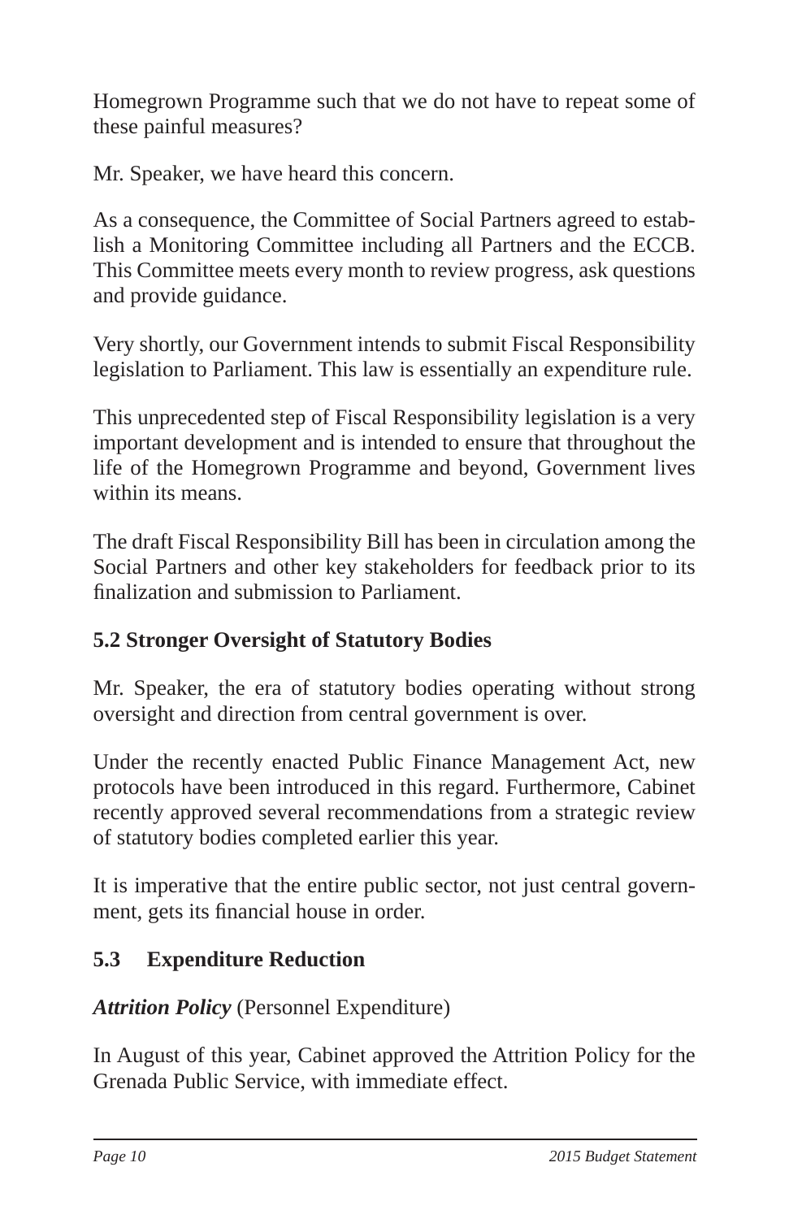Homegrown Programme such that we do not have to repeat some of these painful measures?

Mr. Speaker, we have heard this concern.

As a consequence, the Committee of Social Partners agreed to establish a Monitoring Committee including all Partners and the ECCB. This Committee meets every month to review progress, ask questions and provide guidance.

Very shortly, our Government intends to submit Fiscal Responsibility legislation to Parliament. This law is essentially an expenditure rule.

This unprecedented step of Fiscal Responsibility legislation is a very important development and is intended to ensure that throughout the life of the Homegrown Programme and beyond, Government lives within its means.

The draft Fiscal Responsibility Bill has been in circulation among the Social Partners and other key stakeholders for feedback prior to its finalization and submission to Parliament.

### 5.2 Stronger Oversight of Statutory Bodies

Mr. Speaker, the era of statutory bodies operating without strong oversight and direction from central government is over.

Under the recently enacted Public Finance Management Act, new protocols have been introduced in this regard. Furthermore, Cabinet recently approved several recommendations from a strategic review of statutory bodies completed earlier this year.

It is imperative that the entire public sector, not just central government, gets its financial house in order.

### 5.3 Expenditure Reduction

***Attrition Policy*** (Personnel Expenditure)

In August of this year, Cabinet approved the Attrition Policy for the Grenada Public Service, with immediate effect.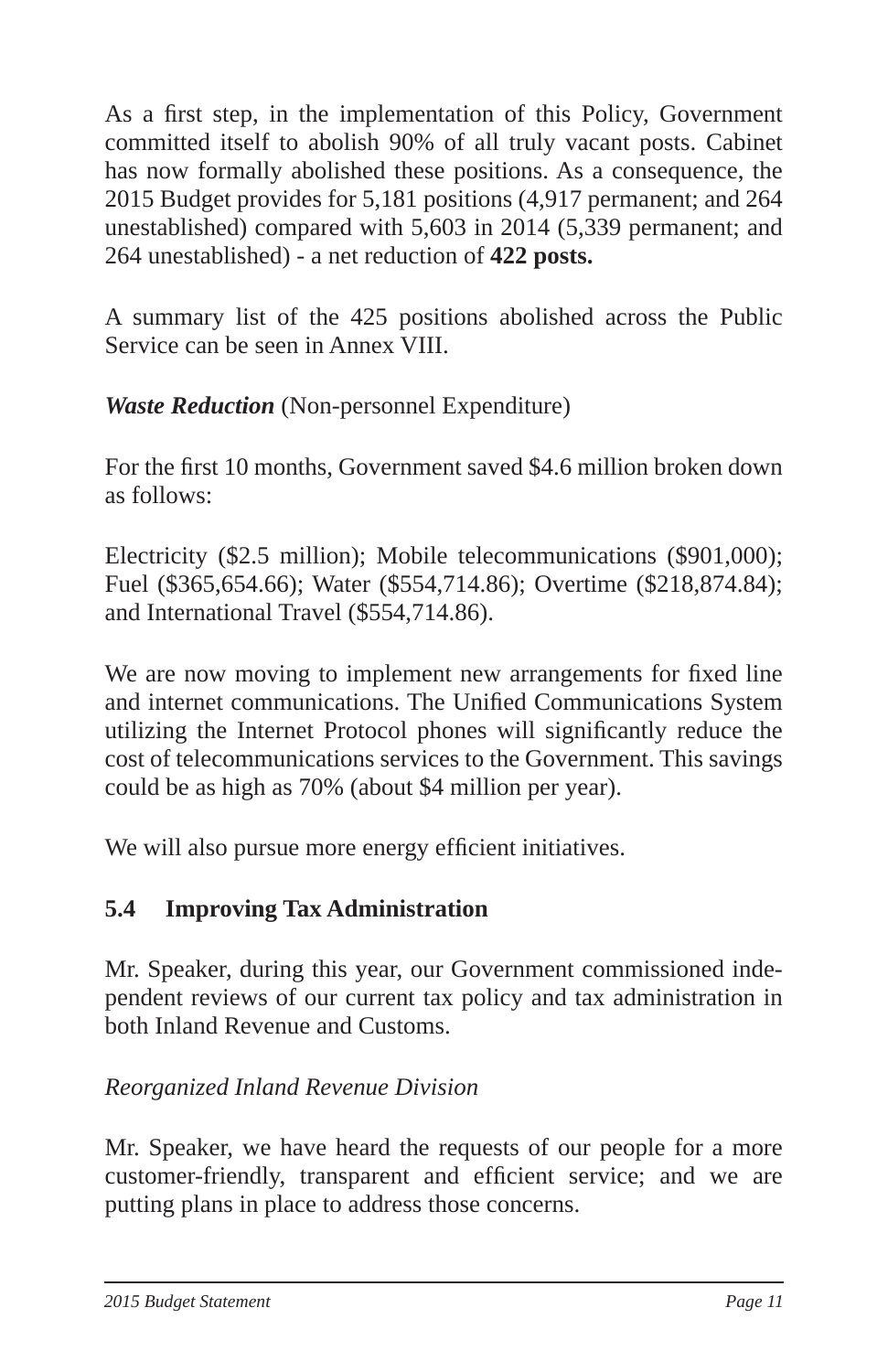As a first step, in the implementation of this Policy, Government committed itself to abolish 90% of all truly vacant posts. Cabinet has now formally abolished these positions. As a consequence, the 2015 Budget provides for 5,181 positions (4,917 permanent; and 264 unestablished) compared with 5,603 in 2014 (5,339 permanent; and 264 unestablished) - a net reduction of **422 posts.**

A summary list of the 425 positions abolished across the Public Service can be seen in Annex VIII.

***Waste Reduction*** (Non-personnel Expenditure)

For the first 10 months, Government saved $4.6 million broken down as follows:

Electricity ($2.5 million); Mobile telecommunications ($901,000); Fuel ($365,654.66); Water ($554,714.86); Overtime ($218,874.84); and International Travel ($554,714.86).

We are now moving to implement new arrangements for fixed line and internet communications. The Unified Communications System utilizing the Internet Protocol phones will significantly reduce the cost of telecommunications services to the Government. This savings could be as high as 70% (about $4 million per year).

We will also pursue more energy efficient initiatives.

### 5.4 Improving Tax Administration

Mr. Speaker, during this year, our Government commissioned independent reviews of our current tax policy and tax administration in both Inland Revenue and Customs.

*Reorganized Inland Revenue Division*

Mr. Speaker, we have heard the requests of our people for a more customer-friendly, transparent and efficient service; and we are putting plans in place to address those concerns.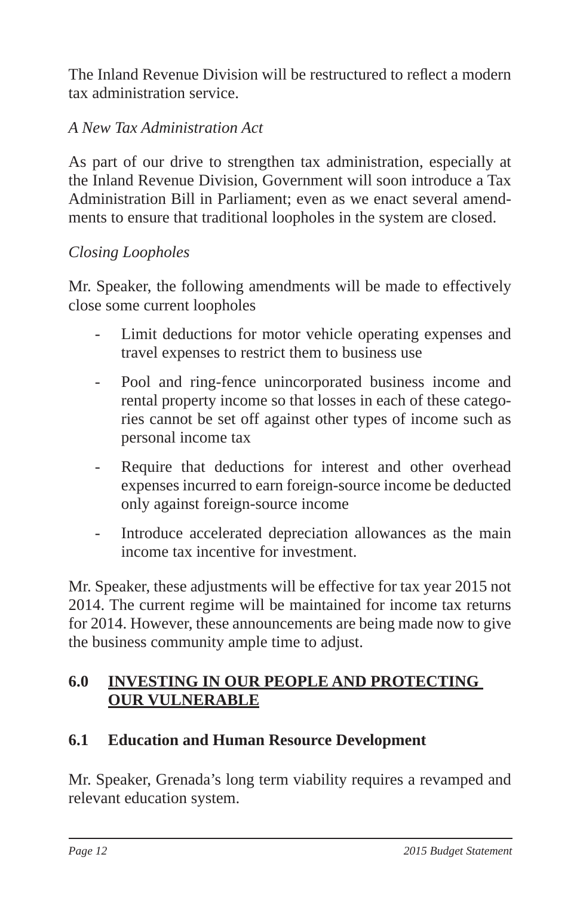The Inland Revenue Division will be restructured to reflect a modern tax administration service.

*A New Tax Administration Act*

As part of our drive to strengthen tax administration, especially at the Inland Revenue Division, Government will soon introduce a Tax Administration Bill in Parliament; even as we enact several amendments to ensure that traditional loopholes in the system are closed.

*Closing Loopholes*

Mr. Speaker, the following amendments will be made to effectively close some current loopholes

- Limit deductions for motor vehicle operating expenses and travel expenses to restrict them to business use
- Pool and ring-fence unincorporated business income and rental property income so that losses in each of these categories cannot be set off against other types of income such as personal income tax
- Require that deductions for interest and other overhead expenses incurred to earn foreign-source income be deducted only against foreign-source income
- Introduce accelerated depreciation allowances as the main income tax incentive for investment.

Mr. Speaker, these adjustments will be effective for tax year 2015 not 2014. The current regime will be maintained for income tax returns for 2014. However, these announcements are being made now to give the business community ample time to adjust.

## 6.0 INVESTING IN OUR PEOPLE AND PROTECTING OUR VULNERABLE

### 6.1 Education and Human Resource Development

Mr. Speaker, Grenada's long term viability requires a revamped and relevant education system.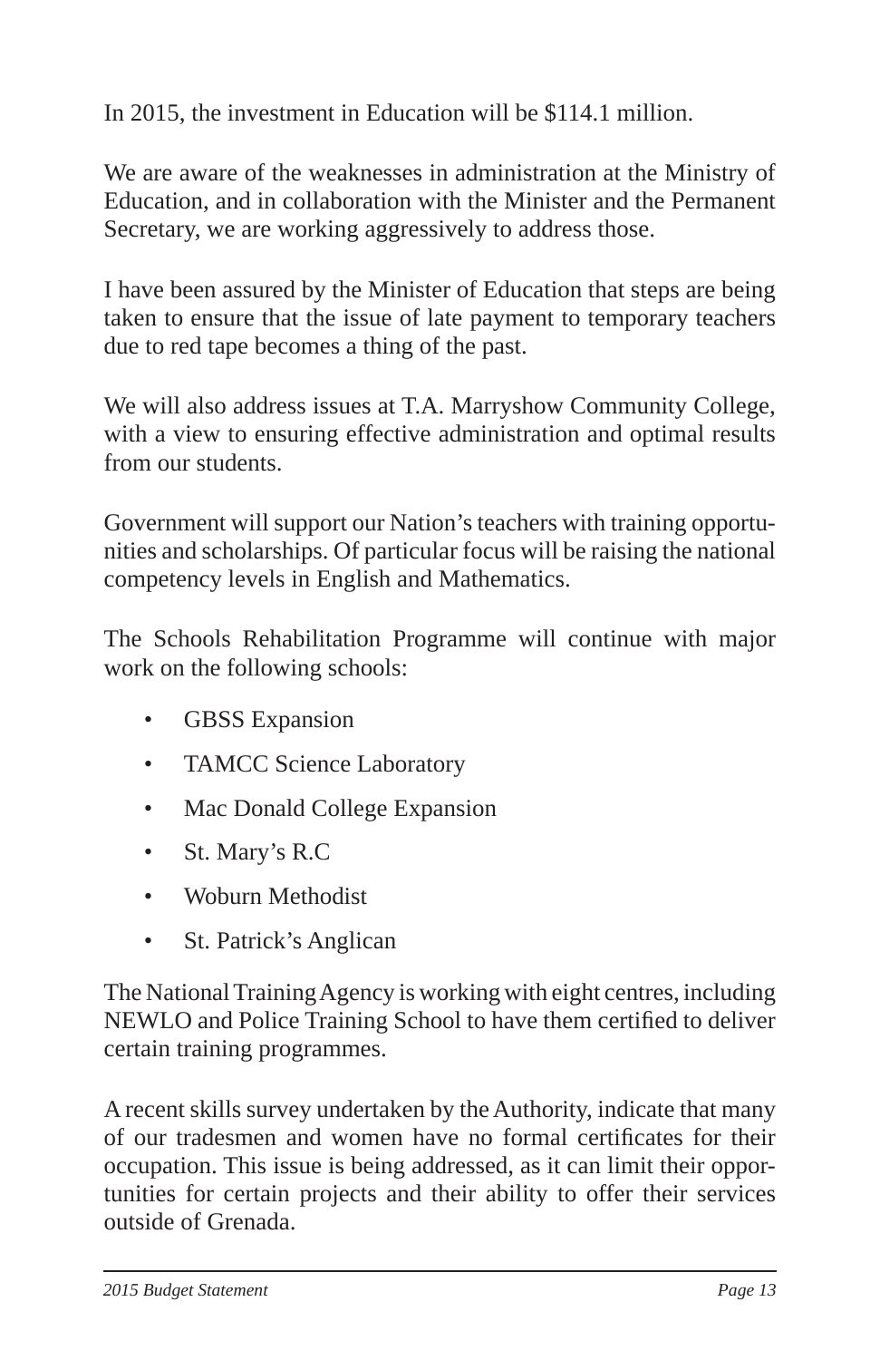In 2015, the investment in Education will be $114.1 million.

We are aware of the weaknesses in administration at the Ministry of Education, and in collaboration with the Minister and the Permanent Secretary, we are working aggressively to address those.

I have been assured by the Minister of Education that steps are being taken to ensure that the issue of late payment to temporary teachers due to red tape becomes a thing of the past.

We will also address issues at T.A. Marryshow Community College, with a view to ensuring effective administration and optimal results from our students.

Government will support our Nation's teachers with training opportunities and scholarships. Of particular focus will be raising the national competency levels in English and Mathematics.

The Schools Rehabilitation Programme will continue with major work on the following schools:

- GBSS Expansion
- TAMCC Science Laboratory
- Mac Donald College Expansion
- St. Mary's R.C
- Woburn Methodist
- St. Patrick's Anglican

The National Training Agency is working with eight centres, including NEWLO and Police Training School to have them certified to deliver certain training programmes.

A recent skills survey undertaken by the Authority, indicate that many of our tradesmen and women have no formal certificates for their occupation. This issue is being addressed, as it can limit their opportunities for certain projects and their ability to offer their services outside of Grenada.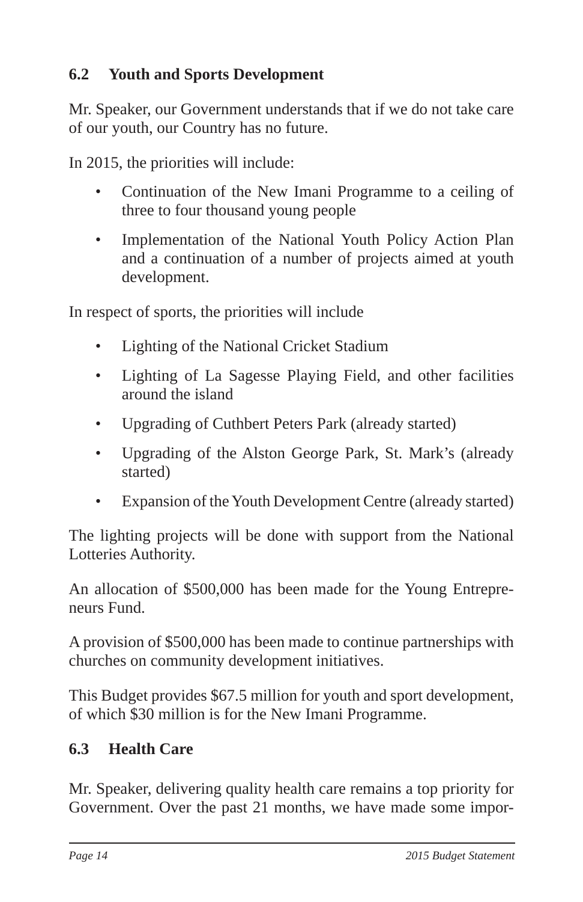## 6.2 Youth and Sports Development

Mr. Speaker, our Government understands that if we do not take care of our youth, our Country has no future.

In 2015, the priorities will include:

- Continuation of the New Imani Programme to a ceiling of three to four thousand young people
- Implementation of the National Youth Policy Action Plan and a continuation of a number of projects aimed at youth development.

In respect of sports, the priorities will include

- Lighting of the National Cricket Stadium
- Lighting of La Sagesse Playing Field, and other facilities around the island
- Upgrading of Cuthbert Peters Park (already started)
- Upgrading of the Alston George Park, St. Mark's (already started)
- Expansion of the Youth Development Centre (already started)

The lighting projects will be done with support from the National Lotteries Authority.

An allocation of $500,000 has been made for the Young Entrepreneurs Fund.

A provision of $500,000 has been made to continue partnerships with churches on community development initiatives.

This Budget provides $67.5 million for youth and sport development, of which $30 million is for the New Imani Programme.

## 6.3 Health Care

Mr. Speaker, delivering quality health care remains a top priority for Government. Over the past 21 months, we have made some impor-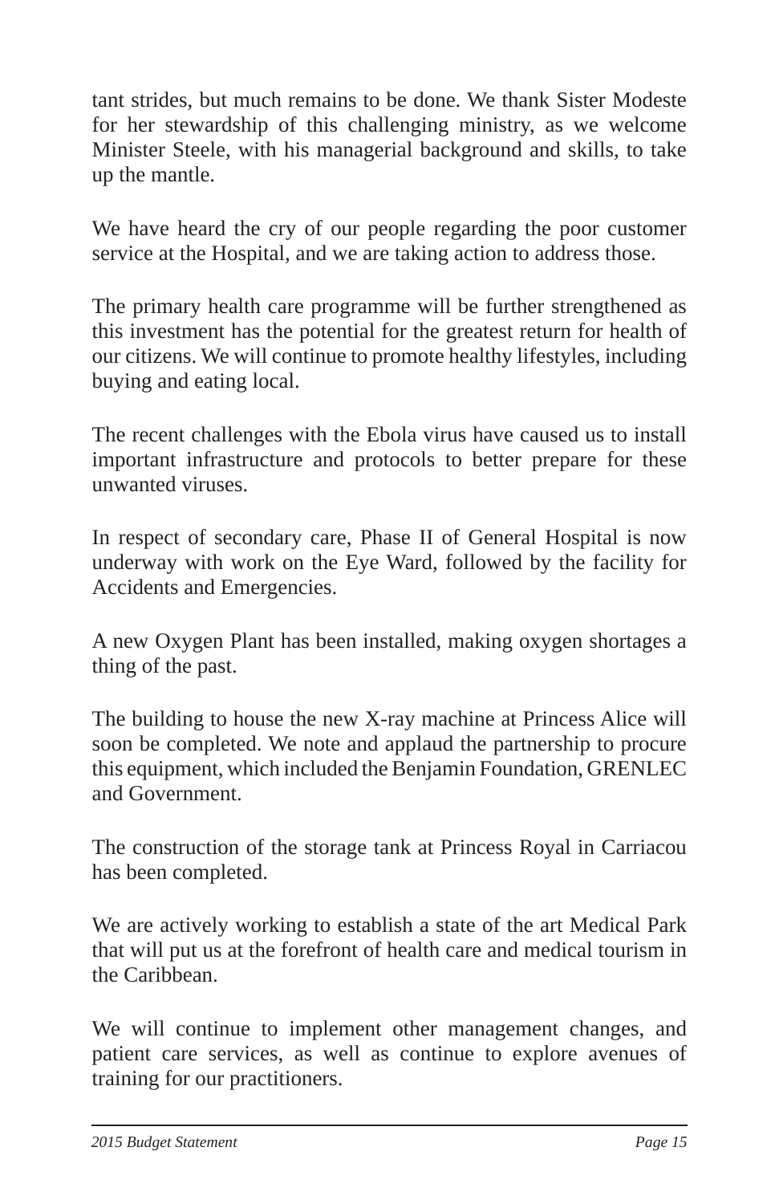tant strides, but much remains to be done. We thank Sister Modeste for her stewardship of this challenging ministry, as we welcome Minister Steele, with his managerial background and skills, to take up the mantle.

We have heard the cry of our people regarding the poor customer service at the Hospital, and we are taking action to address those.

The primary health care programme will be further strengthened as this investment has the potential for the greatest return for health of our citizens. We will continue to promote healthy lifestyles, including buying and eating local.

The recent challenges with the Ebola virus have caused us to install important infrastructure and protocols to better prepare for these unwanted viruses.

In respect of secondary care, Phase II of General Hospital is now underway with work on the Eye Ward, followed by the facility for Accidents and Emergencies.

A new Oxygen Plant has been installed, making oxygen shortages a thing of the past.

The building to house the new X-ray machine at Princess Alice will soon be completed. We note and applaud the partnership to procure this equipment, which included the Benjamin Foundation, GRENLEC and Government.

The construction of the storage tank at Princess Royal in Carriacou has been completed.

We are actively working to establish a state of the art Medical Park that will put us at the forefront of health care and medical tourism in the Caribbean.

We will continue to implement other management changes, and patient care services, as well as continue to explore avenues of training for our practitioners.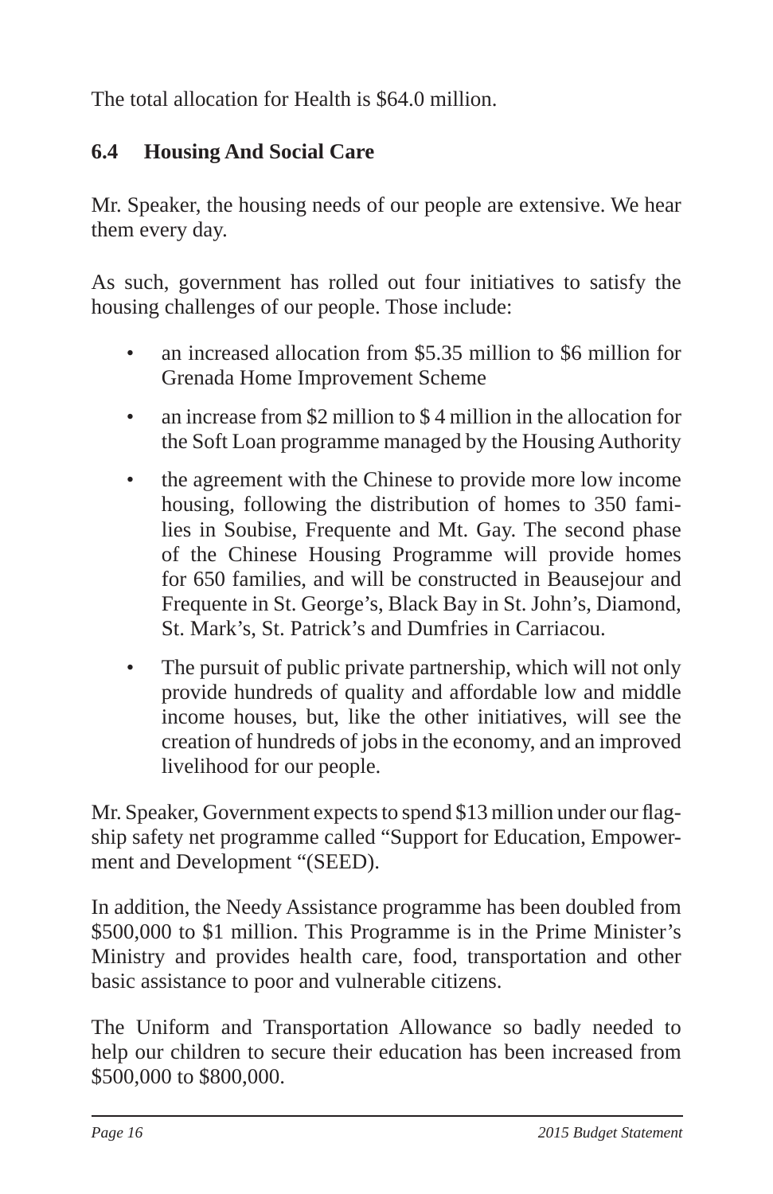The total allocation for Health is $64.0 million.

## 6.4 Housing And Social Care

Mr. Speaker, the housing needs of our people are extensive. We hear them every day.

As such, government has rolled out four initiatives to satisfy the housing challenges of our people. Those include:

- an increased allocation from $5.35 million to $6 million for Grenada Home Improvement Scheme
- an increase from $2 million to $ 4 million in the allocation for the Soft Loan programme managed by the Housing Authority
- the agreement with the Chinese to provide more low income housing, following the distribution of homes to 350 families in Soubise, Frequente and Mt. Gay. The second phase of the Chinese Housing Programme will provide homes for 650 families, and will be constructed in Beausejour and Frequente in St. George's, Black Bay in St. John's, Diamond, St. Mark's, St. Patrick's and Dumfries in Carriacou.
- The pursuit of public private partnership, which will not only provide hundreds of quality and affordable low and middle income houses, but, like the other initiatives, will see the creation of hundreds of jobs in the economy, and an improved livelihood for our people.

Mr. Speaker, Government expects to spend $13 million under our flagship safety net programme called "Support for Education, Empowerment and Development "(SEED).

In addition, the Needy Assistance programme has been doubled from $500,000 to $1 million. This Programme is in the Prime Minister's Ministry and provides health care, food, transportation and other basic assistance to poor and vulnerable citizens.

The Uniform and Transportation Allowance so badly needed to help our children to secure their education has been increased from $500,000 to $800,000.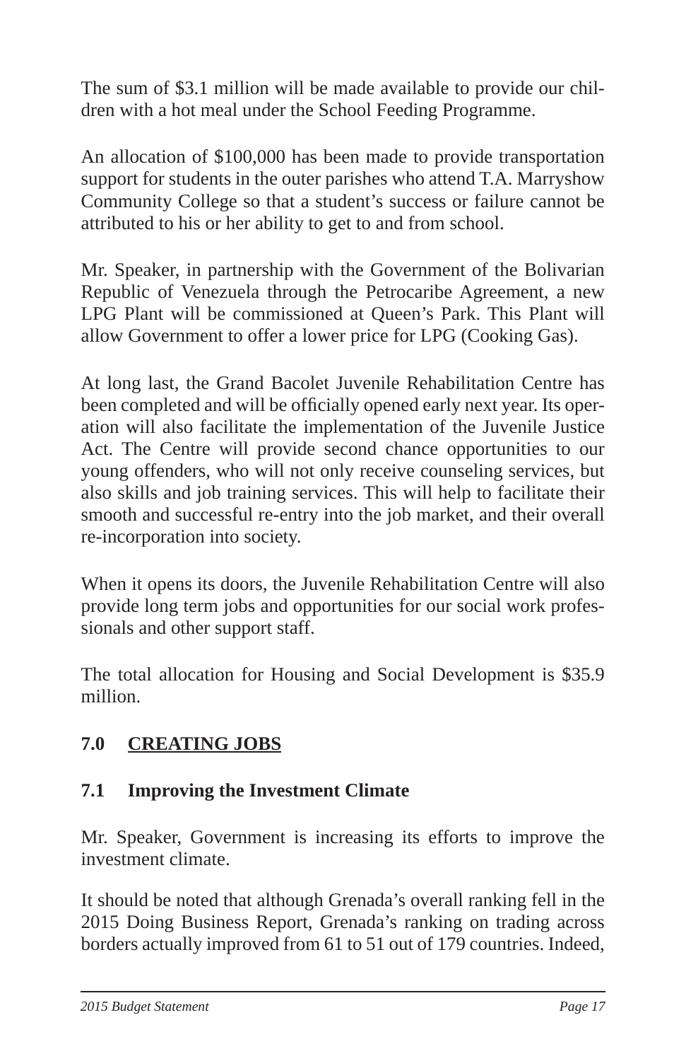The sum of $3.1 million will be made available to provide our children with a hot meal under the School Feeding Programme.

An allocation of $100,000 has been made to provide transportation support for students in the outer parishes who attend T.A. Marryshow Community College so that a student's success or failure cannot be attributed to his or her ability to get to and from school.

Mr. Speaker, in partnership with the Government of the Bolivarian Republic of Venezuela through the Petrocaribe Agreement, a new LPG Plant will be commissioned at Queen's Park. This Plant will allow Government to offer a lower price for LPG (Cooking Gas).

At long last, the Grand Bacolet Juvenile Rehabilitation Centre has been completed and will be officially opened early next year. Its operation will also facilitate the implementation of the Juvenile Justice Act. The Centre will provide second chance opportunities to our young offenders, who will not only receive counseling services, but also skills and job training services. This will help to facilitate their smooth and successful re-entry into the job market, and their overall re-incorporation into society.

When it opens its doors, the Juvenile Rehabilitation Centre will also provide long term jobs and opportunities for our social work professionals and other support staff.

The total allocation for Housing and Social Development is $35.9 million.

## 7.0 <u>CREATING JOBS</u>

### 7.1 Improving the Investment Climate

Mr. Speaker, Government is increasing its efforts to improve the investment climate.

It should be noted that although Grenada's overall ranking fell in the 2015 Doing Business Report, Grenada's ranking on trading across borders actually improved from 61 to 51 out of 179 countries. Indeed,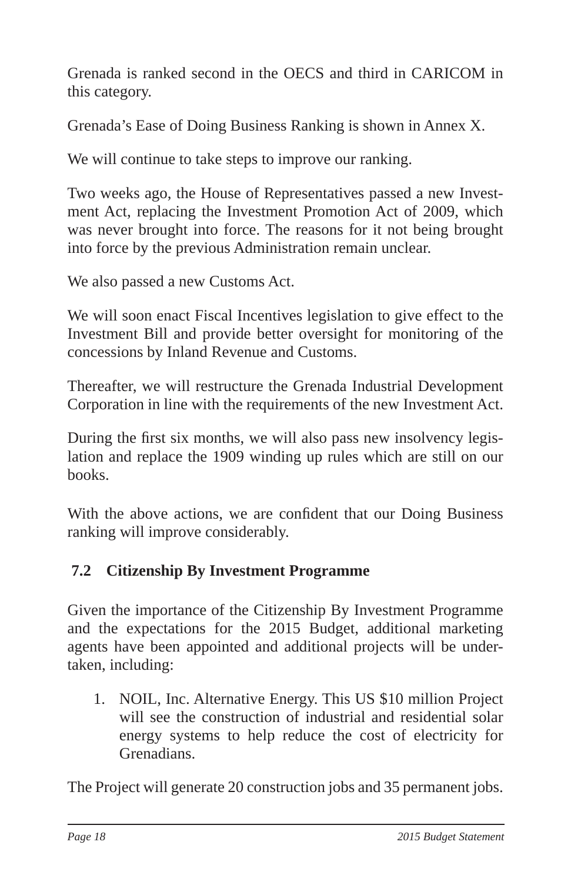Grenada is ranked second in the OECS and third in CARICOM in this category.

Grenada's Ease of Doing Business Ranking is shown in Annex X.

We will continue to take steps to improve our ranking.

Two weeks ago, the House of Representatives passed a new Investment Act, replacing the Investment Promotion Act of 2009, which was never brought into force. The reasons for it not being brought into force by the previous Administration remain unclear.

We also passed a new Customs Act.

We will soon enact Fiscal Incentives legislation to give effect to the Investment Bill and provide better oversight for monitoring of the concessions by Inland Revenue and Customs.

Thereafter, we will restructure the Grenada Industrial Development Corporation in line with the requirements of the new Investment Act.

During the first six months, we will also pass new insolvency legislation and replace the 1909 winding up rules which are still on our books.

With the above actions, we are confident that our Doing Business ranking will improve considerably.

### 7.2 Citizenship By Investment Programme

Given the importance of the Citizenship By Investment Programme and the expectations for the 2015 Budget, additional marketing agents have been appointed and additional projects will be undertaken, including:

1. NOIL, Inc. Alternative Energy. This US $10 million Project will see the construction of industrial and residential solar energy systems to help reduce the cost of electricity for Grenadians.

The Project will generate 20 construction jobs and 35 permanent jobs.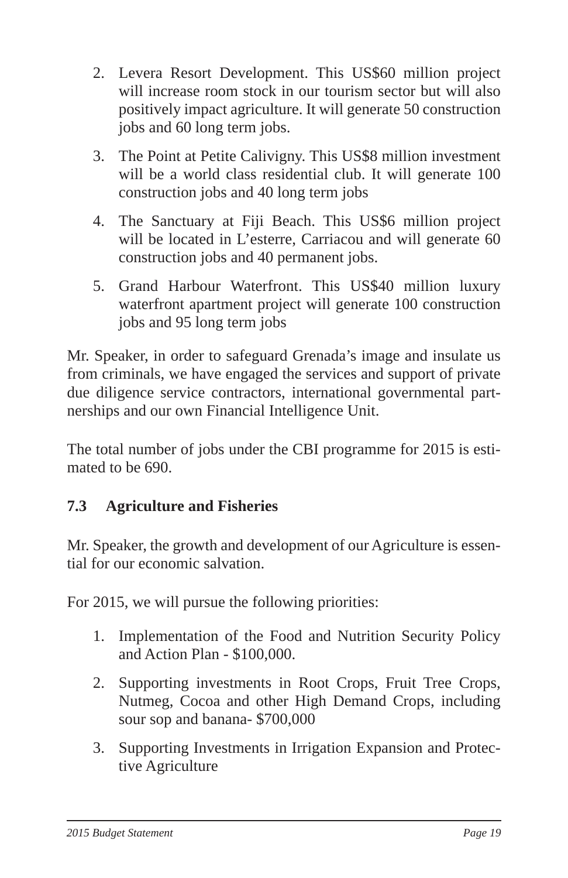2. Levera Resort Development. This US$60 million project will increase room stock in our tourism sector but will also positively impact agriculture. It will generate 50 construction jobs and 60 long term jobs.
3. The Point at Petite Calivigny. This US$8 million investment will be a world class residential club. It will generate 100 construction jobs and 40 long term jobs
4. The Sanctuary at Fiji Beach. This US$6 million project will be located in L'esterre, Carriacou and will generate 60 construction jobs and 40 permanent jobs.
5. Grand Harbour Waterfront. This US$40 million luxury waterfront apartment project will generate 100 construction jobs and 95 long term jobs

Mr. Speaker, in order to safeguard Grenada's image and insulate us from criminals, we have engaged the services and support of private due diligence service contractors, international governmental partnerships and our own Financial Intelligence Unit.

The total number of jobs under the CBI programme for 2015 is estimated to be 690.

### 7.3 Agriculture and Fisheries

Mr. Speaker, the growth and development of our Agriculture is essential for our economic salvation.

For 2015, we will pursue the following priorities:

1. Implementation of the Food and Nutrition Security Policy and Action Plan - $100,000.
2. Supporting investments in Root Crops, Fruit Tree Crops, Nutmeg, Cocoa and other High Demand Crops, including sour sop and banana- $700,000
3. Supporting Investments in Irrigation Expansion and Protective Agriculture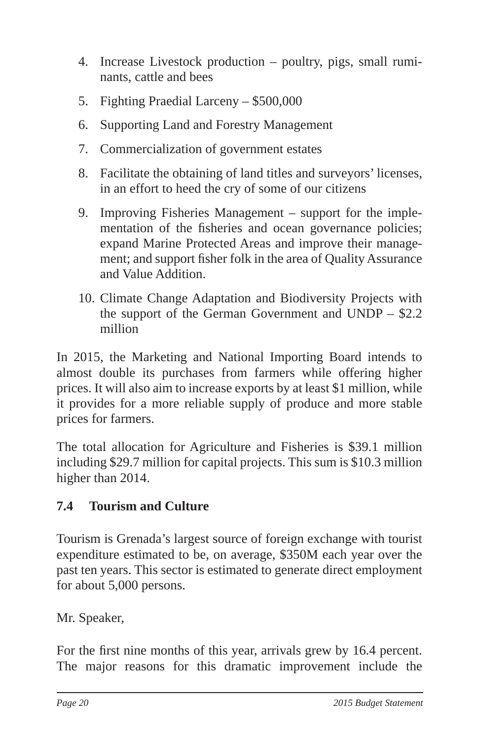4. Increase Livestock production – poultry, pigs, small ruminants, cattle and bees
5. Fighting Praedial Larceny – $500,000
6. Supporting Land and Forestry Management
7. Commercialization of government estates
8. Facilitate the obtaining of land titles and surveyors' licenses, in an effort to heed the cry of some of our citizens
9. Improving Fisheries Management – support for the implementation of the fisheries and ocean governance policies; expand Marine Protected Areas and improve their management; and support fisher folk in the area of Quality Assurance and Value Addition.
10. Climate Change Adaptation and Biodiversity Projects with the support of the German Government and UNDP – $2.2 million

In 2015, the Marketing and National Importing Board intends to almost double its purchases from farmers while offering higher prices. It will also aim to increase exports by at least $1 million, while it provides for a more reliable supply of produce and more stable prices for farmers.

The total allocation for Agriculture and Fisheries is $39.1 million including $29.7 million for capital projects. This sum is $10.3 million higher than 2014.

### 7.4 Tourism and Culture

Tourism is Grenada's largest source of foreign exchange with tourist expenditure estimated to be, on average, $350M each year over the past ten years. This sector is estimated to generate direct employment for about 5,000 persons.

Mr. Speaker,

For the first nine months of this year, arrivals grew by 16.4 percent. The major reasons for this dramatic improvement include the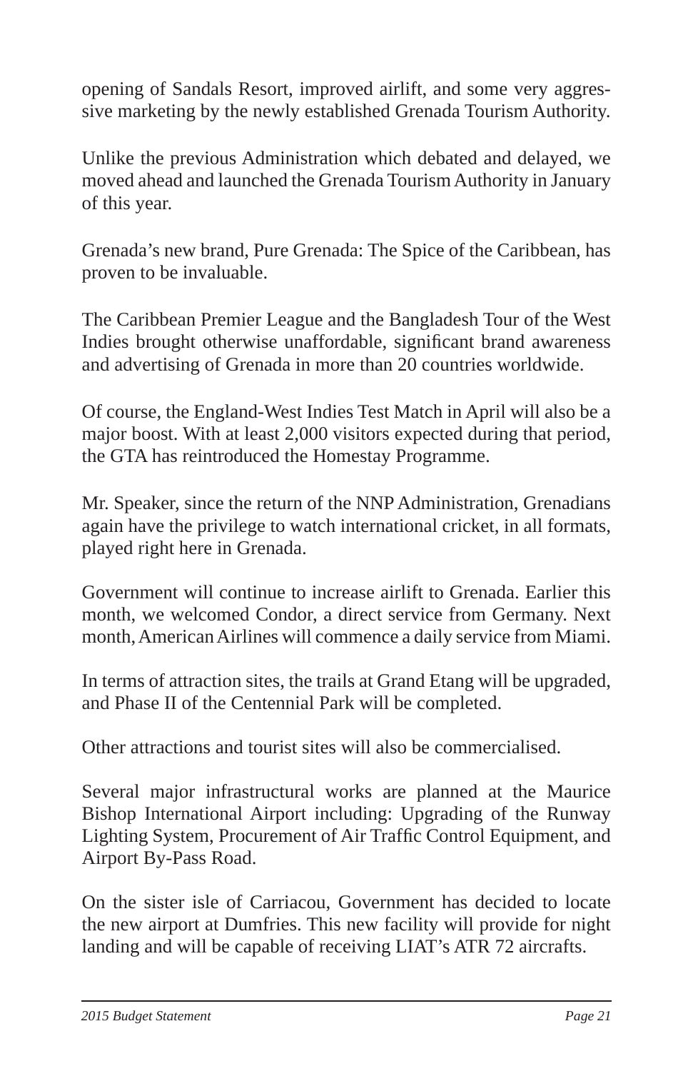opening of Sandals Resort, improved airlift, and some very aggressive marketing by the newly established Grenada Tourism Authority.

Unlike the previous Administration which debated and delayed, we moved ahead and launched the Grenada Tourism Authority in January of this year.

Grenada's new brand, Pure Grenada: The Spice of the Caribbean, has proven to be invaluable.

The Caribbean Premier League and the Bangladesh Tour of the West Indies brought otherwise unaffordable, significant brand awareness and advertising of Grenada in more than 20 countries worldwide.

Of course, the England-West Indies Test Match in April will also be a major boost. With at least 2,000 visitors expected during that period, the GTA has reintroduced the Homestay Programme.

Mr. Speaker, since the return of the NNP Administration, Grenadians again have the privilege to watch international cricket, in all formats, played right here in Grenada.

Government will continue to increase airlift to Grenada. Earlier this month, we welcomed Condor, a direct service from Germany. Next month, American Airlines will commence a daily service from Miami.

In terms of attraction sites, the trails at Grand Etang will be upgraded, and Phase II of the Centennial Park will be completed.

Other attractions and tourist sites will also be commercialised.

Several major infrastructural works are planned at the Maurice Bishop International Airport including: Upgrading of the Runway Lighting System, Procurement of Air Traffic Control Equipment, and Airport By-Pass Road.

On the sister isle of Carriacou, Government has decided to locate the new airport at Dumfries. This new facility will provide for night landing and will be capable of receiving LIAT's ATR 72 aircrafts.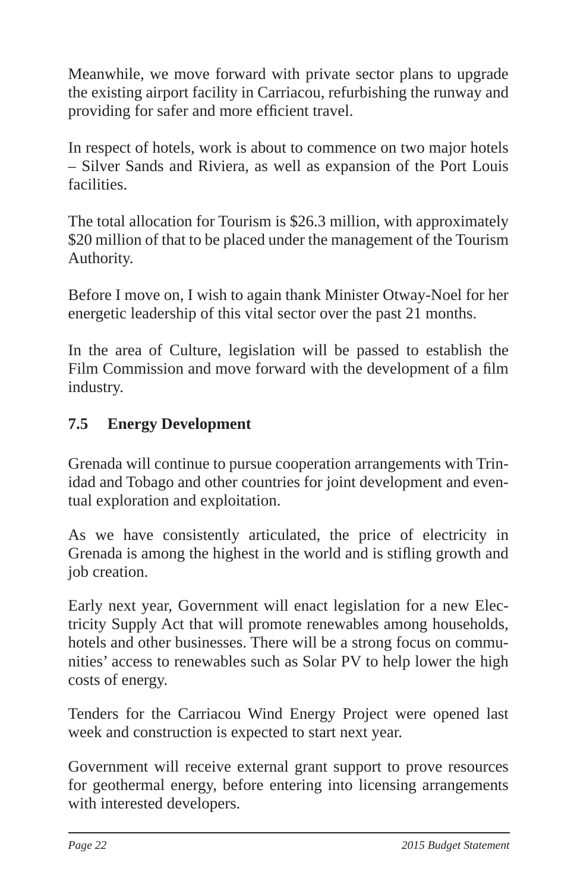Meanwhile, we move forward with private sector plans to upgrade the existing airport facility in Carriacou, refurbishing the runway and providing for safer and more efficient travel.

In respect of hotels, work is about to commence on two major hotels – Silver Sands and Riviera, as well as expansion of the Port Louis facilities.

The total allocation for Tourism is $26.3 million, with approximately $20 million of that to be placed under the management of the Tourism Authority.

Before I move on, I wish to again thank Minister Otway-Noel for her energetic leadership of this vital sector over the past 21 months.

In the area of Culture, legislation will be passed to establish the Film Commission and move forward with the development of a film industry.

### 7.5 Energy Development

Grenada will continue to pursue cooperation arrangements with Trinidad and Tobago and other countries for joint development and eventual exploration and exploitation.

As we have consistently articulated, the price of electricity in Grenada is among the highest in the world and is stifling growth and job creation.

Early next year, Government will enact legislation for a new Electricity Supply Act that will promote renewables among households, hotels and other businesses. There will be a strong focus on communities' access to renewables such as Solar PV to help lower the high costs of energy.

Tenders for the Carriacou Wind Energy Project were opened last week and construction is expected to start next year.

Government will receive external grant support to prove resources for geothermal energy, before entering into licensing arrangements with interested developers.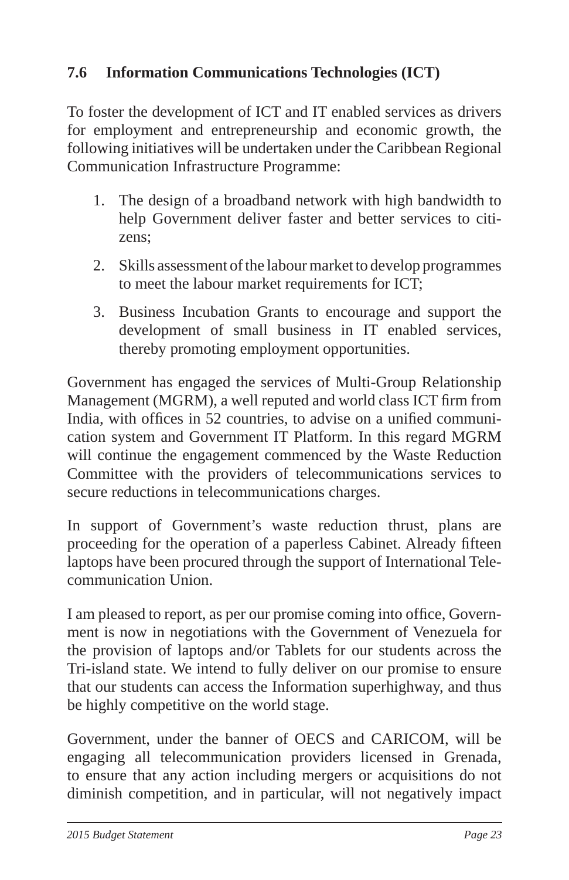### 7.6 Information Communications Technologies (ICT)

To foster the development of ICT and IT enabled services as drivers for employment and entrepreneurship and economic growth, the following initiatives will be undertaken under the Caribbean Regional Communication Infrastructure Programme:

1. The design of a broadband network with high bandwidth to help Government deliver faster and better services to citizens;
2. Skills assessment of the labour market to develop programmes to meet the labour market requirements for ICT;
3. Business Incubation Grants to encourage and support the development of small business in IT enabled services, thereby promoting employment opportunities.

Government has engaged the services of Multi-Group Relationship Management (MGRM), a well reputed and world class ICT firm from India, with offices in 52 countries, to advise on a unified communication system and Government IT Platform. In this regard MGRM will continue the engagement commenced by the Waste Reduction Committee with the providers of telecommunications services to secure reductions in telecommunications charges.

In support of Government's waste reduction thrust, plans are proceeding for the operation of a paperless Cabinet. Already fifteen laptops have been procured through the support of International Telecommunication Union.

I am pleased to report, as per our promise coming into office, Government is now in negotiations with the Government of Venezuela for the provision of laptops and/or Tablets for our students across the Tri-island state. We intend to fully deliver on our promise to ensure that our students can access the Information superhighway, and thus be highly competitive on the world stage.

Government, under the banner of OECS and CARICOM, will be engaging all telecommunication providers licensed in Grenada, to ensure that any action including mergers or acquisitions do not diminish competition, and in particular, will not negatively impact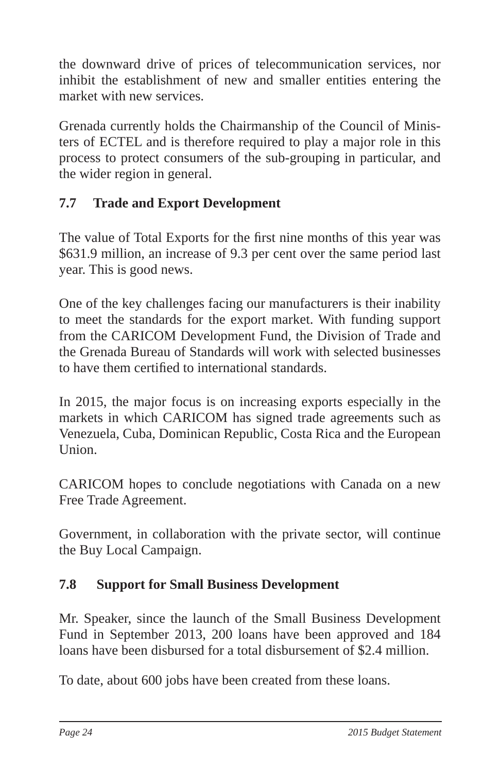the downward drive of prices of telecommunication services, nor inhibit the establishment of new and smaller entities entering the market with new services.

Grenada currently holds the Chairmanship of the Council of Ministers of ECTEL and is therefore required to play a major role in this process to protect consumers of the sub-grouping in particular, and the wider region in general.

### 7.7 Trade and Export Development

The value of Total Exports for the first nine months of this year was $631.9 million, an increase of 9.3 per cent over the same period last year. This is good news.

One of the key challenges facing our manufacturers is their inability to meet the standards for the export market. With funding support from the CARICOM Development Fund, the Division of Trade and the Grenada Bureau of Standards will work with selected businesses to have them certified to international standards.

In 2015, the major focus is on increasing exports especially in the markets in which CARICOM has signed trade agreements such as Venezuela, Cuba, Dominican Republic, Costa Rica and the European Union.

CARICOM hopes to conclude negotiations with Canada on a new Free Trade Agreement.

Government, in collaboration with the private sector, will continue the Buy Local Campaign.

### 7.8 Support for Small Business Development

Mr. Speaker, since the launch of the Small Business Development Fund in September 2013, 200 loans have been approved and 184 loans have been disbursed for a total disbursement of $2.4 million.

To date, about 600 jobs have been created from these loans.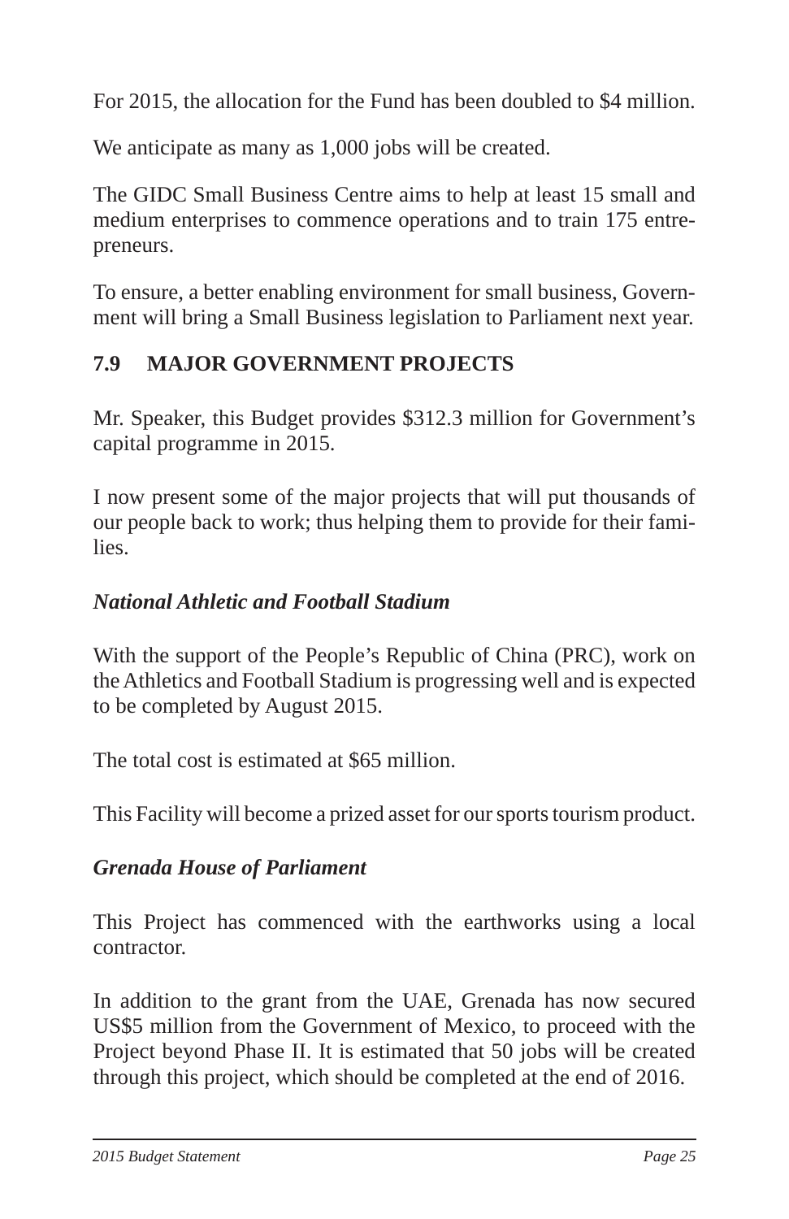For 2015, the allocation for the Fund has been doubled to $4 million.

We anticipate as many as 1,000 jobs will be created.

The GIDC Small Business Centre aims to help at least 15 small and medium enterprises to commence operations and to train 175 entrepreneurs.

To ensure, a better enabling environment for small business, Government will bring a Small Business legislation to Parliament next year.

### 7.9 MAJOR GOVERNMENT PROJECTS

Mr. Speaker, this Budget provides $312.3 million for Government's capital programme in 2015.

I now present some of the major projects that will put thousands of our people back to work; thus helping them to provide for their families.

#### *National Athletic and Football Stadium*

With the support of the People's Republic of China (PRC), work on the Athletics and Football Stadium is progressing well and is expected to be completed by August 2015.

The total cost is estimated at $65 million.

This Facility will become a prized asset for our sports tourism product.

#### *Grenada House of Parliament*

This Project has commenced with the earthworks using a local contractor.

In addition to the grant from the UAE, Grenada has now secured US$5 million from the Government of Mexico, to proceed with the Project beyond Phase II. It is estimated that 50 jobs will be created through this project, which should be completed at the end of 2016.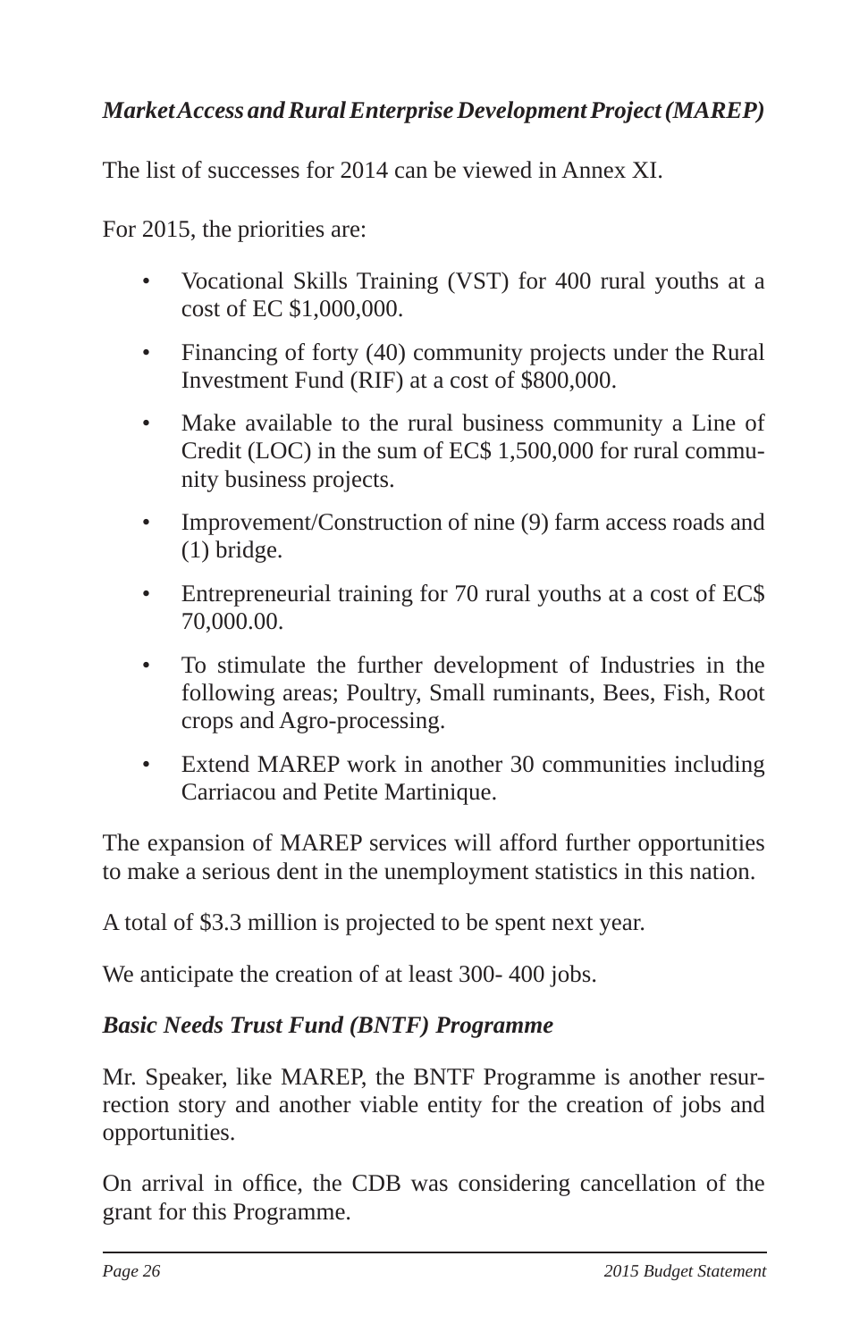### *Market Access and Rural Enterprise Development Project (MAREP)*

The list of successes for 2014 can be viewed in Annex XI.

For 2015, the priorities are:

- Vocational Skills Training (VST) for 400 rural youths at a cost of EC $1,000,000.
- Financing of forty (40) community projects under the Rural Investment Fund (RIF) at a cost of $800,000.
- Make available to the rural business community a Line of Credit (LOC) in the sum of EC$ 1,500,000 for rural community business projects.
- Improvement/Construction of nine (9) farm access roads and (1) bridge.
- Entrepreneurial training for 70 rural youths at a cost of EC$ 70,000.00.
- To stimulate the further development of Industries in the following areas; Poultry, Small ruminants, Bees, Fish, Root crops and Agro-processing.
- Extend MAREP work in another 30 communities including Carriacou and Petite Martinique.

The expansion of MAREP services will afford further opportunities to make a serious dent in the unemployment statistics in this nation.

A total of $3.3 million is projected to be spent next year.

We anticipate the creation of at least 300- 400 jobs.

### *Basic Needs Trust Fund (BNTF) Programme*

Mr. Speaker, like MAREP, the BNTF Programme is another resurrection story and another viable entity for the creation of jobs and opportunities.

On arrival in office, the CDB was considering cancellation of the grant for this Programme.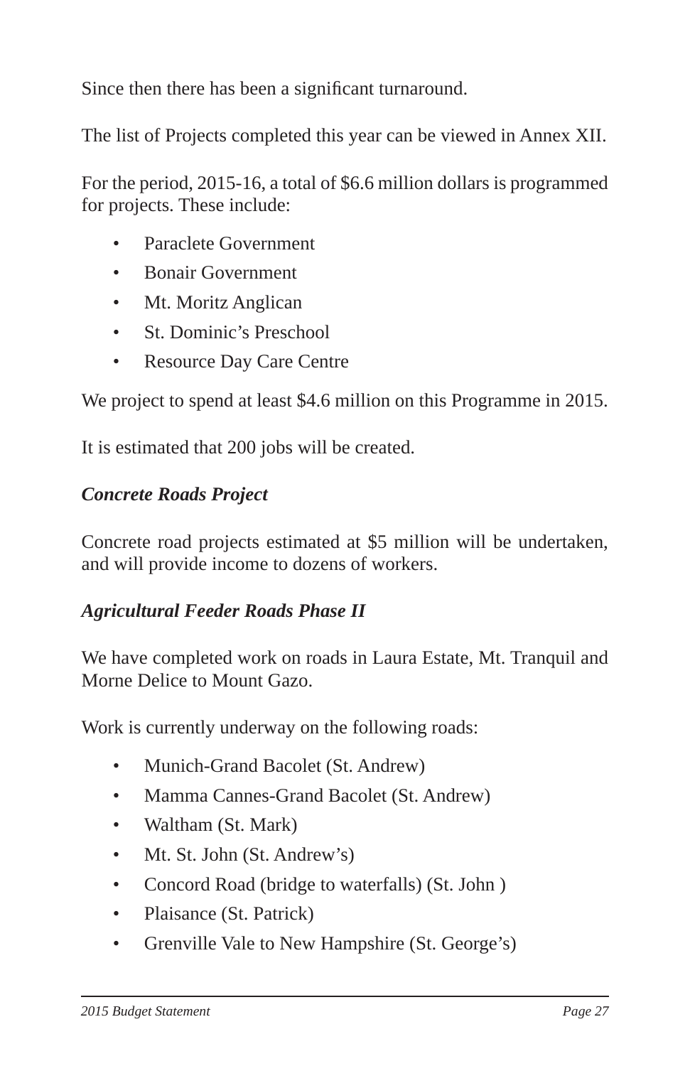Since then there has been a significant turnaround.

The list of Projects completed this year can be viewed in Annex XII.

For the period, 2015-16, a total of $6.6 million dollars is programmed for projects. These include:

- Paraclete Government
- Bonair Government
- Mt. Moritz Anglican
- St. Dominic's Preschool
- Resource Day Care Centre

We project to spend at least $4.6 million on this Programme in 2015.

It is estimated that 200 jobs will be created.

### *Concrete Roads Project*

Concrete road projects estimated at $5 million will be undertaken, and will provide income to dozens of workers.

### *Agricultural Feeder Roads Phase II*

We have completed work on roads in Laura Estate, Mt. Tranquil and Morne Delice to Mount Gazo.

Work is currently underway on the following roads:

- Munich-Grand Bacolet (St. Andrew)
- Mamma Cannes-Grand Bacolet (St. Andrew)
- Waltham (St. Mark)
- Mt. St. John (St. Andrew's)
- Concord Road (bridge to waterfalls) (St. John )
- Plaisance (St. Patrick)
- Grenville Vale to New Hampshire (St. George's)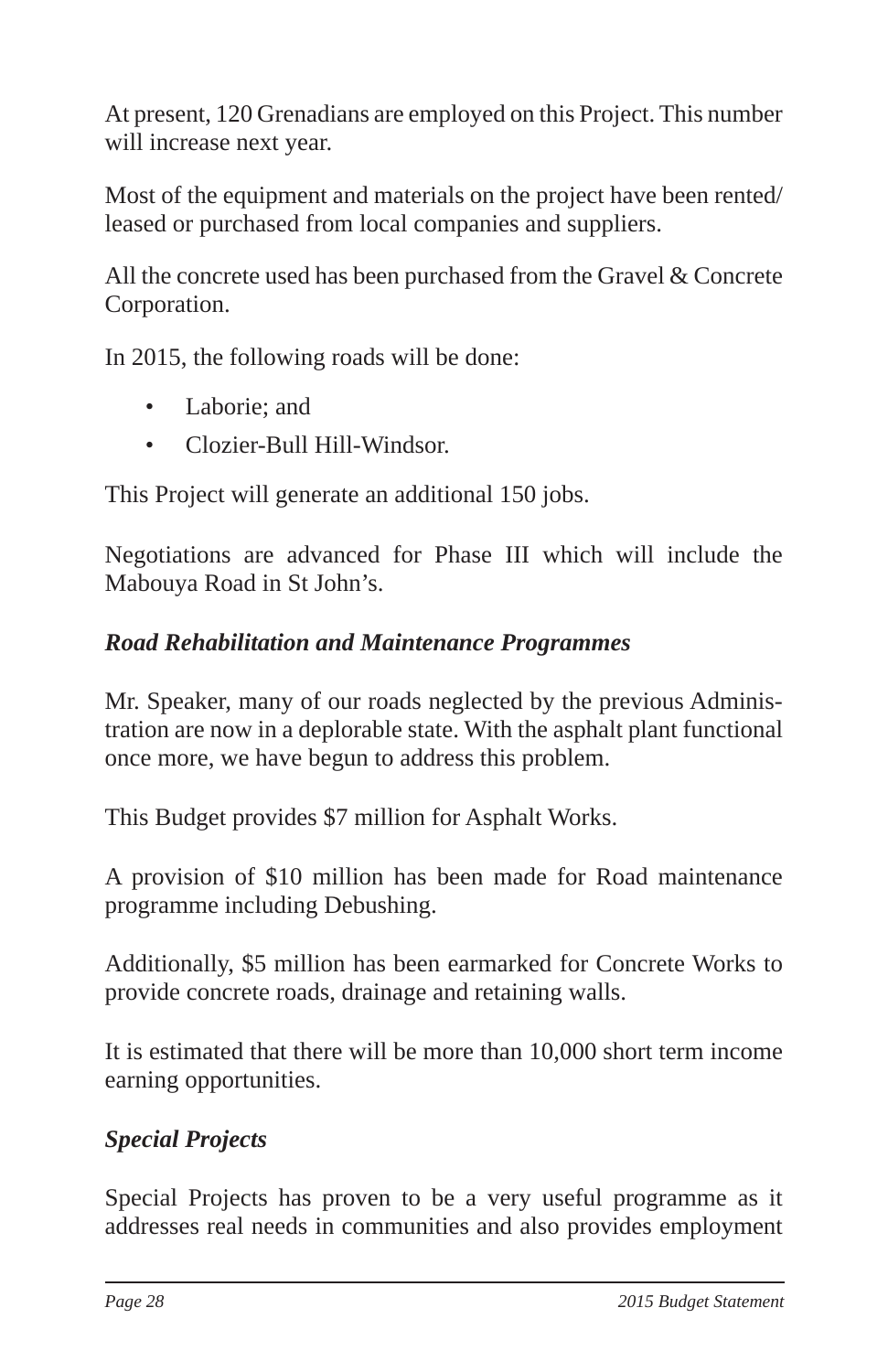At present, 120 Grenadians are employed on this Project. This number will increase next year.

Most of the equipment and materials on the project have been rented/leased or purchased from local companies and suppliers.

All the concrete used has been purchased from the Gravel & Concrete Corporation.

In 2015, the following roads will be done:

- Laborie; and
- Clozier-Bull Hill-Windsor.

This Project will generate an additional 150 jobs.

Negotiations are advanced for Phase III which will include the Mabouya Road in St John's.

***Road Rehabilitation and Maintenance Programmes***

Mr. Speaker, many of our roads neglected by the previous Administration are now in a deplorable state. With the asphalt plant functional once more, we have begun to address this problem.

This Budget provides $7 million for Asphalt Works.

A provision of $10 million has been made for Road maintenance programme including Debushing.

Additionally, $5 million has been earmarked for Concrete Works to provide concrete roads, drainage and retaining walls.

It is estimated that there will be more than 10,000 short term income earning opportunities.

***Special Projects***

Special Projects has proven to be a very useful programme as it addresses real needs in communities and also provides employment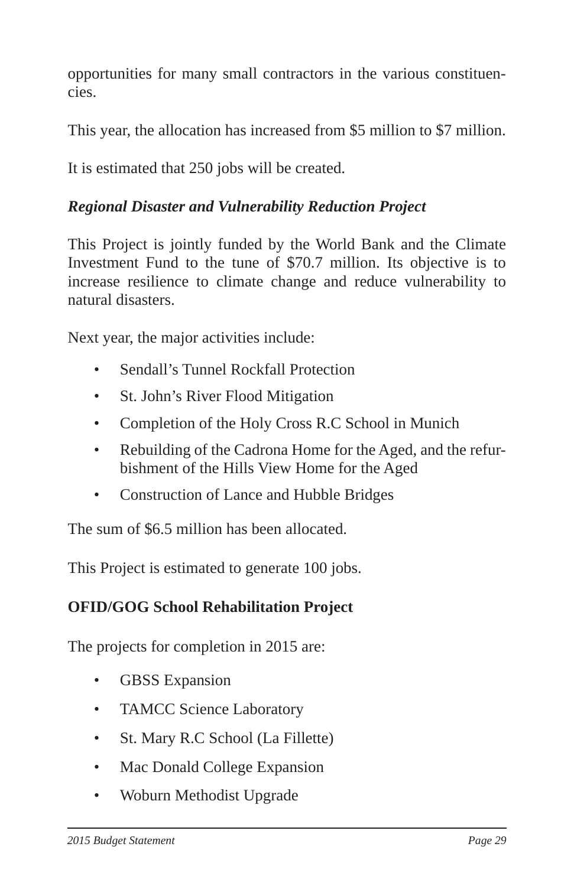opportunities for many small contractors in the various constituencies.

This year, the allocation has increased from $5 million to $7 million.

It is estimated that 250 jobs will be created.

### *Regional Disaster and Vulnerability Reduction Project*

This Project is jointly funded by the World Bank and the Climate Investment Fund to the tune of $70.7 million. Its objective is to increase resilience to climate change and reduce vulnerability to natural disasters.

Next year, the major activities include:

- Sendall's Tunnel Rockfall Protection
- St. John's River Flood Mitigation
- Completion of the Holy Cross R.C School in Munich
- Rebuilding of the Cadrona Home for the Aged, and the refurbishment of the Hills View Home for the Aged
- Construction of Lance and Hubble Bridges

The sum of $6.5 million has been allocated.

This Project is estimated to generate 100 jobs.

### OFID/GOG School Rehabilitation Project

The projects for completion in 2015 are:

- GBSS Expansion
- TAMCC Science Laboratory
- St. Mary R.C School (La Fillette)
- Mac Donald College Expansion
- Woburn Methodist Upgrade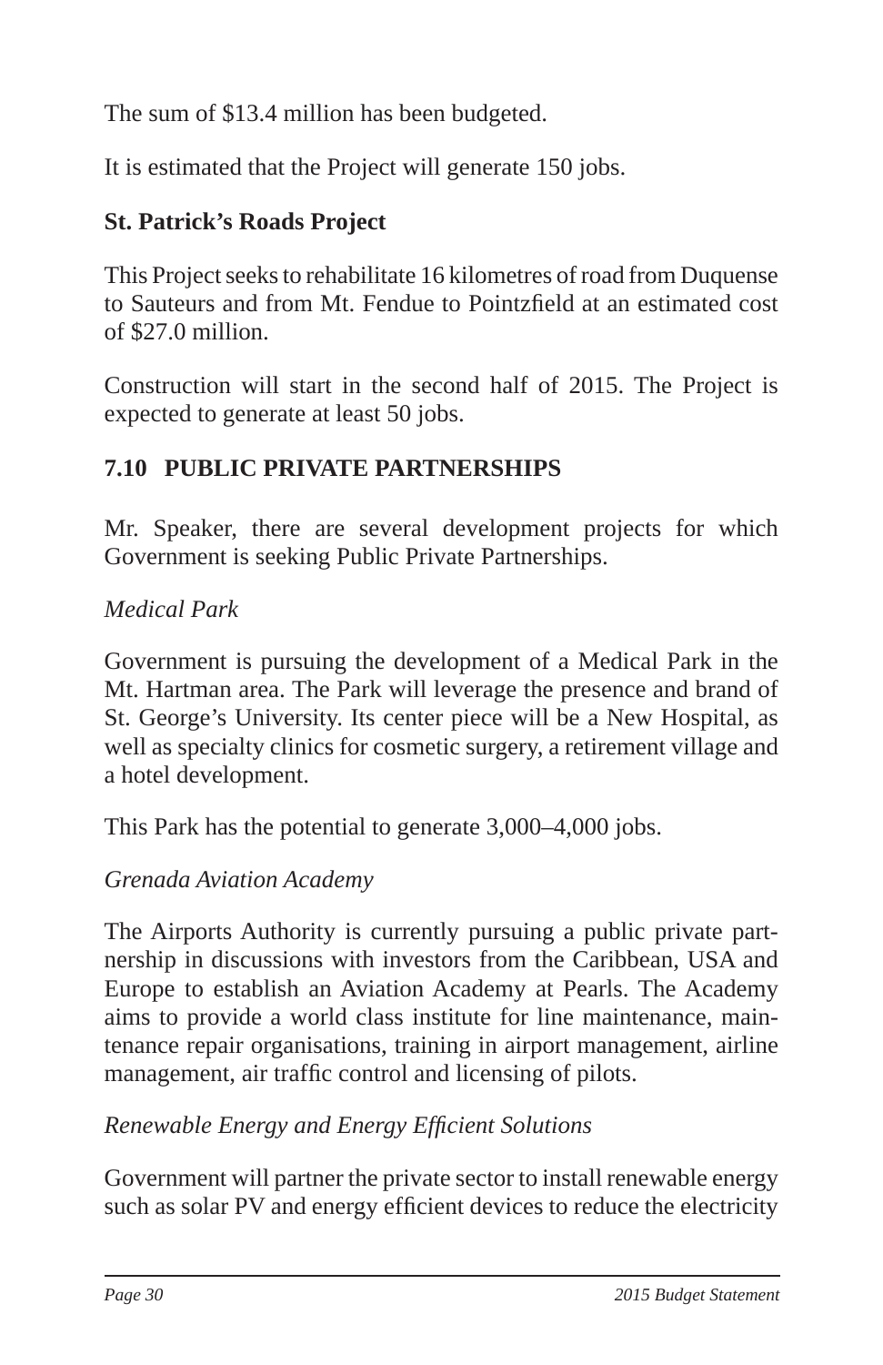The sum of $13.4 million has been budgeted.

It is estimated that the Project will generate 150 jobs.

**St. Patrick's Roads Project**

This Project seeks to rehabilitate 16 kilometres of road from Duquense to Sauteurs and from Mt. Fendue to Pointzfield at an estimated cost of $27.0 million.

Construction will start in the second half of 2015. The Project is expected to generate at least 50 jobs.

## 7.10 PUBLIC PRIVATE PARTNERSHIPS

Mr. Speaker, there are several development projects for which Government is seeking Public Private Partnerships.

*Medical Park*

Government is pursuing the development of a Medical Park in the Mt. Hartman area. The Park will leverage the presence and brand of St. George's University. Its center piece will be a New Hospital, as well as specialty clinics for cosmetic surgery, a retirement village and a hotel development.

This Park has the potential to generate 3,000–4,000 jobs.

*Grenada Aviation Academy*

The Airports Authority is currently pursuing a public private partnership in discussions with investors from the Caribbean, USA and Europe to establish an Aviation Academy at Pearls. The Academy aims to provide a world class institute for line maintenance, maintenance repair organisations, training in airport management, airline management, air traffic control and licensing of pilots.

*Renewable Energy and Energy Efficient Solutions*

Government will partner the private sector to install renewable energy such as solar PV and energy efficient devices to reduce the electricity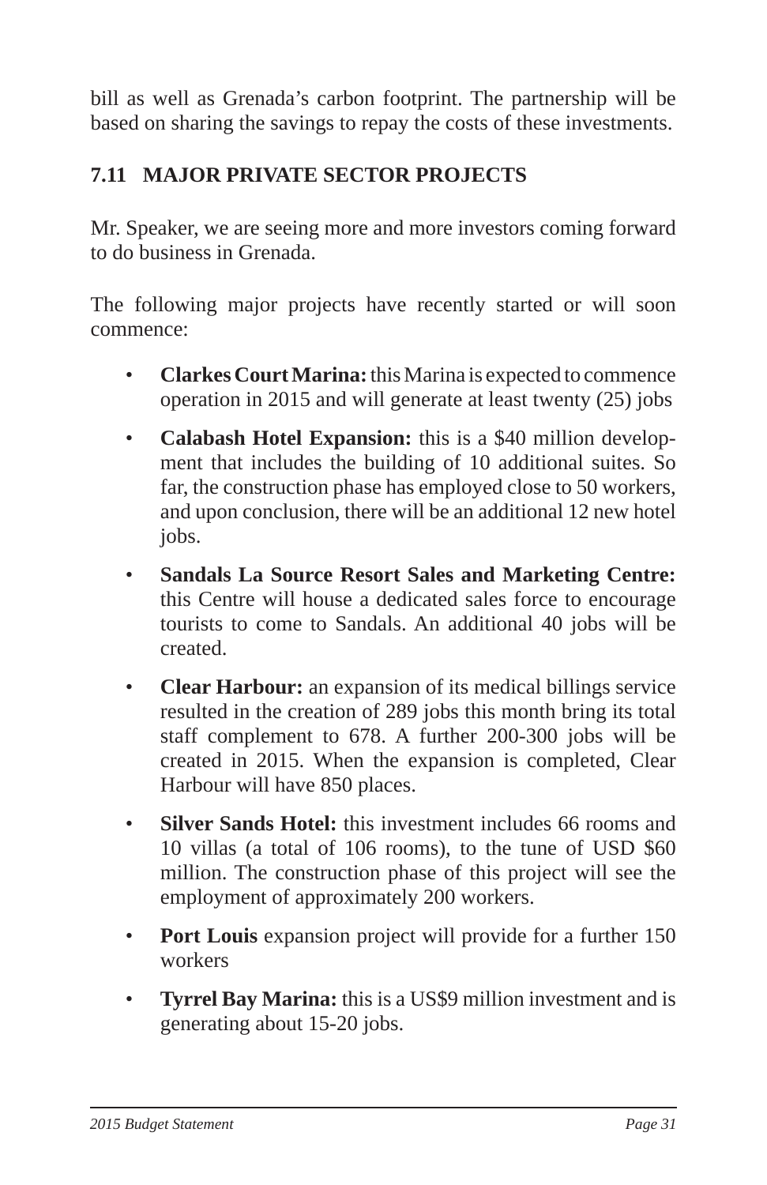bill as well as Grenada's carbon footprint. The partnership will be based on sharing the savings to repay the costs of these investments.

### 7.11 MAJOR PRIVATE SECTOR PROJECTS

Mr. Speaker, we are seeing more and more investors coming forward to do business in Grenada.

The following major projects have recently started or will soon commence:

- **Clarkes Court Marina:** this Marina is expected to commence operation in 2015 and will generate at least twenty (25) jobs
- **Calabash Hotel Expansion:** this is a $40 million development that includes the building of 10 additional suites. So far, the construction phase has employed close to 50 workers, and upon conclusion, there will be an additional 12 new hotel jobs.
- **Sandals La Source Resort Sales and Marketing Centre:** this Centre will house a dedicated sales force to encourage tourists to come to Sandals. An additional 40 jobs will be created.
- **Clear Harbour:** an expansion of its medical billings service resulted in the creation of 289 jobs this month bring its total staff complement to 678. A further 200-300 jobs will be created in 2015. When the expansion is completed, Clear Harbour will have 850 places.
- **Silver Sands Hotel:** this investment includes 66 rooms and 10 villas (a total of 106 rooms), to the tune of USD $60 million. The construction phase of this project will see the employment of approximately 200 workers.
- **Port Louis** expansion project will provide for a further 150 workers
- **Tyrrel Bay Marina:** this is a US$9 million investment and is generating about 15-20 jobs.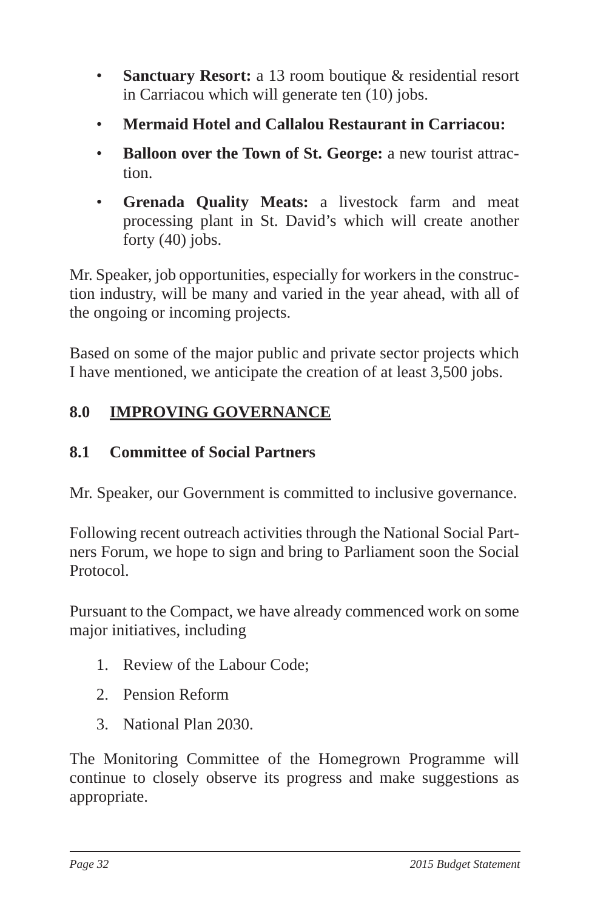- **Sanctuary Resort:** a 13 room boutique & residential resort in Carriacou which will generate ten (10) jobs.
- **Mermaid Hotel and Callalou Restaurant in Carriacou:**
- **Balloon over the Town of St. George:** a new tourist attraction.
- **Grenada Quality Meats:** a livestock farm and meat processing plant in St. David's which will create another forty (40) jobs.

Mr. Speaker, job opportunities, especially for workers in the construction industry, will be many and varied in the year ahead, with all of the ongoing or incoming projects.

Based on some of the major public and private sector projects which I have mentioned, we anticipate the creation of at least 3,500 jobs.

## 8.0 IMPROVING GOVERNANCE

### 8.1 Committee of Social Partners

Mr. Speaker, our Government is committed to inclusive governance.

Following recent outreach activities through the National Social Partners Forum, we hope to sign and bring to Parliament soon the Social Protocol.

Pursuant to the Compact, we have already commenced work on some major initiatives, including

1. Review of the Labour Code;
2. Pension Reform
3. National Plan 2030.

The Monitoring Committee of the Homegrown Programme will continue to closely observe its progress and make suggestions as appropriate.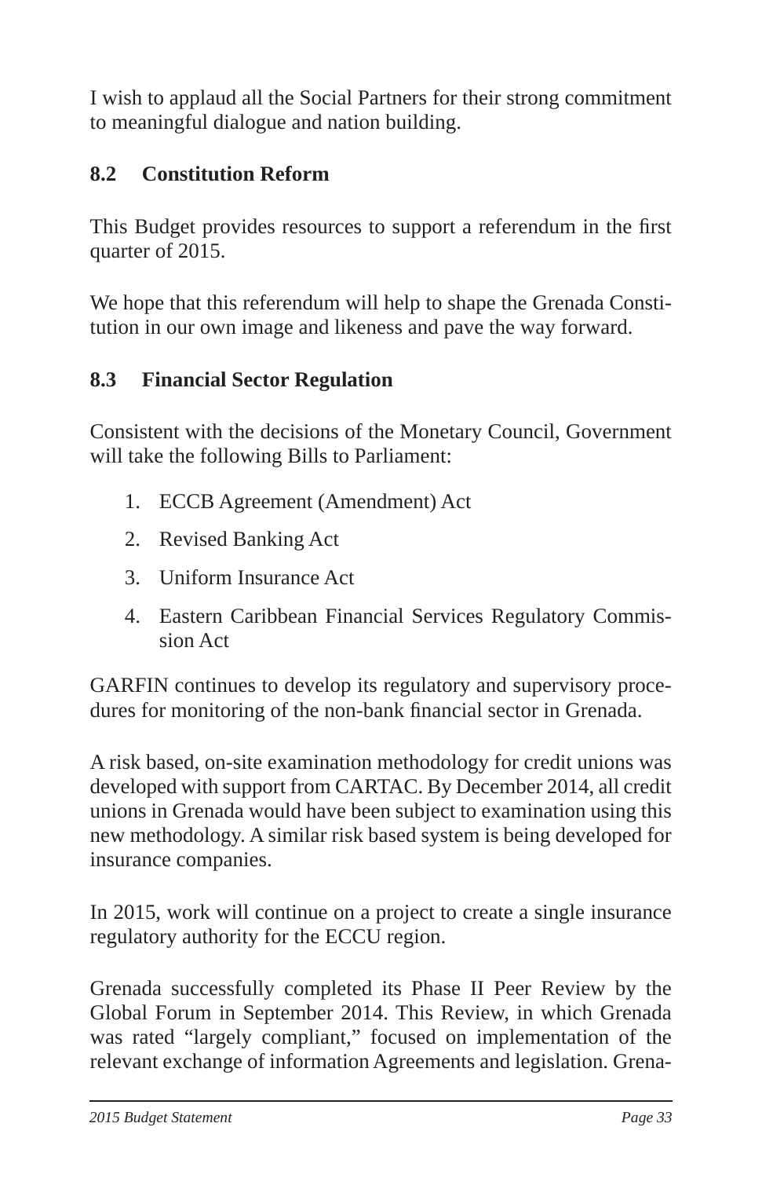I wish to applaud all the Social Partners for their strong commitment to meaningful dialogue and nation building.

## 8.2 Constitution Reform

This Budget provides resources to support a referendum in the first quarter of 2015.

We hope that this referendum will help to shape the Grenada Constitution in our own image and likeness and pave the way forward.

## 8.3 Financial Sector Regulation

Consistent with the decisions of the Monetary Council, Government will take the following Bills to Parliament:

1. ECCB Agreement (Amendment) Act
2. Revised Banking Act
3. Uniform Insurance Act
4. Eastern Caribbean Financial Services Regulatory Commission Act

GARFIN continues to develop its regulatory and supervisory procedures for monitoring of the non-bank financial sector in Grenada.

A risk based, on-site examination methodology for credit unions was developed with support from CARTAC. By December 2014, all credit unions in Grenada would have been subject to examination using this new methodology. A similar risk based system is being developed for insurance companies.

In 2015, work will continue on a project to create a single insurance regulatory authority for the ECCU region.

Grenada successfully completed its Phase II Peer Review by the Global Forum in September 2014. This Review, in which Grenada was rated "largely compliant," focused on implementation of the relevant exchange of information Agreements and legislation. Grena-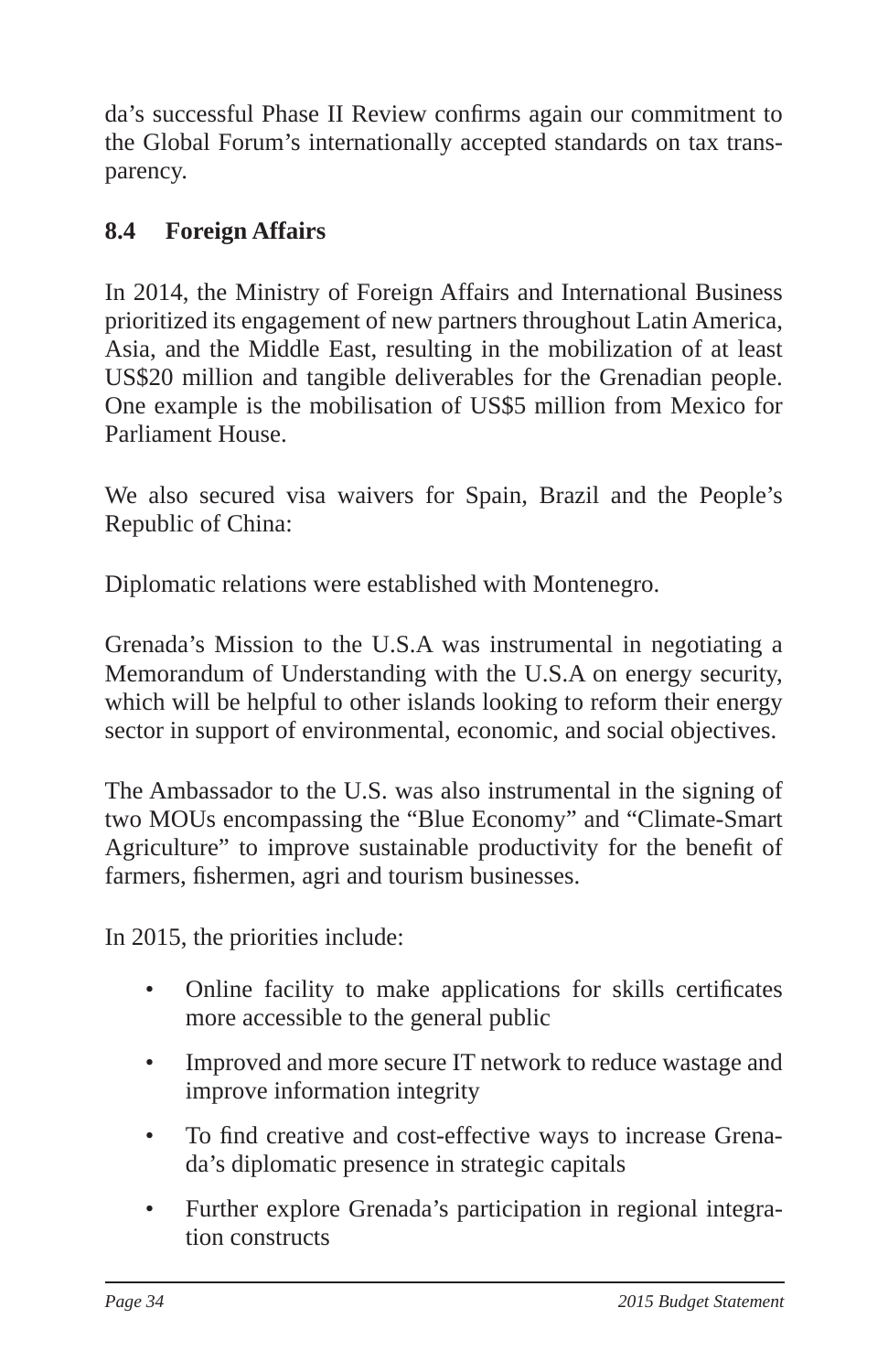da's successful Phase II Review confirms again our commitment to the Global Forum's internationally accepted standards on tax transparency.

## 8.4 Foreign Affairs

In 2014, the Ministry of Foreign Affairs and International Business prioritized its engagement of new partners throughout Latin America, Asia, and the Middle East, resulting in the mobilization of at least US$20 million and tangible deliverables for the Grenadian people. One example is the mobilisation of US$5 million from Mexico for Parliament House.

We also secured visa waivers for Spain, Brazil and the People's Republic of China:

Diplomatic relations were established with Montenegro.

Grenada's Mission to the U.S.A was instrumental in negotiating a Memorandum of Understanding with the U.S.A on energy security, which will be helpful to other islands looking to reform their energy sector in support of environmental, economic, and social objectives.

The Ambassador to the U.S. was also instrumental in the signing of two MOUs encompassing the "Blue Economy" and "Climate-Smart Agriculture" to improve sustainable productivity for the benefit of farmers, fishermen, agri and tourism businesses.

In 2015, the priorities include:

- Online facility to make applications for skills certificates more accessible to the general public
- Improved and more secure IT network to reduce wastage and improve information integrity
- To find creative and cost-effective ways to increase Grenada's diplomatic presence in strategic capitals
- Further explore Grenada's participation in regional integration constructs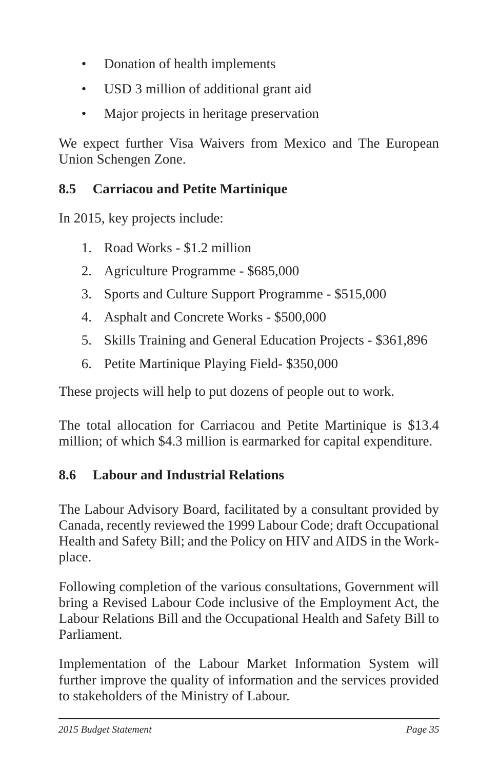- Donation of health implements
- USD 3 million of additional grant aid
- Major projects in heritage preservation

We expect further Visa Waivers from Mexico and The European Union Schengen Zone.

### 8.5 Carriacou and Petite Martinique

In 2015, key projects include:

1. Road Works - $1.2 million
2. Agriculture Programme - $685,000
3. Sports and Culture Support Programme - $515,000
4. Asphalt and Concrete Works - $500,000
5. Skills Training and General Education Projects - $361,896
6. Petite Martinique Playing Field- $350,000

These projects will help to put dozens of people out to work.

The total allocation for Carriacou and Petite Martinique is $13.4 million; of which $4.3 million is earmarked for capital expenditure.

### 8.6 Labour and Industrial Relations

The Labour Advisory Board, facilitated by a consultant provided by Canada, recently reviewed the 1999 Labour Code; draft Occupational Health and Safety Bill; and the Policy on HIV and AIDS in the Workplace.

Following completion of the various consultations, Government will bring a Revised Labour Code inclusive of the Employment Act, the Labour Relations Bill and the Occupational Health and Safety Bill to Parliament.

Implementation of the Labour Market Information System will further improve the quality of information and the services provided to stakeholders of the Ministry of Labour.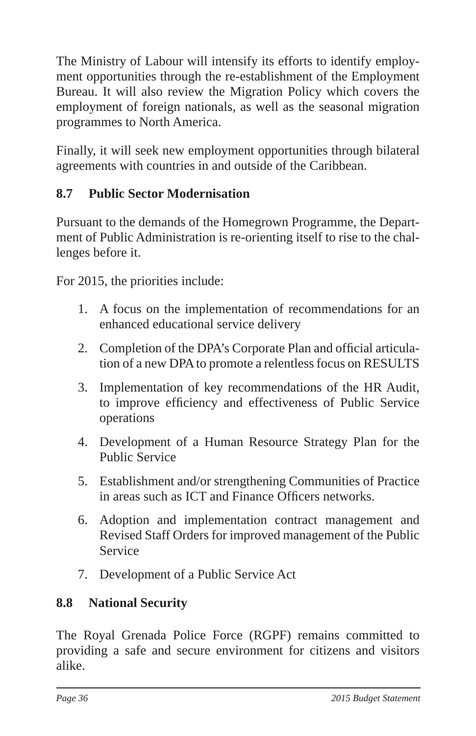The Ministry of Labour will intensify its efforts to identify employment opportunities through the re-establishment of the Employment Bureau. It will also review the Migration Policy which covers the employment of foreign nationals, as well as the seasonal migration programmes to North America.

Finally, it will seek new employment opportunities through bilateral agreements with countries in and outside of the Caribbean.

### 8.7 Public Sector Modernisation

Pursuant to the demands of the Homegrown Programme, the Department of Public Administration is re-orienting itself to rise to the challenges before it.

For 2015, the priorities include:

1. A focus on the implementation of recommendations for an enhanced educational service delivery
2. Completion of the DPA's Corporate Plan and official articulation of a new DPA to promote a relentless focus on RESULTS
3. Implementation of key recommendations of the HR Audit, to improve efficiency and effectiveness of Public Service operations
4. Development of a Human Resource Strategy Plan for the Public Service
5. Establishment and/or strengthening Communities of Practice in areas such as ICT and Finance Officers networks.
6. Adoption and implementation contract management and Revised Staff Orders for improved management of the Public Service
7. Development of a Public Service Act

### 8.8 National Security

The Royal Grenada Police Force (RGPF) remains committed to providing a safe and secure environment for citizens and visitors alike.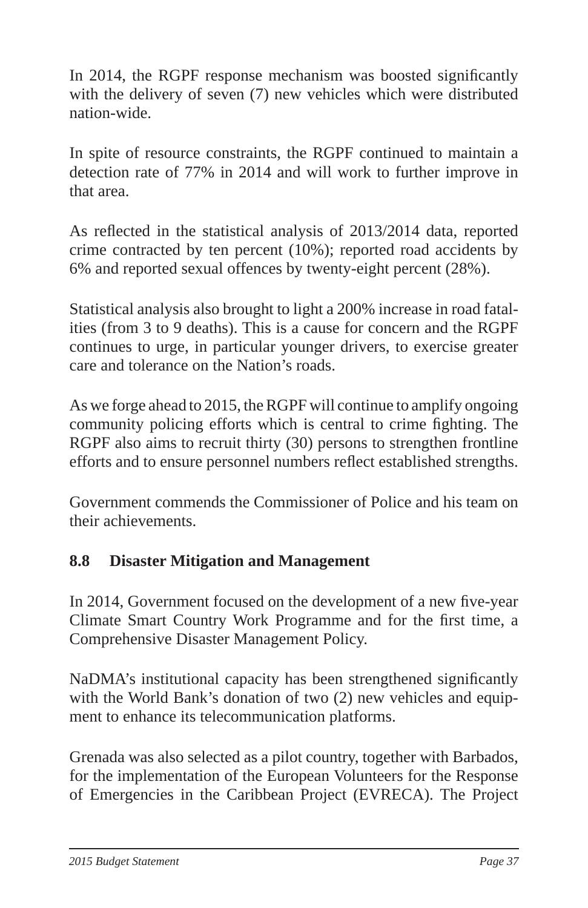In 2014, the RGPF response mechanism was boosted significantly with the delivery of seven (7) new vehicles which were distributed nation-wide.

In spite of resource constraints, the RGPF continued to maintain a detection rate of 77% in 2014 and will work to further improve in that area.

As reflected in the statistical analysis of 2013/2014 data, reported crime contracted by ten percent (10%); reported road accidents by 6% and reported sexual offences by twenty-eight percent (28%).

Statistical analysis also brought to light a 200% increase in road fatalities (from 3 to 9 deaths). This is a cause for concern and the RGPF continues to urge, in particular younger drivers, to exercise greater care and tolerance on the Nation's roads.

As we forge ahead to 2015, the RGPF will continue to amplify ongoing community policing efforts which is central to crime fighting. The RGPF also aims to recruit thirty (30) persons to strengthen frontline efforts and to ensure personnel numbers reflect established strengths.

Government commends the Commissioner of Police and his team on their achievements.

### 8.8 Disaster Mitigation and Management

In 2014, Government focused on the development of a new five-year Climate Smart Country Work Programme and for the first time, a Comprehensive Disaster Management Policy.

NaDMA's institutional capacity has been strengthened significantly with the World Bank's donation of two (2) new vehicles and equipment to enhance its telecommunication platforms.

Grenada was also selected as a pilot country, together with Barbados, for the implementation of the European Volunteers for the Response of Emergencies in the Caribbean Project (EVRECA). The Project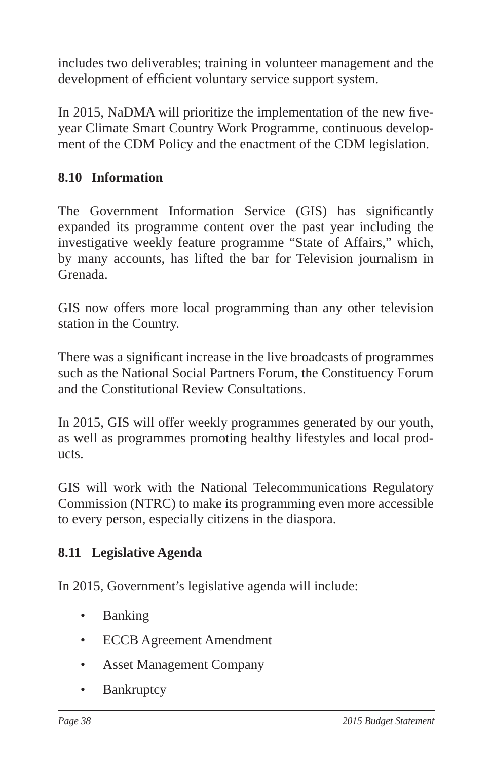includes two deliverables; training in volunteer management and the development of efficient voluntary service support system.

In 2015, NaDMA will prioritize the implementation of the new five-year Climate Smart Country Work Programme, continuous development of the CDM Policy and the enactment of the CDM legislation.

### 8.10 Information

The Government Information Service (GIS) has significantly expanded its programme content over the past year including the investigative weekly feature programme "State of Affairs," which, by many accounts, has lifted the bar for Television journalism in Grenada.

GIS now offers more local programming than any other television station in the Country.

There was a significant increase in the live broadcasts of programmes such as the National Social Partners Forum, the Constituency Forum and the Constitutional Review Consultations.

In 2015, GIS will offer weekly programmes generated by our youth, as well as programmes promoting healthy lifestyles and local products.

GIS will work with the National Telecommunications Regulatory Commission (NTRC) to make its programming even more accessible to every person, especially citizens in the diaspora.

### 8.11 Legislative Agenda

In 2015, Government's legislative agenda will include:

- Banking
- ECCB Agreement Amendment
- Asset Management Company
- Bankruptcy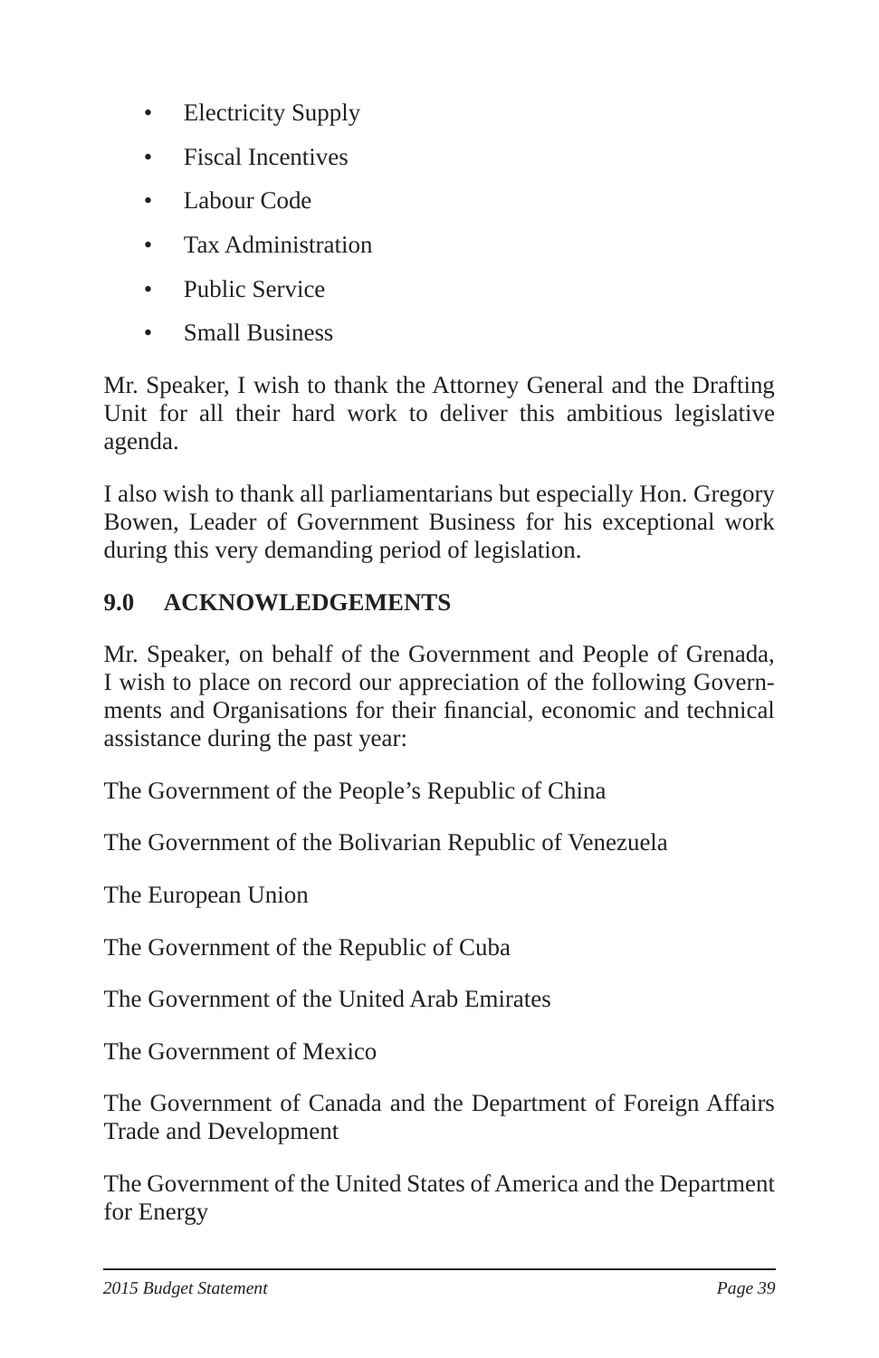- Electricity Supply
- Fiscal Incentives
- Labour Code
- Tax Administration
- Public Service
- Small Business

Mr. Speaker, I wish to thank the Attorney General and the Drafting Unit for all their hard work to deliver this ambitious legislative agenda.

I also wish to thank all parliamentarians but especially Hon. Gregory Bowen, Leader of Government Business for his exceptional work during this very demanding period of legislation.

## 9.0 ACKNOWLEDGEMENTS

Mr. Speaker, on behalf of the Government and People of Grenada, I wish to place on record our appreciation of the following Governments and Organisations for their financial, economic and technical assistance during the past year:

The Government of the People's Republic of China

The Government of the Bolivarian Republic of Venezuela

The European Union

The Government of the Republic of Cuba

The Government of the United Arab Emirates

The Government of Mexico

The Government of Canada and the Department of Foreign Affairs Trade and Development

The Government of the United States of America and the Department for Energy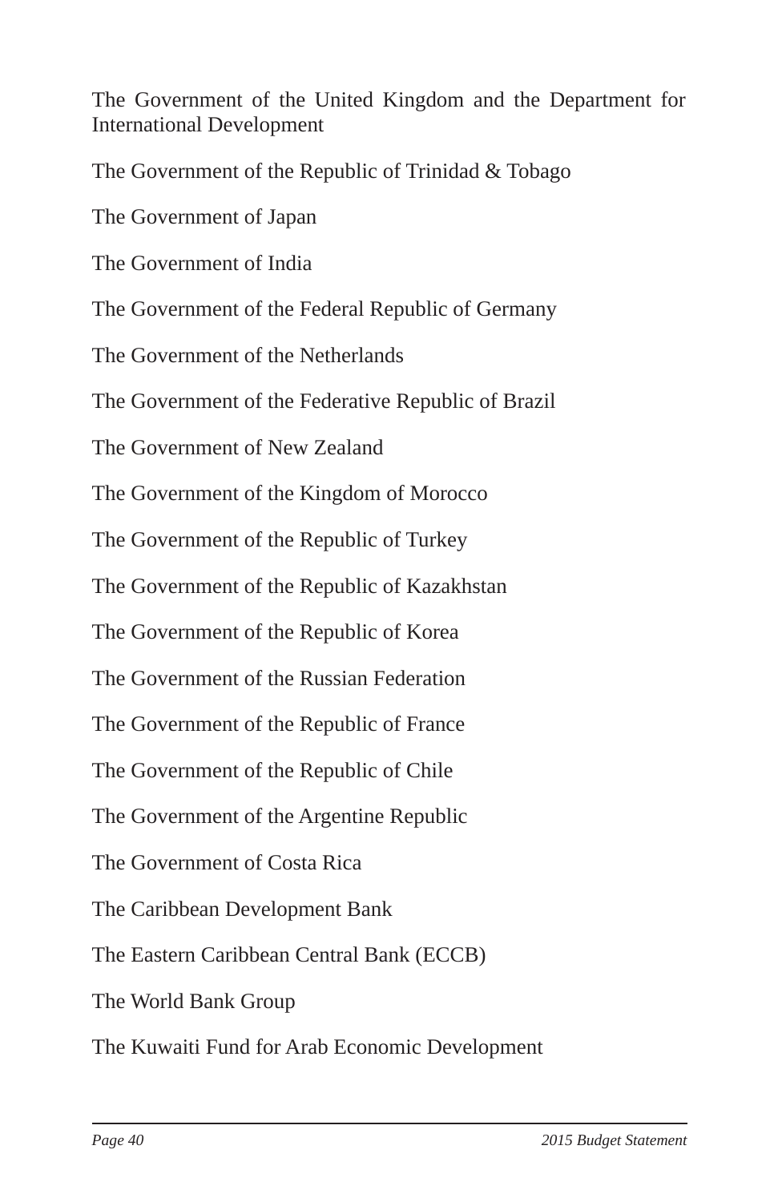The Government of the United Kingdom and the Department for International Development

The Government of the Republic of Trinidad & Tobago

The Government of Japan

The Government of India

The Government of the Federal Republic of Germany

The Government of the Netherlands

The Government of the Federative Republic of Brazil

The Government of New Zealand

The Government of the Kingdom of Morocco

The Government of the Republic of Turkey

The Government of the Republic of Kazakhstan

The Government of the Republic of Korea

The Government of the Russian Federation

The Government of the Republic of France

The Government of the Republic of Chile

The Government of the Argentine Republic

The Government of Costa Rica

The Caribbean Development Bank

The Eastern Caribbean Central Bank (ECCB)

The World Bank Group

The Kuwaiti Fund for Arab Economic Development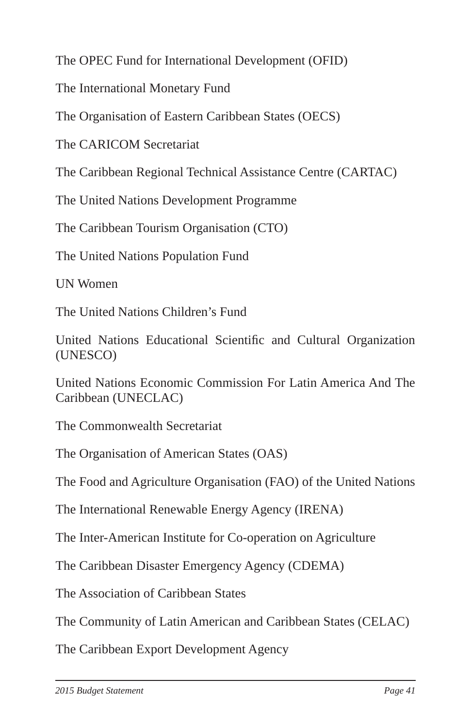The OPEC Fund for International Development (OFID)

The International Monetary Fund

The Organisation of Eastern Caribbean States (OECS)

The CARICOM Secretariat

The Caribbean Regional Technical Assistance Centre (CARTAC)

The United Nations Development Programme

The Caribbean Tourism Organisation (CTO)

The United Nations Population Fund

UN Women

The United Nations Children's Fund

United Nations Educational Scientific and Cultural Organization (UNESCO)

United Nations Economic Commission For Latin America And The Caribbean (UNECLAC)

The Commonwealth Secretariat

The Organisation of American States (OAS)

The Food and Agriculture Organisation (FAO) of the United Nations

The International Renewable Energy Agency (IRENA)

The Inter-American Institute for Co-operation on Agriculture

The Caribbean Disaster Emergency Agency (CDEMA)

The Association of Caribbean States

The Community of Latin American and Caribbean States (CELAC)

The Caribbean Export Development Agency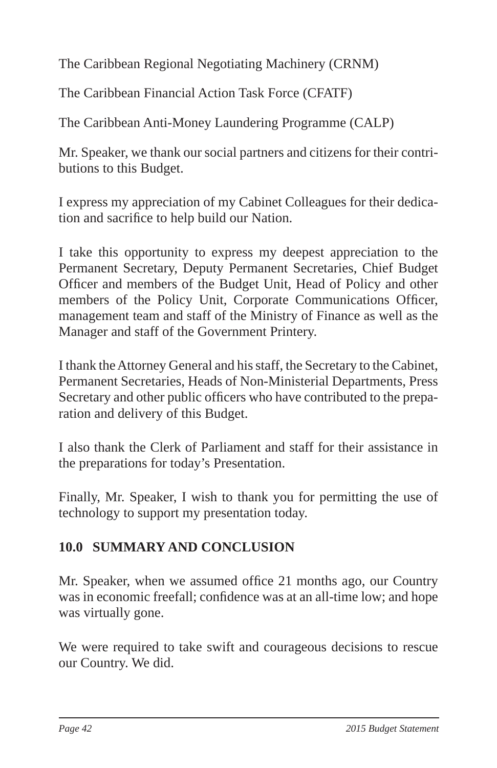The Caribbean Regional Negotiating Machinery (CRNM)

The Caribbean Financial Action Task Force (CFATF)

The Caribbean Anti-Money Laundering Programme (CALP)

Mr. Speaker, we thank our social partners and citizens for their contributions to this Budget.

I express my appreciation of my Cabinet Colleagues for their dedication and sacrifice to help build our Nation.

I take this opportunity to express my deepest appreciation to the Permanent Secretary, Deputy Permanent Secretaries, Chief Budget Officer and members of the Budget Unit, Head of Policy and other members of the Policy Unit, Corporate Communications Officer, management team and staff of the Ministry of Finance as well as the Manager and staff of the Government Printery.

I thank the Attorney General and his staff, the Secretary to the Cabinet, Permanent Secretaries, Heads of Non-Ministerial Departments, Press Secretary and other public officers who have contributed to the preparation and delivery of this Budget.

I also thank the Clerk of Parliament and staff for their assistance in the preparations for today's Presentation.

Finally, Mr. Speaker, I wish to thank you for permitting the use of technology to support my presentation today.

## 10.0 SUMMARY AND CONCLUSION

Mr. Speaker, when we assumed office 21 months ago, our Country was in economic freefall; confidence was at an all-time low; and hope was virtually gone.

We were required to take swift and courageous decisions to rescue our Country. We did.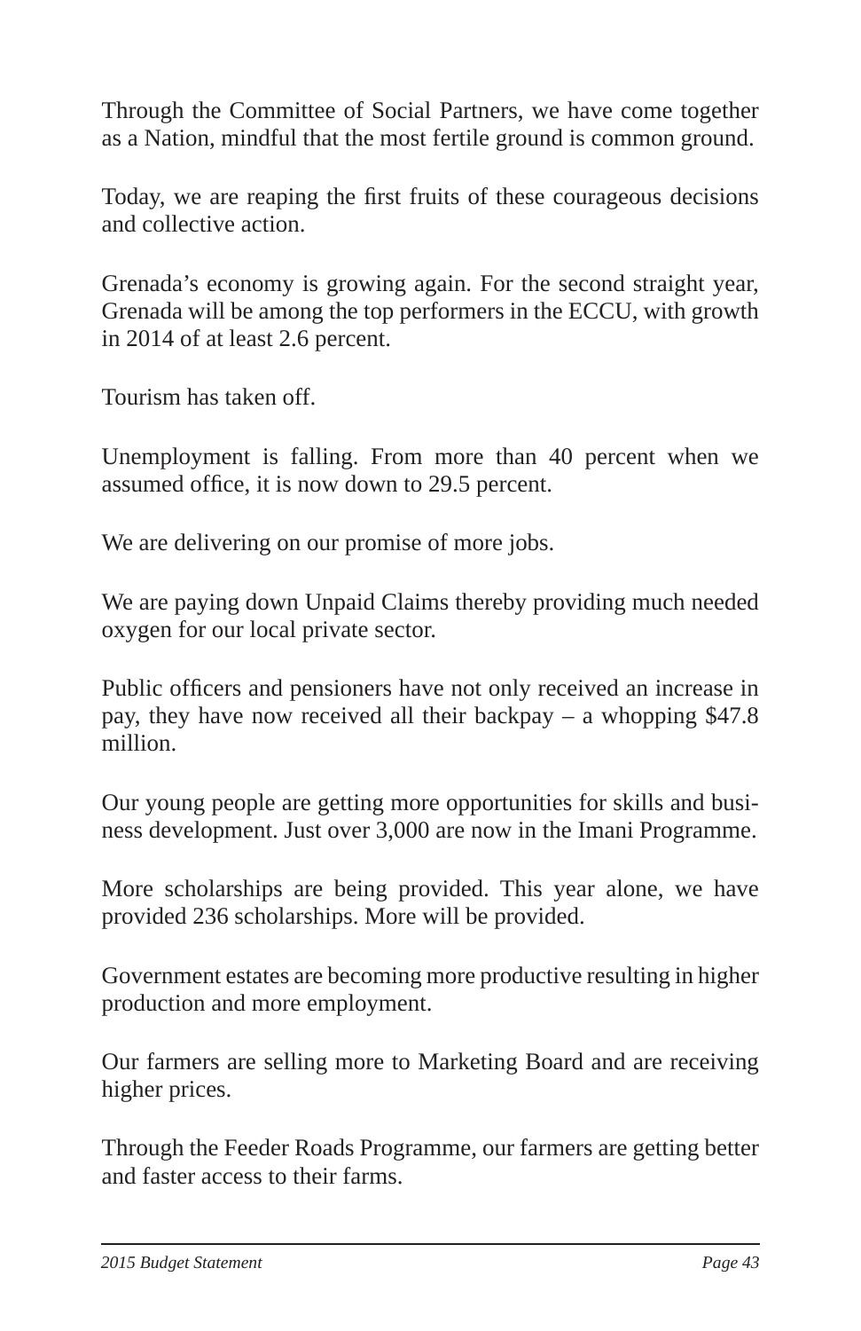Through the Committee of Social Partners, we have come together as a Nation, mindful that the most fertile ground is common ground.

Today, we are reaping the first fruits of these courageous decisions and collective action.

Grenada's economy is growing again. For the second straight year, Grenada will be among the top performers in the ECCU, with growth in 2014 of at least 2.6 percent.

Tourism has taken off.

Unemployment is falling. From more than 40 percent when we assumed office, it is now down to 29.5 percent.

We are delivering on our promise of more jobs.

We are paying down Unpaid Claims thereby providing much needed oxygen for our local private sector.

Public officers and pensioners have not only received an increase in pay, they have now received all their backpay – a whopping $47.8 million.

Our young people are getting more opportunities for skills and business development. Just over 3,000 are now in the Imani Programme.

More scholarships are being provided. This year alone, we have provided 236 scholarships. More will be provided.

Government estates are becoming more productive resulting in higher production and more employment.

Our farmers are selling more to Marketing Board and are receiving higher prices.

Through the Feeder Roads Programme, our farmers are getting better and faster access to their farms.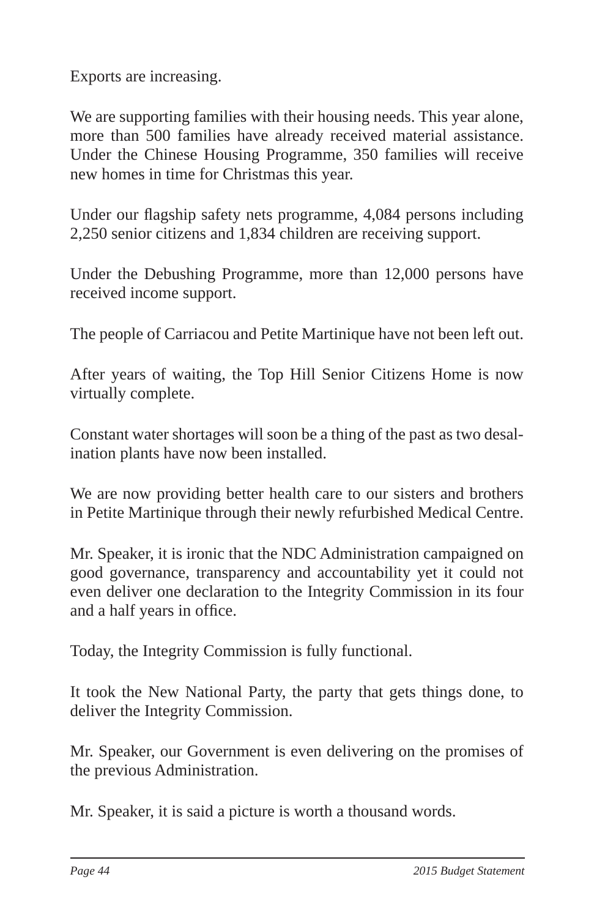Exports are increasing.

We are supporting families with their housing needs. This year alone, more than 500 families have already received material assistance. Under the Chinese Housing Programme, 350 families will receive new homes in time for Christmas this year.

Under our flagship safety nets programme, 4,084 persons including 2,250 senior citizens and 1,834 children are receiving support.

Under the Debushing Programme, more than 12,000 persons have received income support.

The people of Carriacou and Petite Martinique have not been left out.

After years of waiting, the Top Hill Senior Citizens Home is now virtually complete.

Constant water shortages will soon be a thing of the past as two desalination plants have now been installed.

We are now providing better health care to our sisters and brothers in Petite Martinique through their newly refurbished Medical Centre.

Mr. Speaker, it is ironic that the NDC Administration campaigned on good governance, transparency and accountability yet it could not even deliver one declaration to the Integrity Commission in its four and a half years in office.

Today, the Integrity Commission is fully functional.

It took the New National Party, the party that gets things done, to deliver the Integrity Commission.

Mr. Speaker, our Government is even delivering on the promises of the previous Administration.

Mr. Speaker, it is said a picture is worth a thousand words.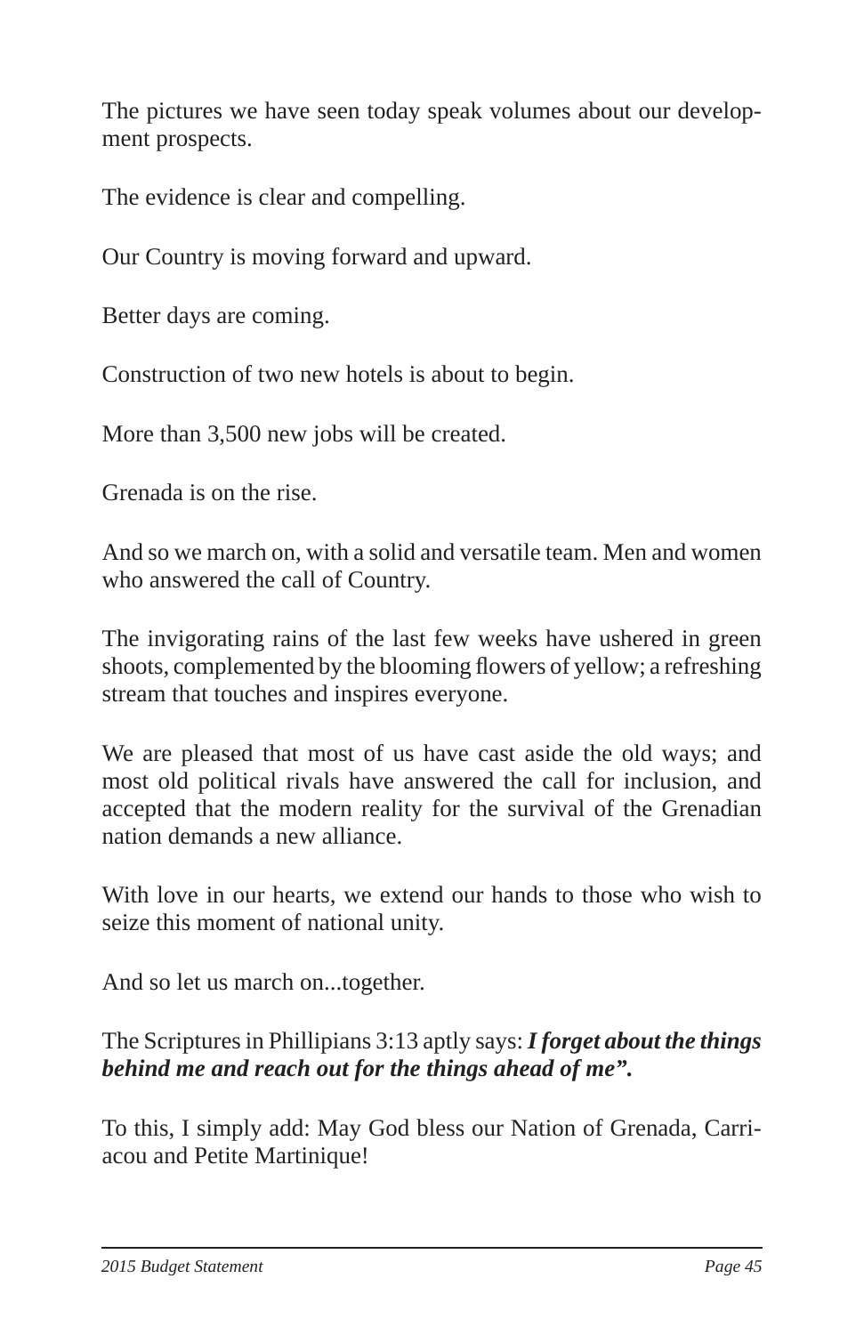The pictures we have seen today speak volumes about our development prospects.

The evidence is clear and compelling.

Our Country is moving forward and upward.

Better days are coming.

Construction of two new hotels is about to begin.

More than 3,500 new jobs will be created.

Grenada is on the rise.

And so we march on, with a solid and versatile team. Men and women who answered the call of Country.

The invigorating rains of the last few weeks have ushered in green shoots, complemented by the blooming flowers of yellow; a refreshing stream that touches and inspires everyone.

We are pleased that most of us have cast aside the old ways; and most old political rivals have answered the call for inclusion, and accepted that the modern reality for the survival of the Grenadian nation demands a new alliance.

With love in our hearts, we extend our hands to those who wish to seize this moment of national unity.

And so let us march on...together.

The Scriptures in Phillipians 3:13 aptly says: ***I forget about the things behind me and reach out for the things ahead of me".***

To this, I simply add: May God bless our Nation of Grenada, Carriacou and Petite Martinique!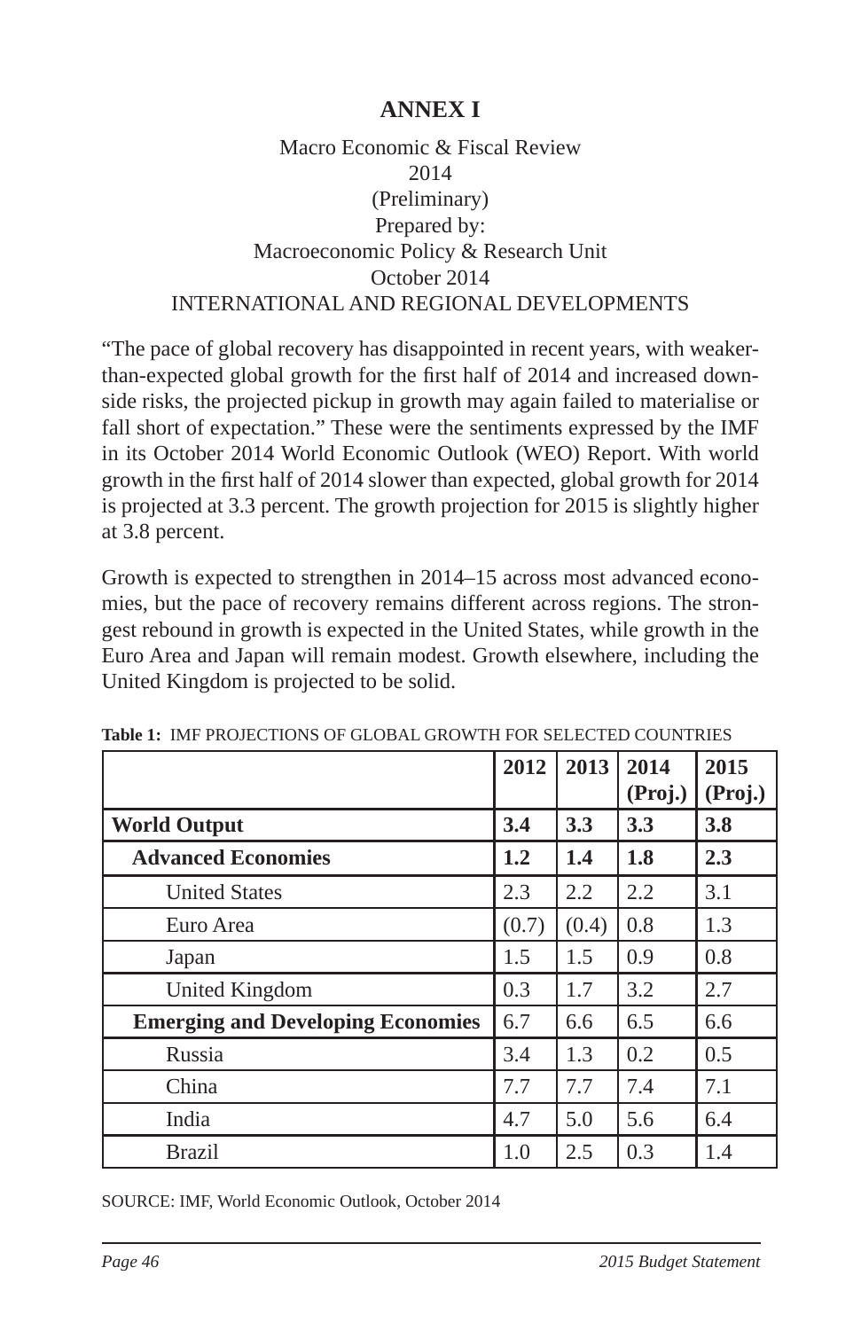# ANNEX I

Macro Economic & Fiscal Review
2014
(Preliminary)
Prepared by:
Macroeconomic Policy & Research Unit
October 2014
INTERNATIONAL AND REGIONAL DEVELOPMENTS

"The pace of global recovery has disappointed in recent years, with weaker-than-expected global growth for the first half of 2014 and increased downside risks, the projected pickup in growth may again failed to materialise or fall short of expectation." These were the sentiments expressed by the IMF in its October 2014 World Economic Outlook (WEO) Report. With world growth in the first half of 2014 slower than expected, global growth for 2014 is projected at 3.3 percent. The growth projection for 2015 is slightly higher at 3.8 percent.

Growth is expected to strengthen in 2014–15 across most advanced economies, but the pace of recovery remains different across regions. The strongest rebound in growth is expected in the United States, while growth in the Euro Area and Japan will remain modest. Growth elsewhere, including the United Kingdom is projected to be solid.

**Table 1:** IMF PROJECTIONS OF GLOBAL GROWTH FOR SELECTED COUNTRIES

| | 2012 | 2013 | 2014 (Proj.) | 2015 (Proj.) |
|---|---|---|---|---|
| **World Output** | **3.4** | **3.3** | **3.3** | **3.8** |
| **Advanced Economies** | **1.2** | **1.4** | **1.8** | **2.3** |
| United States | 2.3 | 2.2 | 2.2 | 3.1 |
| Euro Area | (0.7) | (0.4) | 0.8 | 1.3 |
| Japan | 1.5 | 1.5 | 0.9 | 0.8 |
| United Kingdom | 0.3 | 1.7 | 3.2 | 2.7 |
| **Emerging and Developing Economies** | 6.7 | 6.6 | 6.5 | 6.6 |
| Russia | 3.4 | 1.3 | 0.2 | 0.5 |
| China | 7.7 | 7.7 | 7.4 | 7.1 |
| India | 4.7 | 5.0 | 5.6 | 6.4 |
| Brazil | 1.0 | 2.5 | 0.3 | 1.4 |

SOURCE: IMF, World Economic Outlook, October 2014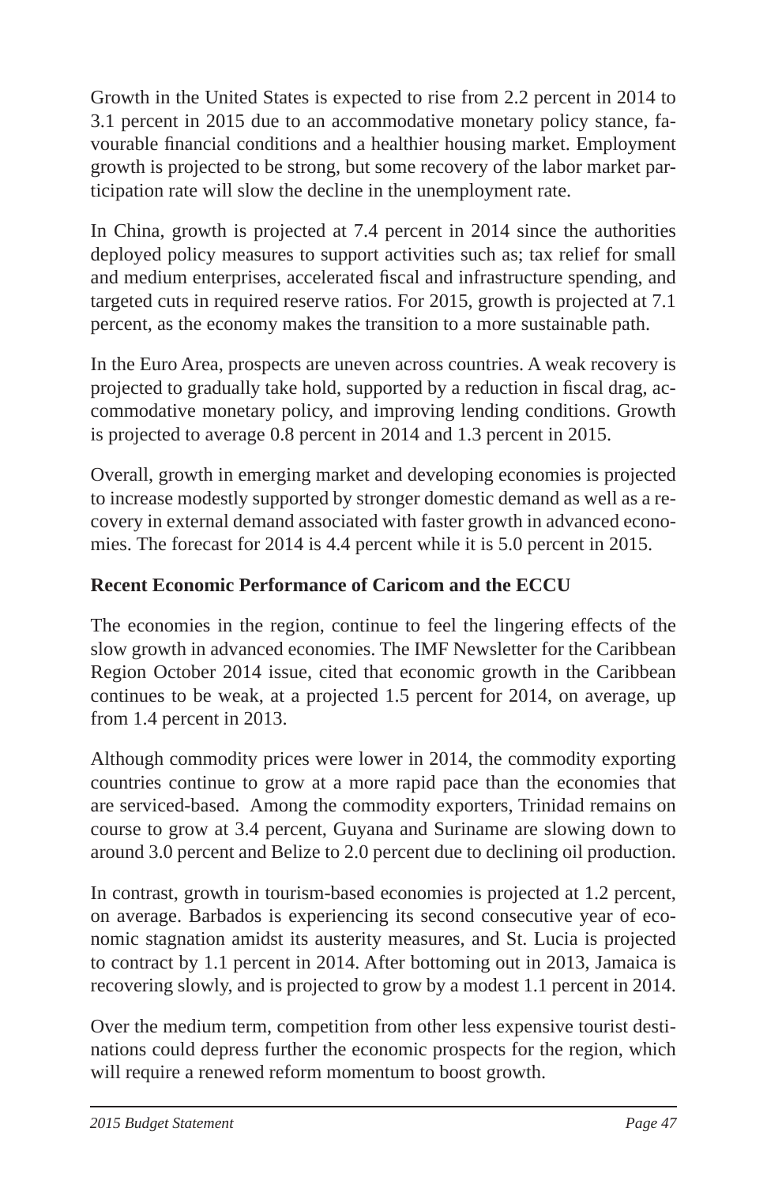Growth in the United States is expected to rise from 2.2 percent in 2014 to 3.1 percent in 2015 due to an accommodative monetary policy stance, favourable financial conditions and a healthier housing market. Employment growth is projected to be strong, but some recovery of the labor market participation rate will slow the decline in the unemployment rate.

In China, growth is projected at 7.4 percent in 2014 since the authorities deployed policy measures to support activities such as; tax relief for small and medium enterprises, accelerated fiscal and infrastructure spending, and targeted cuts in required reserve ratios. For 2015, growth is projected at 7.1 percent, as the economy makes the transition to a more sustainable path.

In the Euro Area, prospects are uneven across countries. A weak recovery is projected to gradually take hold, supported by a reduction in fiscal drag, accommodative monetary policy, and improving lending conditions. Growth is projected to average 0.8 percent in 2014 and 1.3 percent in 2015.

Overall, growth in emerging market and developing economies is projected to increase modestly supported by stronger domestic demand as well as a recovery in external demand associated with faster growth in advanced economies. The forecast for 2014 is 4.4 percent while it is 5.0 percent in 2015.

**Recent Economic Performance of Caricom and the ECCU**

The economies in the region, continue to feel the lingering effects of the slow growth in advanced economies. The IMF Newsletter for the Caribbean Region October 2014 issue, cited that economic growth in the Caribbean continues to be weak, at a projected 1.5 percent for 2014, on average, up from 1.4 percent in 2013.

Although commodity prices were lower in 2014, the commodity exporting countries continue to grow at a more rapid pace than the economies that are serviced-based. Among the commodity exporters, Trinidad remains on course to grow at 3.4 percent, Guyana and Suriname are slowing down to around 3.0 percent and Belize to 2.0 percent due to declining oil production.

In contrast, growth in tourism-based economies is projected at 1.2 percent, on average. Barbados is experiencing its second consecutive year of economic stagnation amidst its austerity measures, and St. Lucia is projected to contract by 1.1 percent in 2014. After bottoming out in 2013, Jamaica is recovering slowly, and is projected to grow by a modest 1.1 percent in 2014.

Over the medium term, competition from other less expensive tourist destinations could depress further the economic prospects for the region, which will require a renewed reform momentum to boost growth.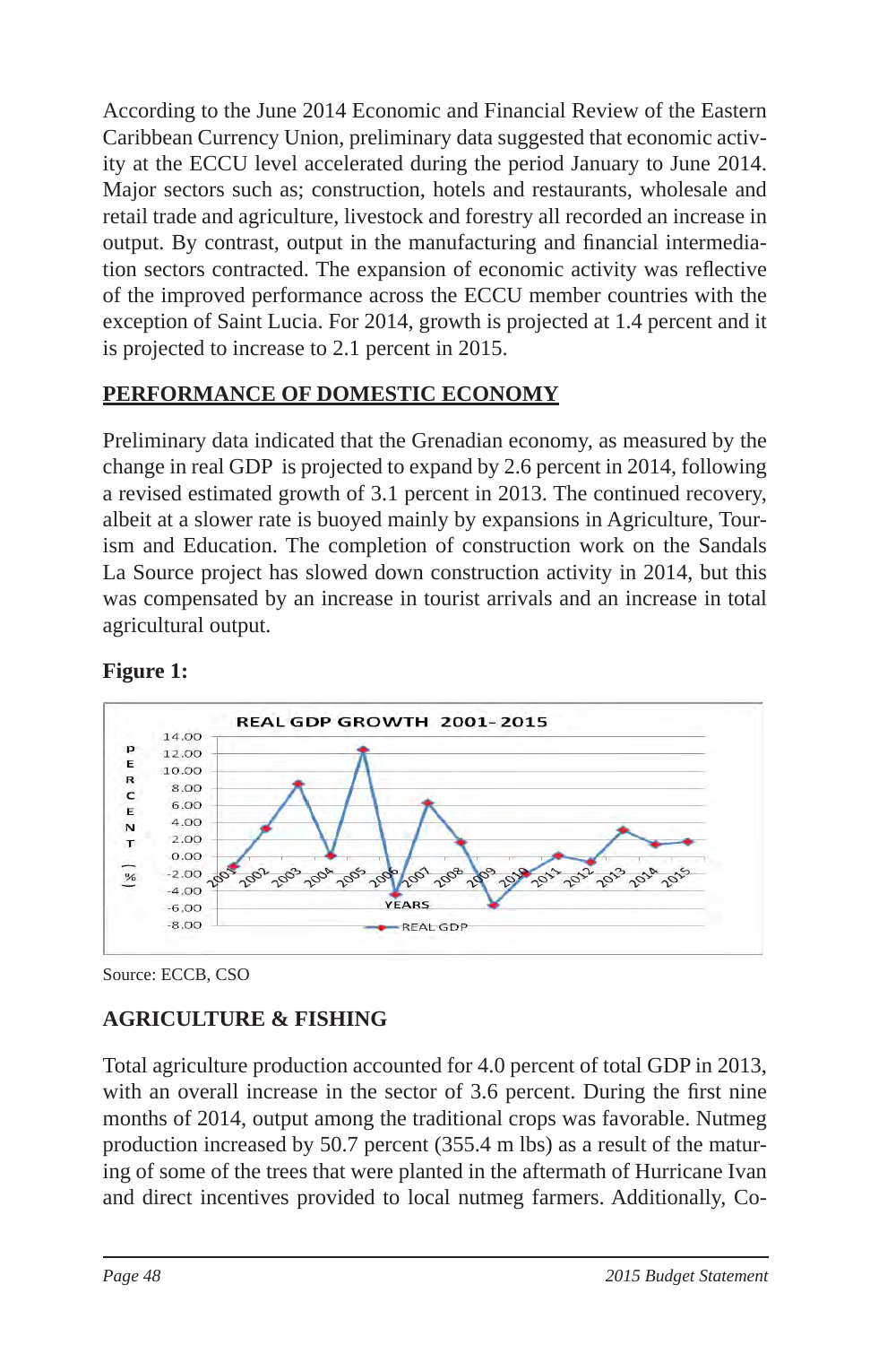According to the June 2014 Economic and Financial Review of the Eastern Caribbean Currency Union, preliminary data suggested that economic activity at the ECCU level accelerated during the period January to June 2014. Major sectors such as; construction, hotels and restaurants, wholesale and retail trade and agriculture, livestock and forestry all recorded an increase in output. By contrast, output in the manufacturing and financial intermediation sectors contracted. The expansion of economic activity was reflective of the improved performance across the ECCU member countries with the exception of Saint Lucia. For 2014, growth is projected at 1.4 percent and it is projected to increase to 2.1 percent in 2015.

## PERFORMANCE OF DOMESTIC ECONOMY

Preliminary data indicated that the Grenadian economy, as measured by the change in real GDP is projected to expand by 2.6 percent in 2014, following a revised estimated growth of 3.1 percent in 2013. The continued recovery, albeit at a slower rate is buoyed mainly by expansions in Agriculture, Tourism and Education. The completion of construction work on the Sandals La Source project has slowed down construction activity in 2014, but this was compensated by an increase in tourist arrivals and an increase in total agricultural output.

**Figure 1:**

Source: ECCB, CSO

## AGRICULTURE & FISHING

Total agriculture production accounted for 4.0 percent of total GDP in 2013, with an overall increase in the sector of 3.6 percent. During the first nine months of 2014, output among the traditional crops was favorable. Nutmeg production increased by 50.7 percent (355.4 m lbs) as a result of the maturing of some of the trees that were planted in the aftermath of Hurricane Ivan and direct incentives provided to local nutmeg farmers. Additionally, Co-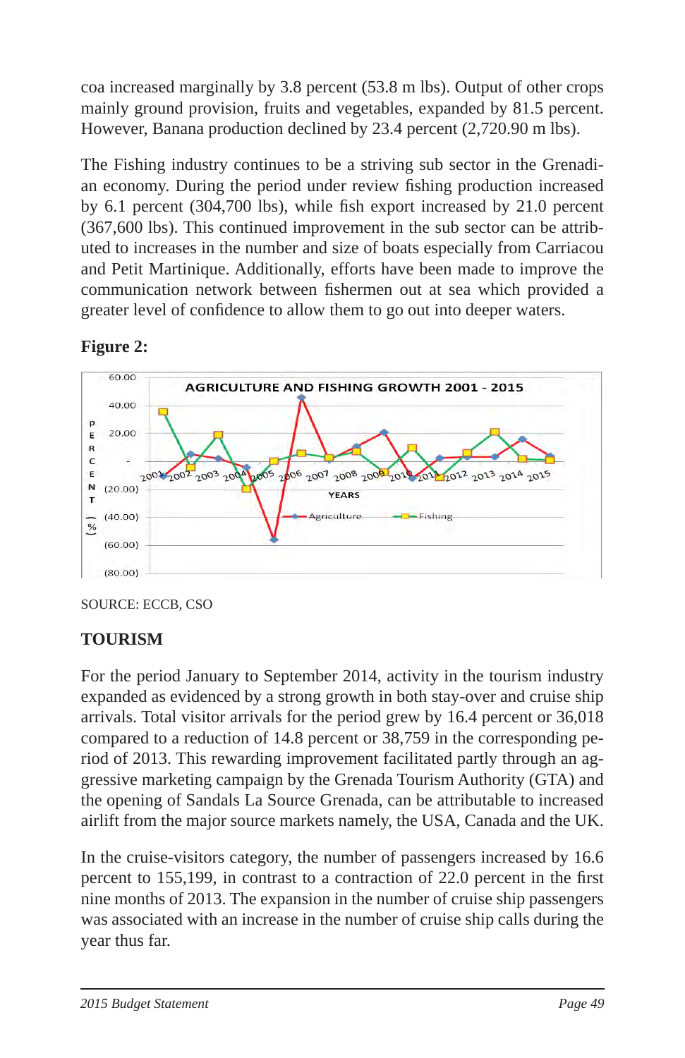coa increased marginally by 3.8 percent (53.8 m lbs). Output of other crops mainly ground provision, fruits and vegetables, expanded by 81.5 percent. However, Banana production declined by 23.4 percent (2,720.90 m lbs).

The Fishing industry continues to be a striving sub sector in the Grenadian economy. During the period under review fishing production increased by 6.1 percent (304,700 lbs), while fish export increased by 21.0 percent (367,600 lbs). This continued improvement in the sub sector can be attributed to increases in the number and size of boats especially from Carriacou and Petit Martinique. Additionally, efforts have been made to improve the communication network between fishermen out at sea which provided a greater level of confidence to allow them to go out into deeper waters.

**Figure 2:**

AGRICULTURE AND FISHING GROWTH 2001 - 2015

SOURCE: ECCB, CSO

## TOURISM

For the period January to September 2014, activity in the tourism industry expanded as evidenced by a strong growth in both stay-over and cruise ship arrivals. Total visitor arrivals for the period grew by 16.4 percent or 36,018 compared to a reduction of 14.8 percent or 38,759 in the corresponding period of 2013. This rewarding improvement facilitated partly through an aggressive marketing campaign by the Grenada Tourism Authority (GTA) and the opening of Sandals La Source Grenada, can be attributable to increased airlift from the major source markets namely, the USA, Canada and the UK.

In the cruise-visitors category, the number of passengers increased by 16.6 percent to 155,199, in contrast to a contraction of 22.0 percent in the first nine months of 2013. The expansion in the number of cruise ship passengers was associated with an increase in the number of cruise ship calls during the year thus far.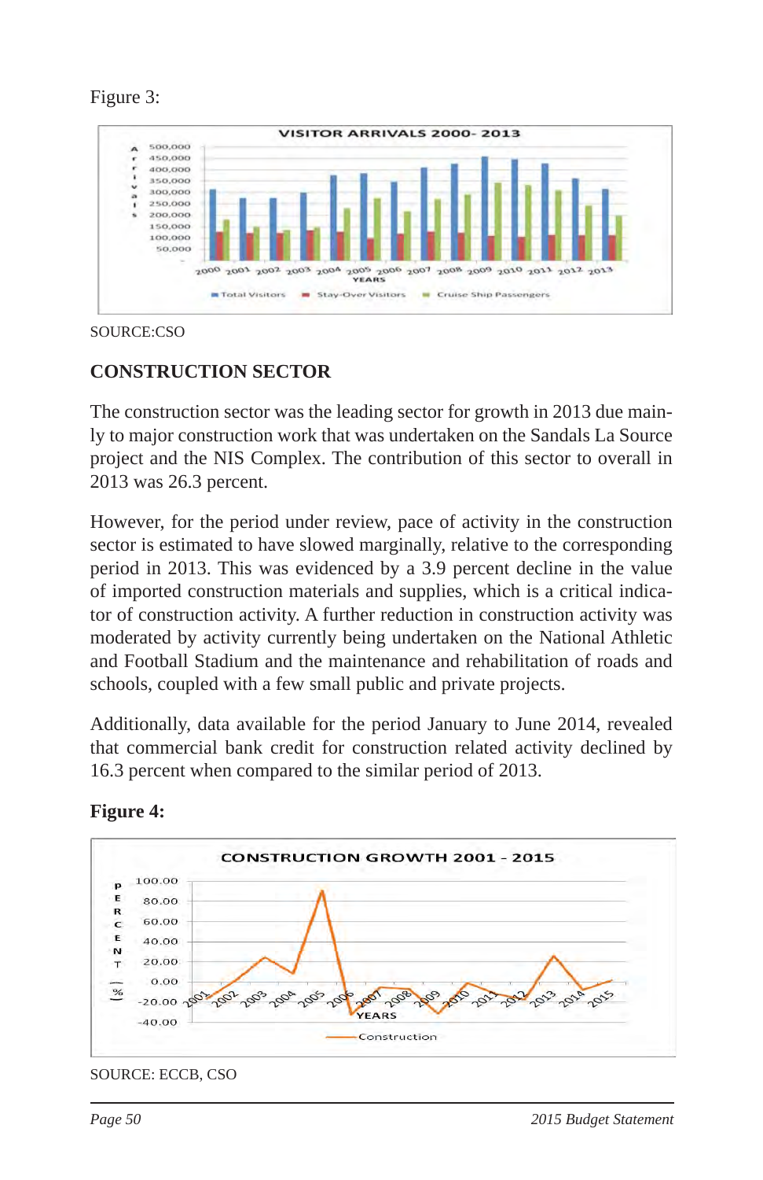Figure 3:

SOURCE:CSO

## CONSTRUCTION SECTOR

The construction sector was the leading sector for growth in 2013 due mainly to major construction work that was undertaken on the Sandals La Source project and the NIS Complex. The contribution of this sector to overall in 2013 was 26.3 percent.

However, for the period under review, pace of activity in the construction sector is estimated to have slowed marginally, relative to the corresponding period in 2013. This was evidenced by a 3.9 percent decline in the value of imported construction materials and supplies, which is a critical indicator of construction activity. A further reduction in construction activity was moderated by activity currently being undertaken on the National Athletic and Football Stadium and the maintenance and rehabilitation of roads and schools, coupled with a few small public and private projects.

Additionally, data available for the period January to June 2014, revealed that commercial bank credit for construction related activity declined by 16.3 percent when compared to the similar period of 2013.

**Figure 4:**

SOURCE: ECCB, CSO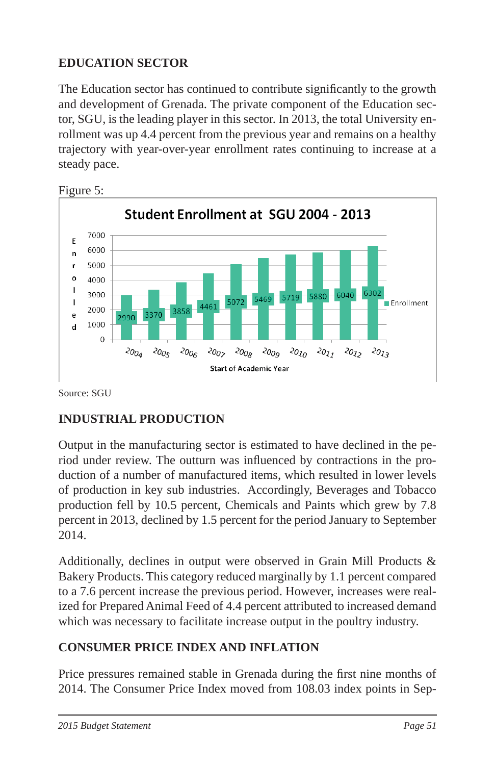## EDUCATION SECTOR

The Education sector has continued to contribute significantly to the growth and development of Grenada. The private component of the Education sector, SGU, is the leading player in this sector. In 2013, the total University enrollment was up 4.4 percent from the previous year and remains on a healthy trajectory with year-over-year enrollment rates continuing to increase at a steady pace.

Figure 5:

**Student Enrollment at SGU 2004 - 2013**

| Start of Academic Year | Enrollment |
|---|---|
| 2004 | 2990 |
| 2005 | 3370 |
| 2006 | 3858 |
| 2007 | 4461 |
| 2008 | 5072 |
| 2009 | 5469 |
| 2010 | 5719 |
| 2011 | 5880 |
| 2012 | 6040 |
| 2013 | 6302 |

Source: SGU

## INDUSTRIAL PRODUCTION

Output in the manufacturing sector is estimated to have declined in the period under review. The outturn was influenced by contractions in the production of a number of manufactured items, which resulted in lower levels of production in key sub industries. Accordingly, Beverages and Tobacco production fell by 10.5 percent, Chemicals and Paints which grew by 7.8 percent in 2013, declined by 1.5 percent for the period January to September 2014.

Additionally, declines in output were observed in Grain Mill Products & Bakery Products. This category reduced marginally by 1.1 percent compared to a 7.6 percent increase the previous period. However, increases were realized for Prepared Animal Feed of 4.4 percent attributed to increased demand which was necessary to facilitate increase output in the poultry industry.

## CONSUMER PRICE INDEX AND INFLATION

Price pressures remained stable in Grenada during the first nine months of 2014. The Consumer Price Index moved from 108.03 index points in Sep-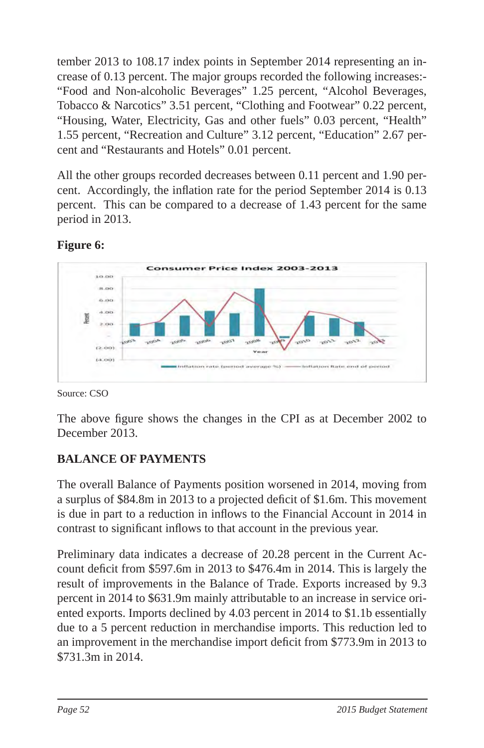tember 2013 to 108.17 index points in September 2014 representing an increase of 0.13 percent. The major groups recorded the following increases:- “Food and Non-alcoholic Beverages” 1.25 percent, “Alcohol Beverages, Tobacco & Narcotics” 3.51 percent, “Clothing and Footwear” 0.22 percent, “Housing, Water, Electricity, Gas and other fuels” 0.03 percent, “Health” 1.55 percent, “Recreation and Culture” 3.12 percent, “Education” 2.67 percent and “Restaurants and Hotels” 0.01 percent.

All the other groups recorded decreases between 0.11 percent and 1.90 percent. Accordingly, the inflation rate for the period September 2014 is 0.13 percent. This can be compared to a decrease of 1.43 percent for the same period in 2013.

**Figure 6:**

Source: CSO

The above figure shows the changes in the CPI as at December 2002 to December 2013.

## BALANCE OF PAYMENTS

The overall Balance of Payments position worsened in 2014, moving from a surplus of $84.8m in 2013 to a projected deficit of $1.6m. This movement is due in part to a reduction in inflows to the Financial Account in 2014 in contrast to significant inflows to that account in the previous year.

Preliminary data indicates a decrease of 20.28 percent in the Current Account deficit from $597.6m in 2013 to $476.4m in 2014. This is largely the result of improvements in the Balance of Trade. Exports increased by 9.3 percent in 2014 to $631.9m mainly attributable to an increase in service oriented exports. Imports declined by 4.03 percent in 2014 to $1.1b essentially due to a 5 percent reduction in merchandise imports. This reduction led to an improvement in the merchandise import deficit from $773.9m in 2013 to $731.3m in 2014.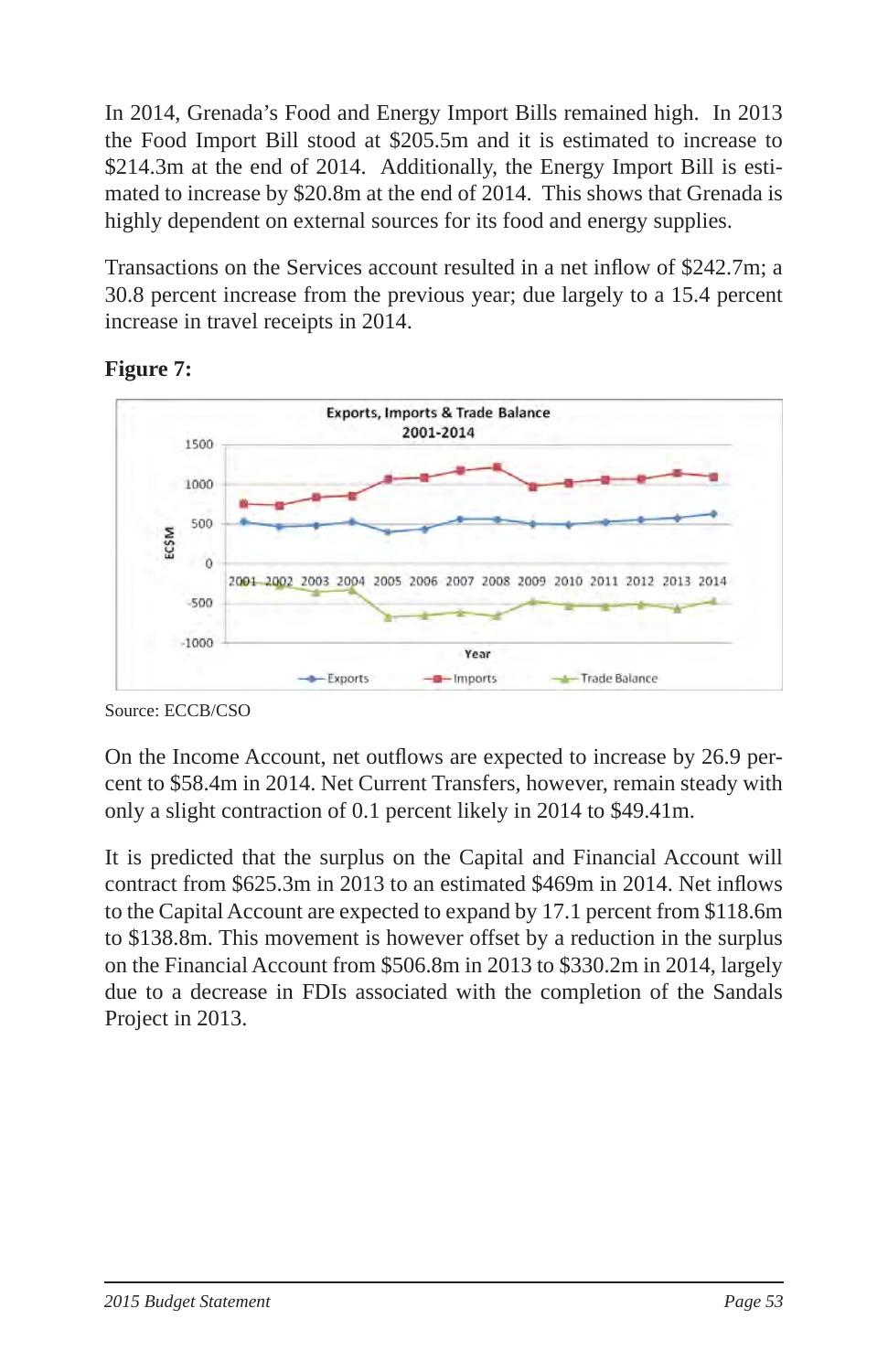In 2014, Grenada's Food and Energy Import Bills remained high. In 2013 the Food Import Bill stood at $205.5m and it is estimated to increase to $214.3m at the end of 2014. Additionally, the Energy Import Bill is estimated to increase by $20.8m at the end of 2014. This shows that Grenada is highly dependent on external sources for its food and energy supplies.

Transactions on the Services account resulted in a net inflow of $242.7m; a 30.8 percent increase from the previous year; due largely to a 15.4 percent increase in travel receipts in 2014.

**Figure 7:**

Source: ECCB/CSO

On the Income Account, net outflows are expected to increase by 26.9 percent to $58.4m in 2014. Net Current Transfers, however, remain steady with only a slight contraction of 0.1 percent likely in 2014 to $49.41m.

It is predicted that the surplus on the Capital and Financial Account will contract from $625.3m in 2013 to an estimated $469m in 2014. Net inflows to the Capital Account are expected to expand by 17.1 percent from $118.6m to $138.8m. This movement is however offset by a reduction in the surplus on the Financial Account from $506.8m in 2013 to $330.2m in 2014, largely due to a decrease in FDIs associated with the completion of the Sandals Project in 2013.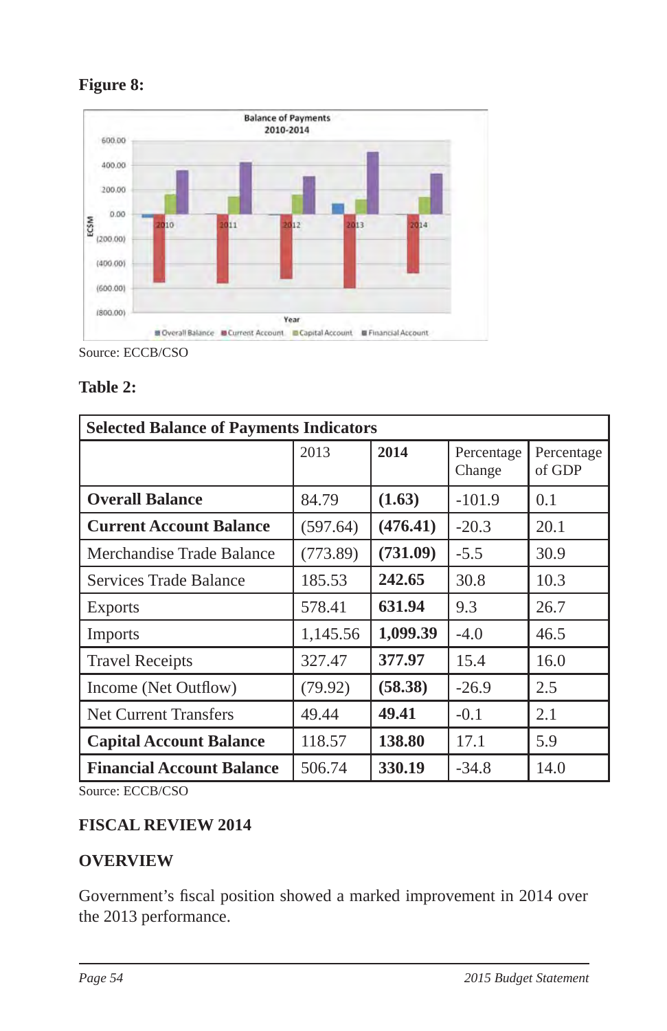**Figure 8:**

Source: ECCB/CSO

**Table 2:**

| Selected Balance of Payments Indicators | | | | |
|---|---|---|---|---|
| | 2013 | **2014** | Percentage Change | Percentage of GDP |
| **Overall Balance** | 84.79 | **(1.63)** | -101.9 | 0.1 |
| **Current Account Balance** | (597.64) | **(476.41)** | -20.3 | 20.1 |
| Merchandise Trade Balance | (773.89) | **(731.09)** | -5.5 | 30.9 |
| Services Trade Balance | 185.53 | **242.65** | 30.8 | 10.3 |
| Exports | 578.41 | **631.94** | 9.3 | 26.7 |
| Imports | 1,145.56 | **1,099.39** | -4.0 | 46.5 |
| Travel Receipts | 327.47 | **377.97** | 15.4 | 16.0 |
| Income (Net Outflow) | (79.92) | **(58.38)** | -26.9 | 2.5 |
| Net Current Transfers | 49.44 | **49.41** | -0.1 | 2.1 |
| **Capital Account Balance** | 118.57 | **138.80** | 17.1 | 5.9 |
| **Financial Account Balance** | 506.74 | **330.19** | -34.8 | 14.0 |

Source: ECCB/CSO

## FISCAL REVIEW 2014

### OVERVIEW

Government's fiscal position showed a marked improvement in 2014 over the 2013 performance.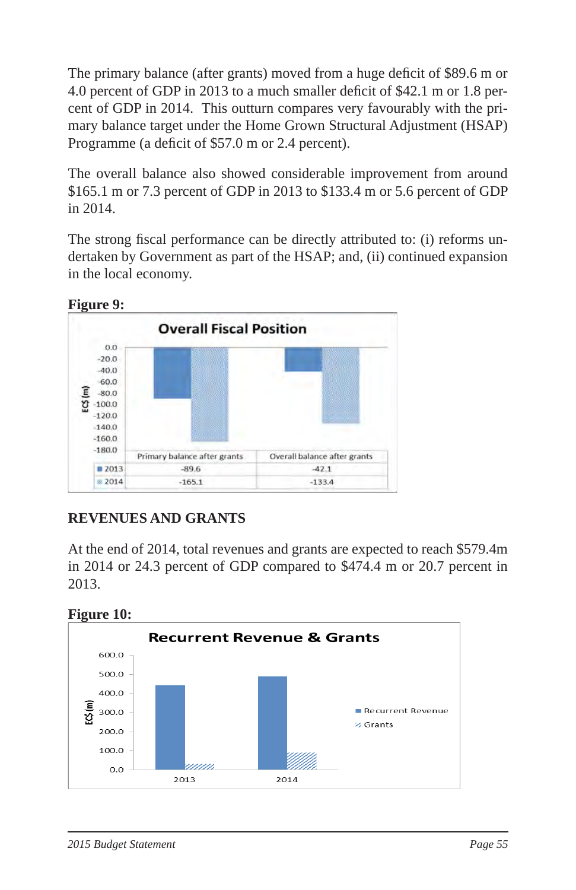The primary balance (after grants) moved from a huge deficit of $89.6 m or 4.0 percent of GDP in 2013 to a much smaller deficit of $42.1 m or 1.8 percent of GDP in 2014. This outturn compares very favourably with the primary balance target under the Home Grown Structural Adjustment (HSAP) Programme (a deficit of $57.0 m or 2.4 percent).

The overall balance also showed considerable improvement from around $165.1 m or 7.3 percent of GDP in 2013 to $133.4 m or 5.6 percent of GDP in 2014.

The strong fiscal performance can be directly attributed to: (i) reforms undertaken by Government as part of the HSAP; and, (ii) continued expansion in the local economy.

**Figure 9:**

**Overall Fiscal Position**

| | Primary balance after grants | Overall balance after grants |
|---|---|---|
| 2013 | -89.6 | -42.1 |
| 2014 | -165.1 | -133.4 |

## REVENUES AND GRANTS

At the end of 2014, total revenues and grants are expected to reach $579.4m in 2014 or 24.3 percent of GDP compared to $474.4 m or 20.7 percent in 2013.

**Figure 10:**

**Recurrent Revenue & Grants**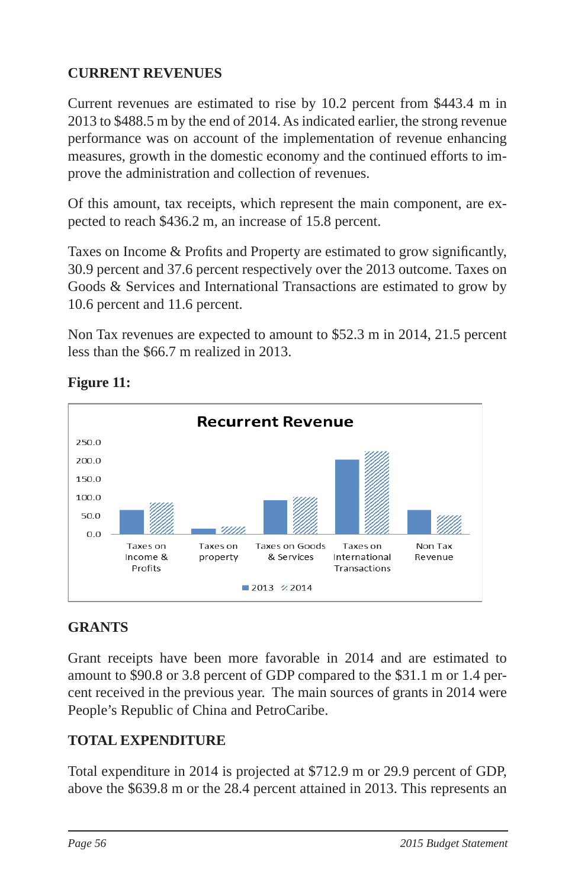## CURRENT REVENUES

Current revenues are estimated to rise by 10.2 percent from $443.4 m in 2013 to $488.5 m by the end of 2014. As indicated earlier, the strong revenue performance was on account of the implementation of revenue enhancing measures, growth in the domestic economy and the continued efforts to improve the administration and collection of revenues.

Of this amount, tax receipts, which represent the main component, are expected to reach $436.2 m, an increase of 15.8 percent.

Taxes on Income & Profits and Property are estimated to grow significantly, 30.9 percent and 37.6 percent respectively over the 2013 outcome. Taxes on Goods & Services and International Transactions are estimated to grow by 10.6 percent and 11.6 percent.

Non Tax revenues are expected to amount to $52.3 m in 2014, 21.5 percent less than the $66.7 m realized in 2013.

**Figure 11:**

Recurrent Revenue

Categories: Taxes on Income & Profits; Taxes on property; Taxes on Goods & Services; Taxes on International Transactions; Non Tax Revenue

Legend: 2013, 2014

## GRANTS

Grant receipts have been more favorable in 2014 and are estimated to amount to $90.8 or 3.8 percent of GDP compared to the $31.1 m or 1.4 percent received in the previous year. The main sources of grants in 2014 were People's Republic of China and PetroCaribe.

## TOTAL EXPENDITURE

Total expenditure in 2014 is projected at $712.9 m or 29.9 percent of GDP, above the $639.8 m or the 28.4 percent attained in 2013. This represents an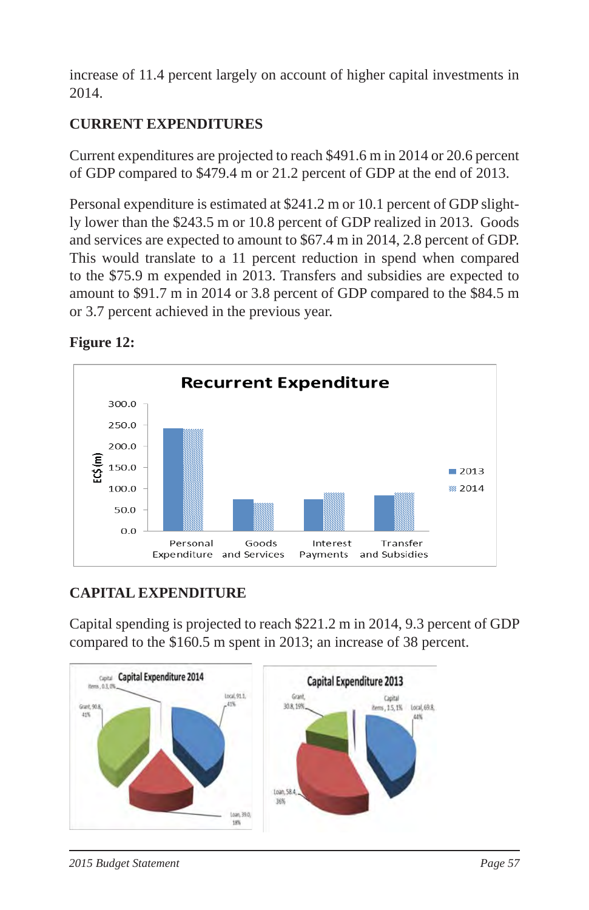increase of 11.4 percent largely on account of higher capital investments in 2014.

## CURRENT EXPENDITURES

Current expenditures are projected to reach $491.6 m in 2014 or 20.6 percent of GDP compared to $479.4 m or 21.2 percent of GDP at the end of 2013.

Personal expenditure is estimated at $241.2 m or 10.1 percent of GDP slightly lower than the $243.5 m or 10.8 percent of GDP realized in 2013. Goods and services are expected to amount to $67.4 m in 2014, 2.8 percent of GDP. This would translate to a 11 percent reduction in spend when compared to the $75.9 m expended in 2013. Transfers and subsidies are expected to amount to $91.7 m in 2014 or 3.8 percent of GDP compared to the $84.5 m or 3.7 percent achieved in the previous year.

**Figure 12:**

Recurrent Expenditure

## CAPITAL EXPENDITURE

Capital spending is projected to reach $221.2 m in 2014, 9.3 percent of GDP compared to the $160.5 m spent in 2013; an increase of 38 percent.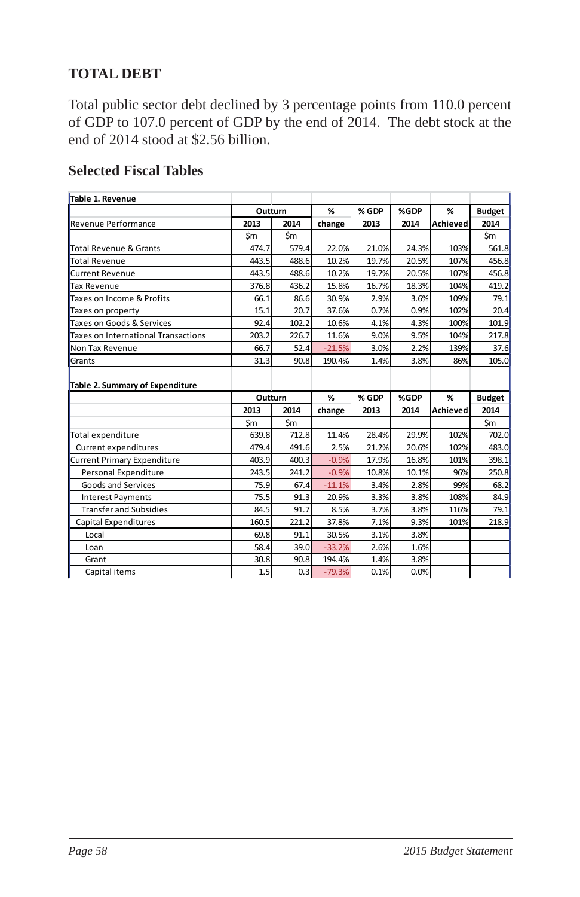## TOTAL DEBT

Total public sector debt declined by 3 percentage points from 110.0 percent of GDP to 107.0 percent of GDP by the end of 2014. The debt stock at the end of 2014 stood at $2.56 billion.

## Selected Fiscal Tables

**Table 1. Revenue**

| | Outturn | | % | % GDP | %GDP | % | Budget |
|---|---|---|---|---|---|---|---|
| Revenue Performance | 2013 | 2014 | change | 2013 | 2014 | Achieved | 2014 |
| | $m | $m | | | | | $m |
| Total Revenue & Grants | 474.7 | 579.4 | 22.0% | 21.0% | 24.3% | 103% | 561.8 |
| Total Revenue | 443.5 | 488.6 | 10.2% | 19.7% | 20.5% | 107% | 456.8 |
| Current Revenue | 443.5 | 488.6 | 10.2% | 19.7% | 20.5% | 107% | 456.8 |
| Tax Revenue | 376.8 | 436.2 | 15.8% | 16.7% | 18.3% | 104% | 419.2 |
| Taxes on Income & Profits | 66.1 | 86.6 | 30.9% | 2.9% | 3.6% | 109% | 79.1 |
| Taxes on property | 15.1 | 20.7 | 37.6% | 0.7% | 0.9% | 102% | 20.4 |
| Taxes on Goods & Services | 92.4 | 102.2 | 10.6% | 4.1% | 4.3% | 100% | 101.9 |
| Taxes on International Transactions | 203.2 | 226.7 | 11.6% | 9.0% | 9.5% | 104% | 217.8 |
| Non Tax Revenue | 66.7 | 52.4 | -21.5% | 3.0% | 2.2% | 139% | 37.6 |
| Grants | 31.3 | 90.8 | 190.4% | 1.4% | 3.8% | 86% | 105.0 |

**Table 2. Summary of Expenditure**

| | Outturn | | % | % GDP | %GDP | % | Budget |
|---|---|---|---|---|---|---|---|
| | 2013 | 2014 | change | 2013 | 2014 | Achieved | 2014 |
| | $m | $m | | | | | $m |
| Total expenditure | 639.8 | 712.8 | 11.4% | 28.4% | 29.9% | 102% | 702.0 |
| Current expenditures | 479.4 | 491.6 | 2.5% | 21.2% | 20.6% | 102% | 483.0 |
| Current Primary Expenditure | 403.9 | 400.3 | -0.9% | 17.9% | 16.8% | 101% | 398.1 |
| Personal Expenditure | 243.5 | 241.2 | -0.9% | 10.8% | 10.1% | 96% | 250.8 |
| Goods and Services | 75.9 | 67.4 | -11.1% | 3.4% | 2.8% | 99% | 68.2 |
| Interest Payments | 75.5 | 91.3 | 20.9% | 3.3% | 3.8% | 108% | 84.9 |
| Transfer and Subsidies | 84.5 | 91.7 | 8.5% | 3.7% | 3.8% | 116% | 79.1 |
| Capital Expenditures | 160.5 | 221.2 | 37.8% | 7.1% | 9.3% | 101% | 218.9 |
| Local | 69.8 | 91.1 | 30.5% | 3.1% | 3.8% | | |
| Loan | 58.4 | 39.0 | -33.2% | 2.6% | 1.6% | | |
| Grant | 30.8 | 90.8 | 194.4% | 1.4% | 3.8% | | |
| Capital items | 1.5 | 0.3 | -79.3% | 0.1% | 0.0% | | |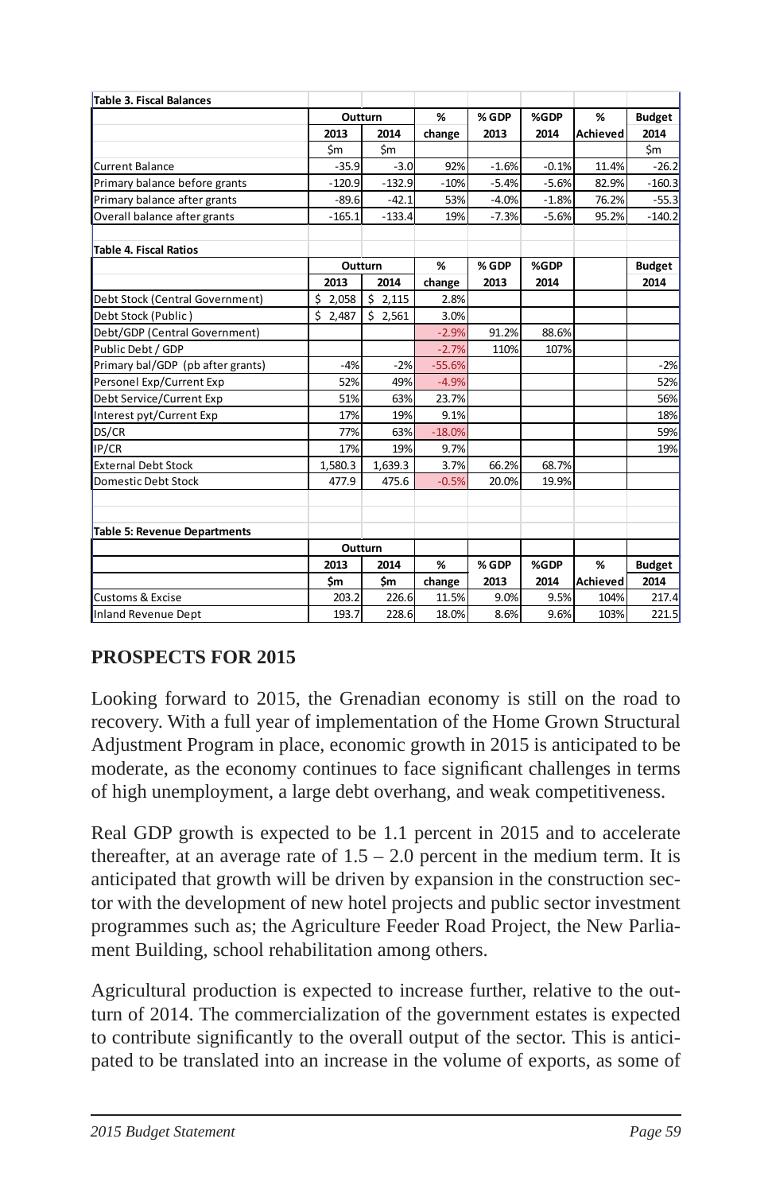**Table 3. Fiscal Balances**

| | Outturn | | % | % GDP | %GDP | % | Budget |
|---|---|---|---|---|---|---|---|
| | 2013 | 2014 | change | 2013 | 2014 | Achieved | 2014 |
| | $m | $m | | | | | $m |
| Current Balance | -35.9 | -3.0 | 92% | -1.6% | -0.1% | 11.4% | -26.2 |
| Primary balance before grants | -120.9 | -132.9 | -10% | -5.4% | -5.6% | 82.9% | -160.3 |
| Primary balance after grants | -89.6 | -42.1 | 53% | -4.0% | -1.8% | 76.2% | -55.3 |
| Overall balance after grants | -165.1 | -133.4 | 19% | -7.3% | -5.6% | 95.2% | -140.2 |

**Table 4. Fiscal Ratios**

| | Outturn | | % | % GDP | %GDP | | Budget |
|---|---|---|---|---|---|---|---|
| | 2013 | 2014 | change | 2013 | 2014 | | 2014 |
| Debt Stock (Central Government) | $ 2,058 | $ 2,115 | 2.8% | | | | |
| Debt Stock (Public) | $ 2,487 | $ 2,561 | 3.0% | | | | |
| Debt/GDP (Central Government) | | | -2.9% | 91.2% | 88.6% | | |
| Public Debt / GDP | | | -2.7% | 110% | 107% | | |
| Primary bal/GDP (pb after grants) | -4% | -2% | -55.6% | | | | -2% |
| Personel Exp/Current Exp | 52% | 49% | -4.9% | | | | 52% |
| Debt Service/Current Exp | 51% | 63% | 23.7% | | | | 56% |
| Interest pyt/Current Exp | 17% | 19% | 9.1% | | | | 18% |
| DS/CR | 77% | 63% | -18.0% | | | | 59% |
| IP/CR | 17% | 19% | 9.7% | | | | 19% |
| External Debt Stock | 1,580.3 | 1,639.3 | 3.7% | 66.2% | 68.7% | | |
| Domestic Debt Stock | 477.9 | 475.6 | -0.5% | 20.0% | 19.9% | | |

**Table 5: Revenue Departments**

| | Outturn | | | | | | |
|---|---|---|---|---|---|---|---|
| | 2013 | 2014 | % | % GDP | %GDP | % | Budget |
| | $m | $m | change | 2013 | 2014 | Achieved | 2014 |
| Customs & Excise | 203.2 | 226.6 | 11.5% | 9.0% | 9.5% | 104% | 217.4 |
| Inland Revenue Dept | 193.7 | 228.6 | 18.0% | 8.6% | 9.6% | 103% | 221.5 |

## PROSPECTS FOR 2015

Looking forward to 2015, the Grenadian economy is still on the road to recovery. With a full year of implementation of the Home Grown Structural Adjustment Program in place, economic growth in 2015 is anticipated to be moderate, as the economy continues to face significant challenges in terms of high unemployment, a large debt overhang, and weak competitiveness.

Real GDP growth is expected to be 1.1 percent in 2015 and to accelerate thereafter, at an average rate of 1.5 – 2.0 percent in the medium term. It is anticipated that growth will be driven by expansion in the construction sector with the development of new hotel projects and public sector investment programmes such as; the Agriculture Feeder Road Project, the New Parliament Building, school rehabilitation among others.

Agricultural production is expected to increase further, relative to the outturn of 2014. The commercialization of the government estates is expected to contribute significantly to the overall output of the sector. This is anticipated to be translated into an increase in the volume of exports, as some of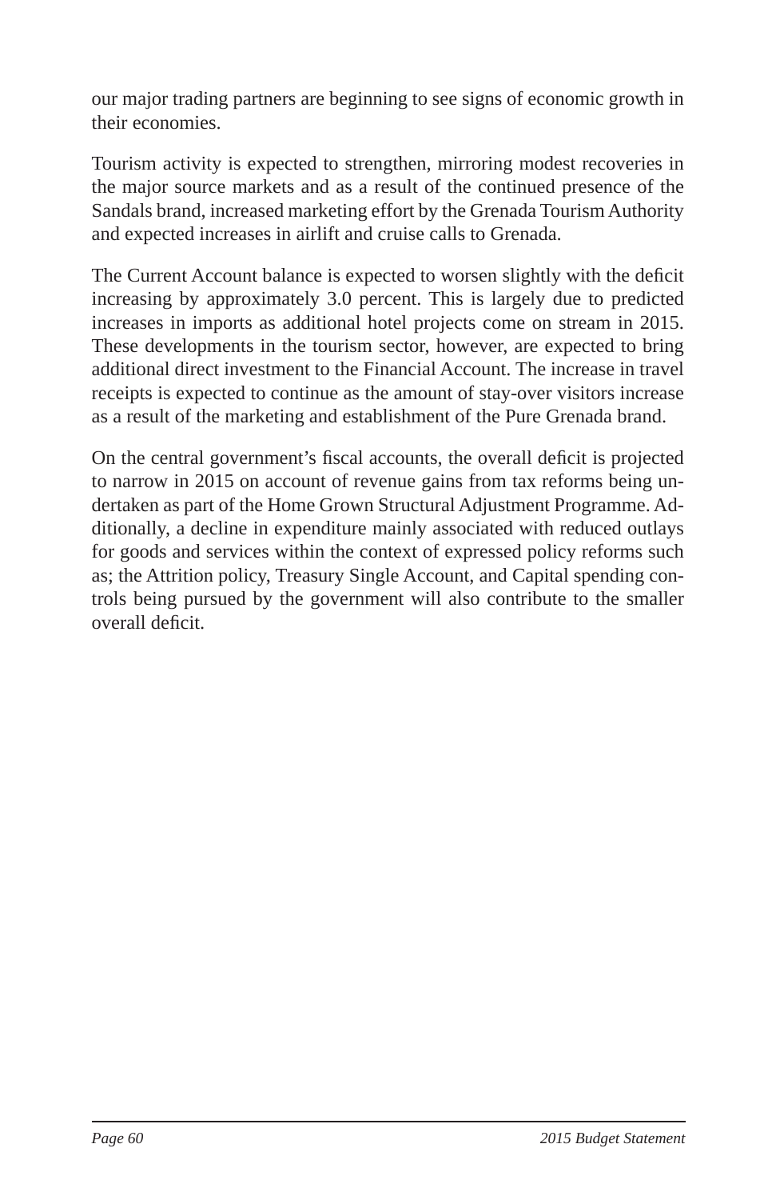our major trading partners are beginning to see signs of economic growth in their economies.

Tourism activity is expected to strengthen, mirroring modest recoveries in the major source markets and as a result of the continued presence of the Sandals brand, increased marketing effort by the Grenada Tourism Authority and expected increases in airlift and cruise calls to Grenada.

The Current Account balance is expected to worsen slightly with the deficit increasing by approximately 3.0 percent. This is largely due to predicted increases in imports as additional hotel projects come on stream in 2015. These developments in the tourism sector, however, are expected to bring additional direct investment to the Financial Account. The increase in travel receipts is expected to continue as the amount of stay-over visitors increase as a result of the marketing and establishment of the Pure Grenada brand.

On the central government's fiscal accounts, the overall deficit is projected to narrow in 2015 on account of revenue gains from tax reforms being undertaken as part of the Home Grown Structural Adjustment Programme. Additionally, a decline in expenditure mainly associated with reduced outlays for goods and services within the context of expressed policy reforms such as; the Attrition policy, Treasury Single Account, and Capital spending controls being pursued by the government will also contribute to the smaller overall deficit.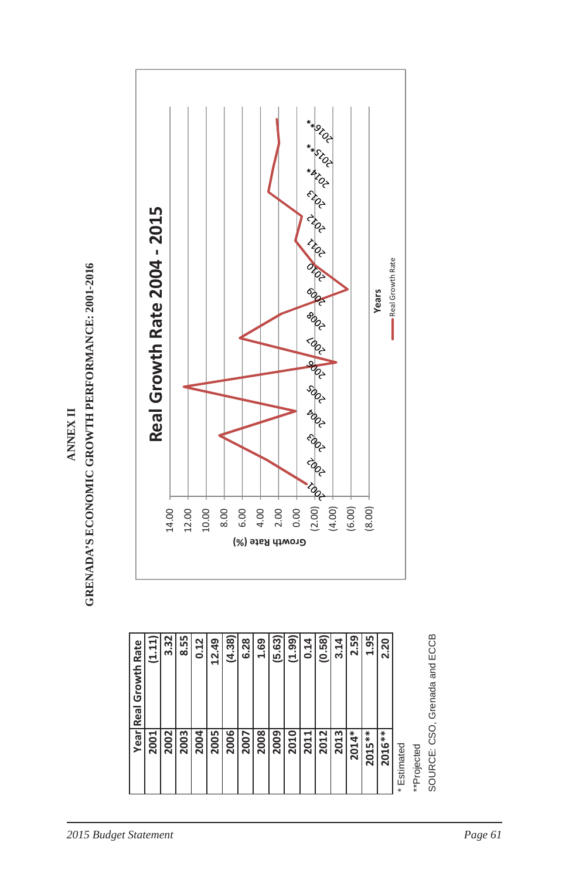# ANNEX II

## GRENADA'S ECONOMIC GROWTH PERFORMANCE: 2001-2016

| Year | Real Growth Rate |
|---|---|
| 2001 | (1.11) |
| 2002 | 3.32 |
| 2003 | 8.55 |
| 2004 | 0.12 |
| 2005 | 12.49 |
| 2006 | (4.38) |
| 2007 | 6.28 |
| 2008 | 1.69 |
| 2009 | (5.63) |
| 2010 | (1.99) |
| 2011 | 0.14 |
| 2012 | (0.58) |
| 2013 | 3.14 |
| 2014* | 2.59 |
| 2015** | 1.95 |
| 2016** | 2.20 |

\* Estimated

\*\*Projected

SOURCE: CSO, Grenada and ECCB

**Real Growth Rate 2004 - 2015**

Growth Rate (%): 14.00, 12.00, 10.00, 8.00, 6.00, 4.00, 2.00, 0.00, (2.00), (4.00), (6.00), (8.00)

Years: 2001, 2002, 2003, 2004, 2005, 2006, 2007, 2008, 2009, 2010, 2011, 2012, 2013, 2014*, 2015**, 2016**

Real Growth Rate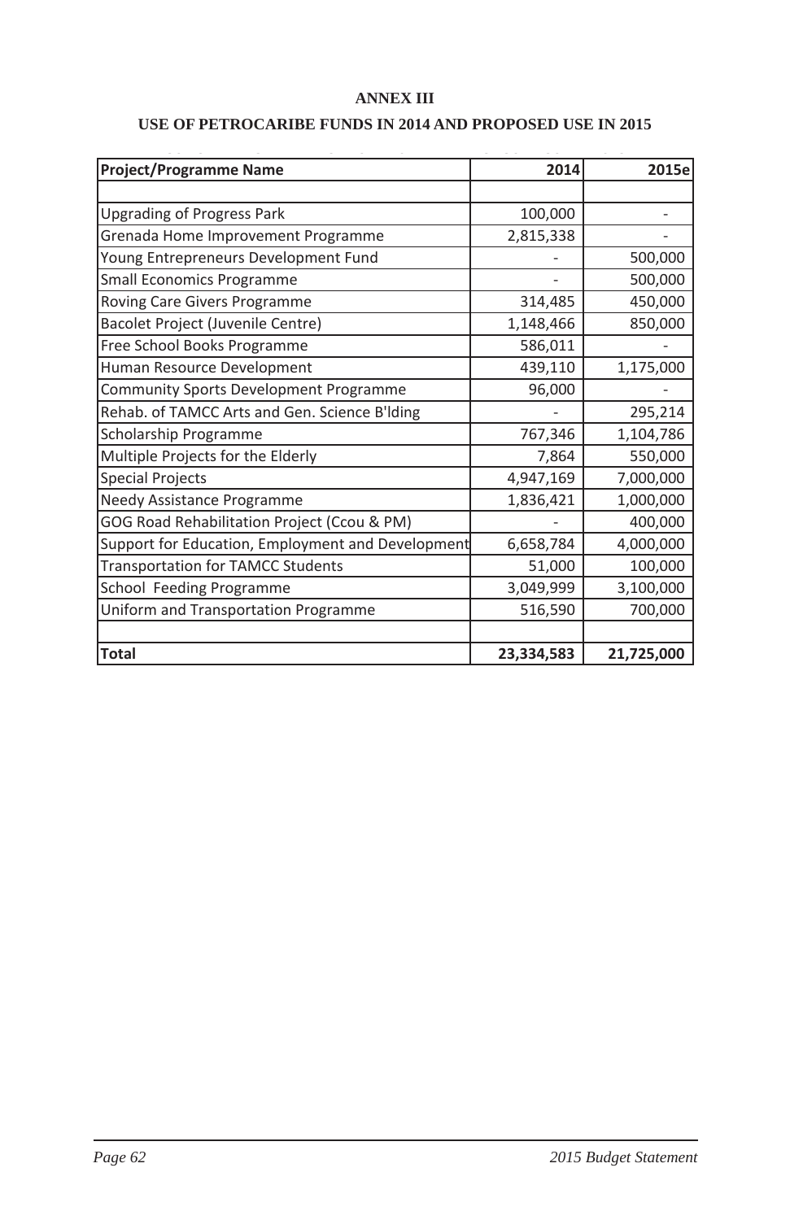# ANNEX III

## USE OF PETROCARIBE FUNDS IN 2014 AND PROPOSED USE IN 2015

| Project/Programme Name | 2014 | 2015e |
|---|---|---|
| | | |
| Upgrading of Progress Park | 100,000 | - |
| Grenada Home Improvement Programme | 2,815,338 | - |
| Young Entrepreneurs Development Fund | - | 500,000 |
| Small Economics Programme | - | 500,000 |
| Roving Care Givers Programme | 314,485 | 450,000 |
| Bacolet Project (Juvenile Centre) | 1,148,466 | 850,000 |
| Free School Books Programme | 586,011 | - |
| Human Resource Development | 439,110 | 1,175,000 |
| Community Sports Development Programme | 96,000 | - |
| Rehab. of TAMCC Arts and Gen. Science B'lding | - | 295,214 |
| Scholarship Programme | 767,346 | 1,104,786 |
| Multiple Projects for the Elderly | 7,864 | 550,000 |
| Special Projects | 4,947,169 | 7,000,000 |
| Needy Assistance Programme | 1,836,421 | 1,000,000 |
| GOG Road Rehabilitation Project (Ccou & PM) | - | 400,000 |
| Support for Education, Employment and Development | 6,658,784 | 4,000,000 |
| Transportation for TAMCC Students | 51,000 | 100,000 |
| School Feeding Programme | 3,049,999 | 3,100,000 |
| Uniform and Transportation Programme | 516,590 | 700,000 |
| | | |
| **Total** | **23,334,583** | **21,725,000** |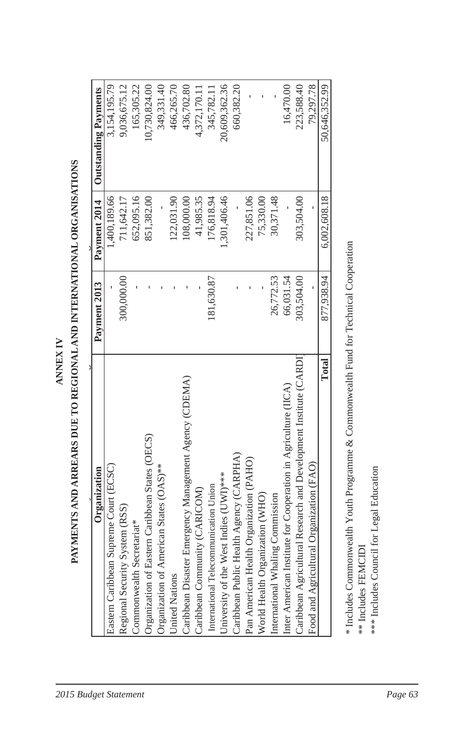# ANNEX IV

## PAYMENTS AND ARREARS DUE TO REGIONAL AND INTERNATIONAL ORGANISATIONS

| Organization | Payment 2013 | Payment 2014 | Outstanding Payments |
|---|---|---|---|
| Eastern Caribbean Supreme Court (ECSC) | - | 1,400,189.66 | 3,154,195.79 |
| Regional Security System (RSS) | 300,000.00 | 711,642.17 | 9,036,675.12 |
| Commonwealth Secretariat* | - | 652,095.16 | 165,305.22 |
| Organization of Eastern Caribbean States (OECS) | - | 851,382.00 | 10,730,824.00 |
| Organization of American States (OAS)** | - | - | 349,331.40 |
| United Nations | - | 122,031.90 | 466,265.70 |
| Caribbean Disaster Emergency Management Agency (CDEMA) | - | 108,000.00 | 436,702.80 |
| Caribbean Community (CARICOM) | - | 41,985.35 | 4,372,170.11 |
| International Telecommunication Union | 181,630.87 | 176,818.94 | 345,782.11 |
| University of the West Indies (UWI)*** | - | 1,301,406.46 | 20,609,362.36 |
| Caribbean Public Health Agency (CARPHA) | - | - | 660,382.20 |
| Pan American Health Organization (PAHO) | - | 227,851.06 | - |
| World Health Organization (WHO) | - | 75,330.00 | - |
| International Whaling Commission | 26,772.53 | 30,371.48 | - |
| Inter American Institute for Cooperation in Agriculture (IICA) | 66,031.54 | - | 16,470.00 |
| Caribbean Agricultural Research and Development Institute (CARDI) | 303,504.00 | 303,504.00 | 223,588.40 |
| Food and Agricultural Organization (FAO) | - | - | 79,297.78 |
| **Total** | 877,938.94 | 6,002,608.18 | 50,646,352.99 |

\* Includes Commonwealth Youth Programme & Commonwealth Fund for Technical Cooperation

** Includes FEMCIDI

*** Includes Council for Legal Education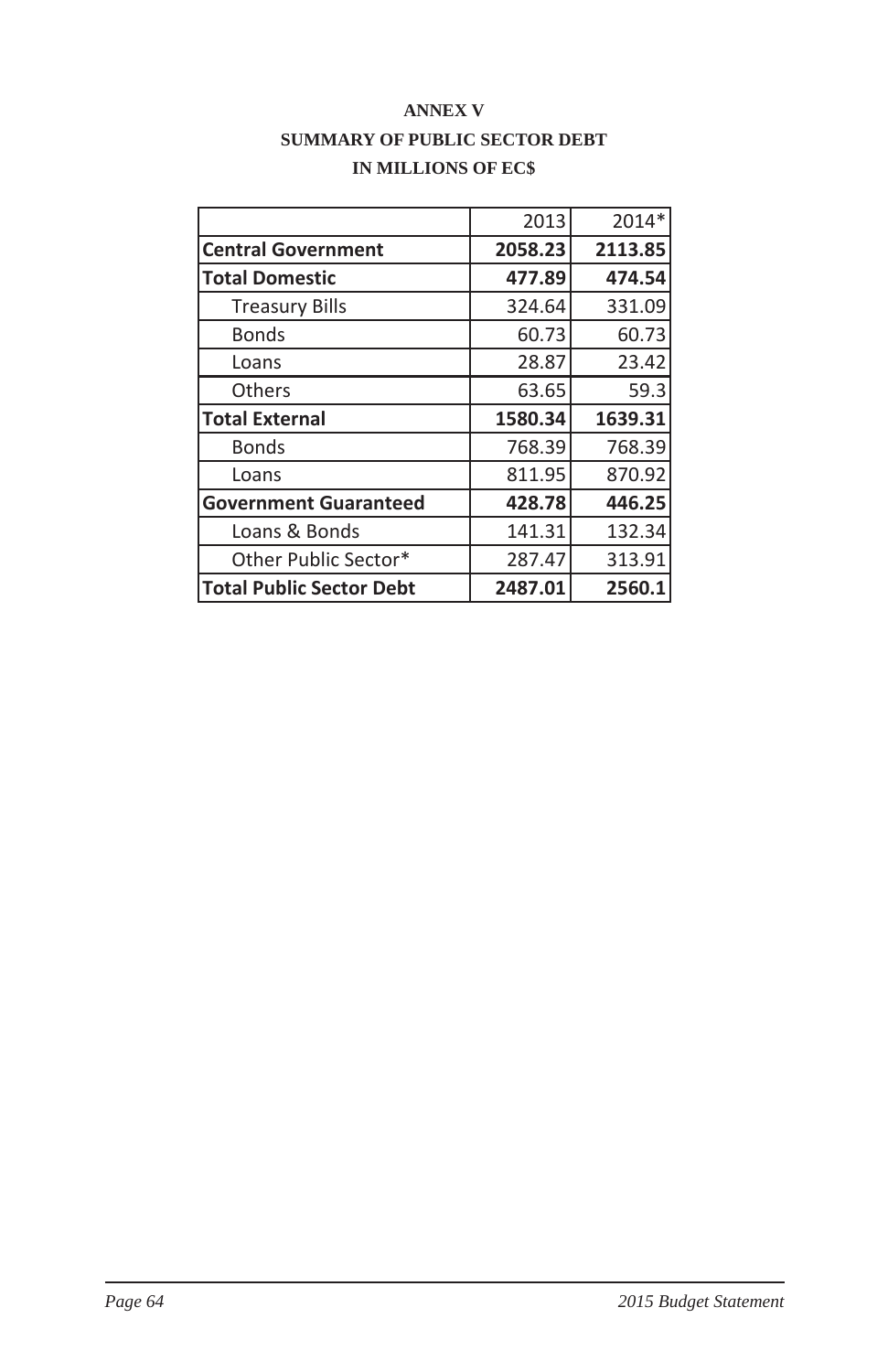# ANNEX V

## SUMMARY OF PUBLIC SECTOR DEBT

## IN MILLIONS OF EC$

| | 2013 | 2014* |
|---|---|---|
| **Central Government** | **2058.23** | **2113.85** |
| **Total Domestic** | **477.89** | **474.54** |
| Treasury Bills | 324.64 | 331.09 |
| Bonds | 60.73 | 60.73 |
| Loans | 28.87 | 23.42 |
| Others | 63.65 | 59.3 |
| **Total External** | **1580.34** | **1639.31** |
| Bonds | 768.39 | 768.39 |
| Loans | 811.95 | 870.92 |
| **Government Guaranteed** | **428.78** | **446.25** |
| Loans & Bonds | 141.31 | 132.34 |
| Other Public Sector* | 287.47 | 313.91 |
| **Total Public Sector Debt** | **2487.01** | **2560.1** |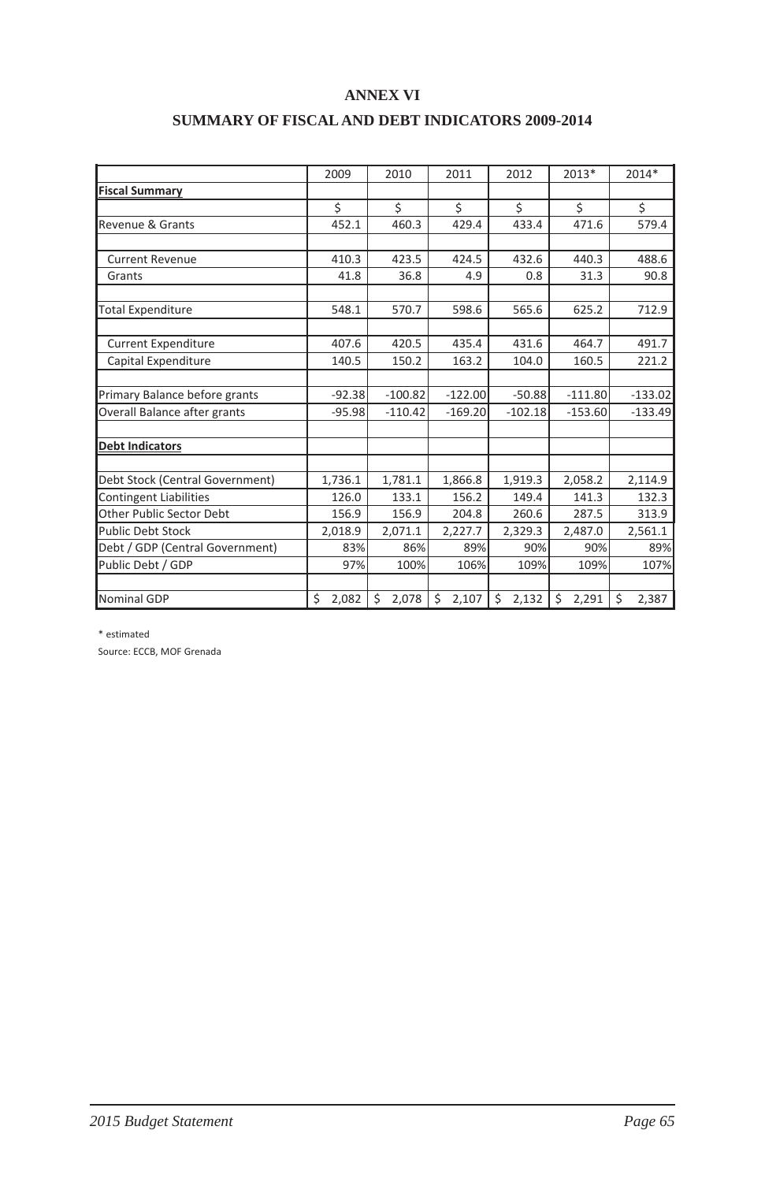# ANNEX VI

## SUMMARY OF FISCAL AND DEBT INDICATORS 2009-2014

| | 2009 | 2010 | 2011 | 2012 | 2013* | 2014* |
|---|---|---|---|---|---|---|
| **Fiscal Summary** | | | | | | |
| | $ | $ | $ | $ | $ | $ |
| Revenue & Grants | 452.1 | 460.3 | 429.4 | 433.4 | 471.6 | 579.4 |
| | | | | | | |
| Current Revenue | 410.3 | 423.5 | 424.5 | 432.6 | 440.3 | 488.6 |
| Grants | 41.8 | 36.8 | 4.9 | 0.8 | 31.3 | 90.8 |
| | | | | | | |
| Total Expenditure | 548.1 | 570.7 | 598.6 | 565.6 | 625.2 | 712.9 |
| | | | | | | |
| Current Expenditure | 407.6 | 420.5 | 435.4 | 431.6 | 464.7 | 491.7 |
| Capital Expenditure | 140.5 | 150.2 | 163.2 | 104.0 | 160.5 | 221.2 |
| | | | | | | |
| Primary Balance before grants | -92.38 | -100.82 | -122.00 | -50.88 | -111.80 | -133.02 |
| Overall Balance after grants | -95.98 | -110.42 | -169.20 | -102.18 | -153.60 | -133.49 |
| | | | | | | |
| **Debt Indicators** | | | | | | |
| | | | | | | |
| Debt Stock (Central Government) | 1,736.1 | 1,781.1 | 1,866.8 | 1,919.3 | 2,058.2 | 2,114.9 |
| Contingent Liabilities | 126.0 | 133.1 | 156.2 | 149.4 | 141.3 | 132.3 |
| Other Public Sector Debt | 156.9 | 156.9 | 204.8 | 260.6 | 287.5 | 313.9 |
| Public Debt Stock | 2,018.9 | 2,071.1 | 2,227.7 | 2,329.3 | 2,487.0 | 2,561.1 |
| Debt / GDP (Central Government) | 83% | 86% | 89% | 90% | 90% | 89% |
| Public Debt / GDP | 97% | 100% | 106% | 109% | 109% | 107% |
| | | | | | | |
| Nominal GDP | $ 2,082 | $ 2,078 | $ 2,107 | $ 2,132 | $ 2,291 | $ 2,387 |

\* estimated

Source: ECCB, MOF Grenada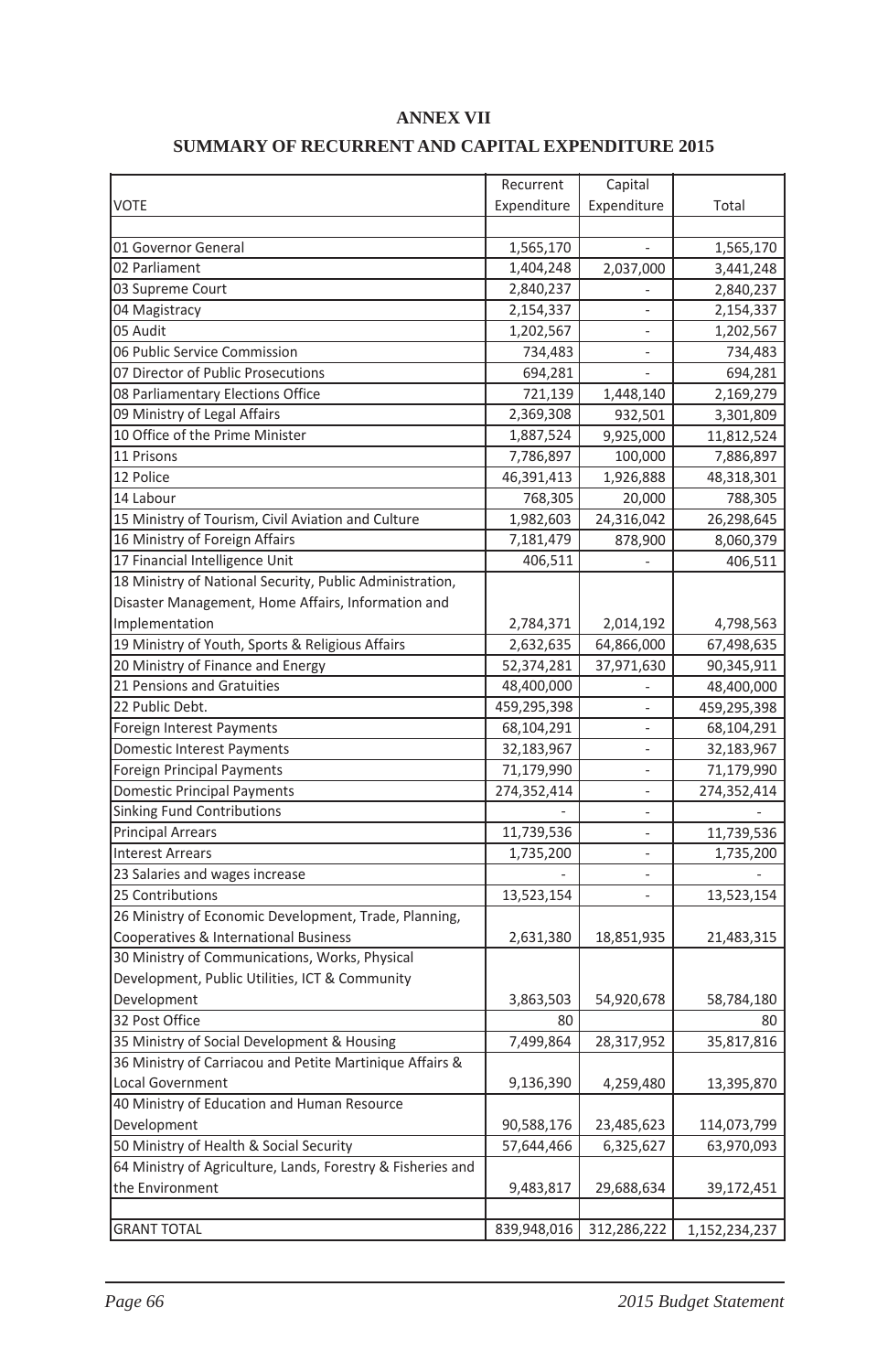## ANNEX VII

### SUMMARY OF RECURRENT AND CAPITAL EXPENDITURE 2015

| VOTE | Recurrent Expenditure | Capital Expenditure | Total |
|---|---|---|---|
| 01 Governor General | 1,565,170 | - | 1,565,170 |
| 02 Parliament | 1,404,248 | 2,037,000 | 3,441,248 |
| 03 Supreme Court | 2,840,237 | - | 2,840,237 |
| 04 Magistracy | 2,154,337 | - | 2,154,337 |
| 05 Audit | 1,202,567 | - | 1,202,567 |
| 06 Public Service Commission | 734,483 | - | 734,483 |
| 07 Director of Public Prosecutions | 694,281 | - | 694,281 |
| 08 Parliamentary Elections Office | 721,139 | 1,448,140 | 2,169,279 |
| 09 Ministry of Legal Affairs | 2,369,308 | 932,501 | 3,301,809 |
| 10 Office of the Prime Minister | 1,887,524 | 9,925,000 | 11,812,524 |
| 11 Prisons | 7,786,897 | 100,000 | 7,886,897 |
| 12 Police | 46,391,413 | 1,926,888 | 48,318,301 |
| 14 Labour | 768,305 | 20,000 | 788,305 |
| 15 Ministry of Tourism, Civil Aviation and Culture | 1,982,603 | 24,316,042 | 26,298,645 |
| 16 Ministry of Foreign Affairs | 7,181,479 | 878,900 | 8,060,379 |
| 17 Financial Intelligence Unit | 406,511 | - | 406,511 |
| 18 Ministry of National Security, Public Administration, Disaster Management, Home Affairs, Information and Implementation | 2,784,371 | 2,014,192 | 4,798,563 |
| 19 Ministry of Youth, Sports & Religious Affairs | 2,632,635 | 64,866,000 | 67,498,635 |
| 20 Ministry of Finance and Energy | 52,374,281 | 37,971,630 | 90,345,911 |
| 21 Pensions and Gratuities | 48,400,000 | - | 48,400,000 |
| 22 Public Debt. | 459,295,398 | - | 459,295,398 |
| Foreign Interest Payments | 68,104,291 | - | 68,104,291 |
| Domestic Interest Payments | 32,183,967 | - | 32,183,967 |
| Foreign Principal Payments | 71,179,990 | - | 71,179,990 |
| Domestic Principal Payments | 274,352,414 | - | 274,352,414 |
| Sinking Fund Contributions | - | - | - |
| Principal Arrears | 11,739,536 | - | 11,739,536 |
| Interest Arrears | 1,735,200 | - | 1,735,200 |
| 23 Salaries and wages increase | - | - | - |
| 25 Contributions | 13,523,154 | - | 13,523,154 |
| 26 Ministry of Economic Development, Trade, Planning, Cooperatives & International Business | 2,631,380 | 18,851,935 | 21,483,315 |
| 30 Ministry of Communications, Works, Physical Development, Public Utilities, ICT & Community Development | 3,863,503 | 54,920,678 | 58,784,180 |
| 32 Post Office | 80 | | 80 |
| 35 Ministry of Social Development & Housing | 7,499,864 | 28,317,952 | 35,817,816 |
| 36 Ministry of Carriacou and Petite Martinique Affairs & Local Government | 9,136,390 | 4,259,480 | 13,395,870 |
| 40 Ministry of Education and Human Resource Development | 90,588,176 | 23,485,623 | 114,073,799 |
| 50 Ministry of Health & Social Security | 57,644,466 | 6,325,627 | 63,970,093 |
| 64 Ministry of Agriculture, Lands, Forestry & Fisheries and the Environment | 9,483,817 | 29,688,634 | 39,172,451 |
| | | | |
| GRANT TOTAL | 839,948,016 | 312,286,222 | 1,152,234,237 |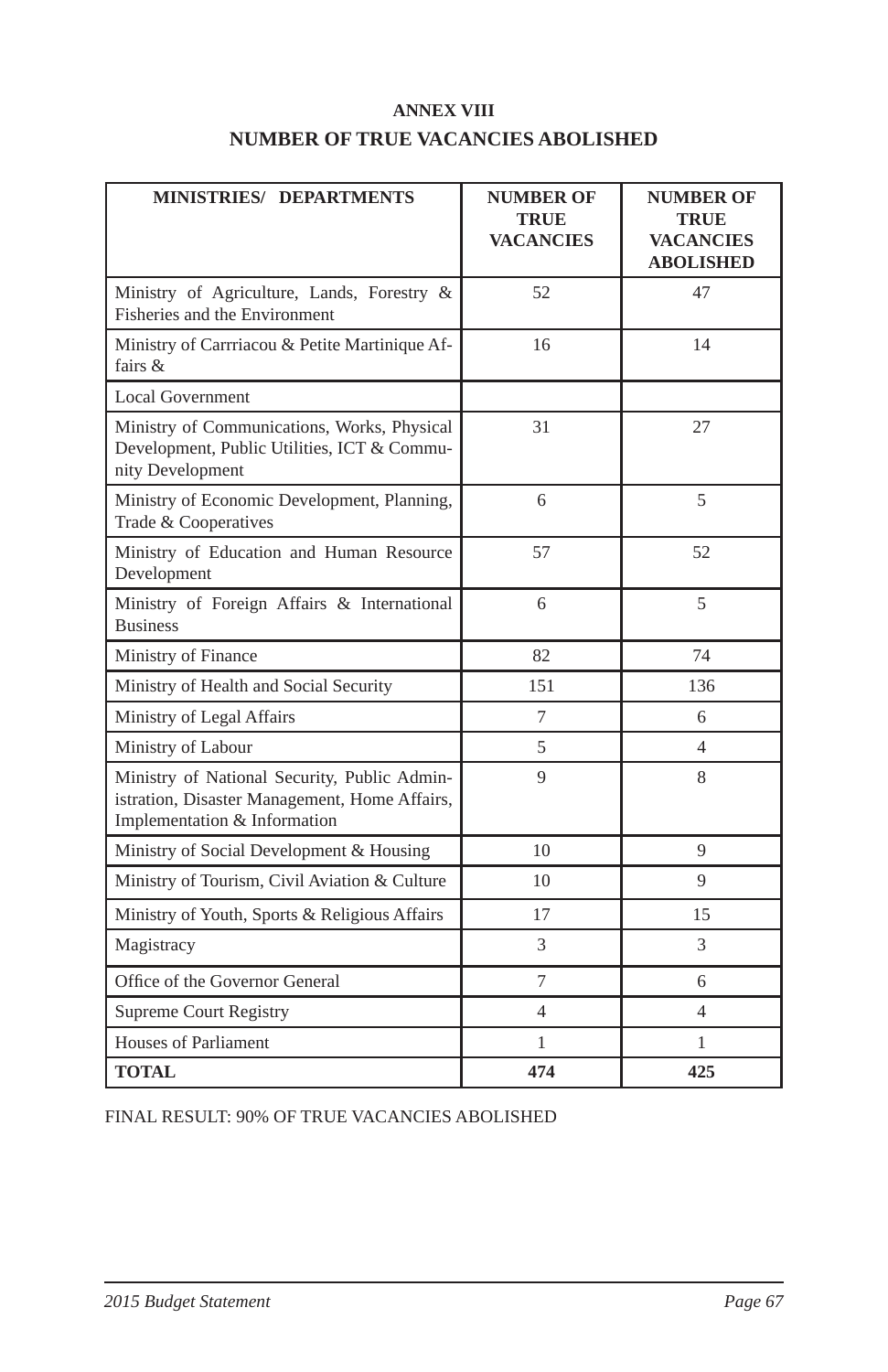## ANNEX VIII

## NUMBER OF TRUE VACANCIES ABOLISHED

| MINISTRIES/ DEPARTMENTS | NUMBER OF TRUE VACANCIES | NUMBER OF TRUE VACANCIES ABOLISHED |
|---|---|---|
| Ministry of Agriculture, Lands, Forestry & Fisheries and the Environment | 52 | 47 |
| Ministry of Carrriacou & Petite Martinique Affairs & | 16 | 14 |
| Local Government | | |
| Ministry of Communications, Works, Physical Development, Public Utilities, ICT & Community Development | 31 | 27 |
| Ministry of Economic Development, Planning, Trade & Cooperatives | 6 | 5 |
| Ministry of Education and Human Resource Development | 57 | 52 |
| Ministry of Foreign Affairs & International Business | 6 | 5 |
| Ministry of Finance | 82 | 74 |
| Ministry of Health and Social Security | 151 | 136 |
| Ministry of Legal Affairs | 7 | 6 |
| Ministry of Labour | 5 | 4 |
| Ministry of National Security, Public Administration, Disaster Management, Home Affairs, Implementation & Information | 9 | 8 |
| Ministry of Social Development & Housing | 10 | 9 |
| Ministry of Tourism, Civil Aviation & Culture | 10 | 9 |
| Ministry of Youth, Sports & Religious Affairs | 17 | 15 |
| Magistracy | 3 | 3 |
| Office of the Governor General | 7 | 6 |
| Supreme Court Registry | 4 | 4 |
| Houses of Parliament | 1 | 1 |
| **TOTAL** | **474** | **425** |

FINAL RESULT: 90% OF TRUE VACANCIES ABOLISHED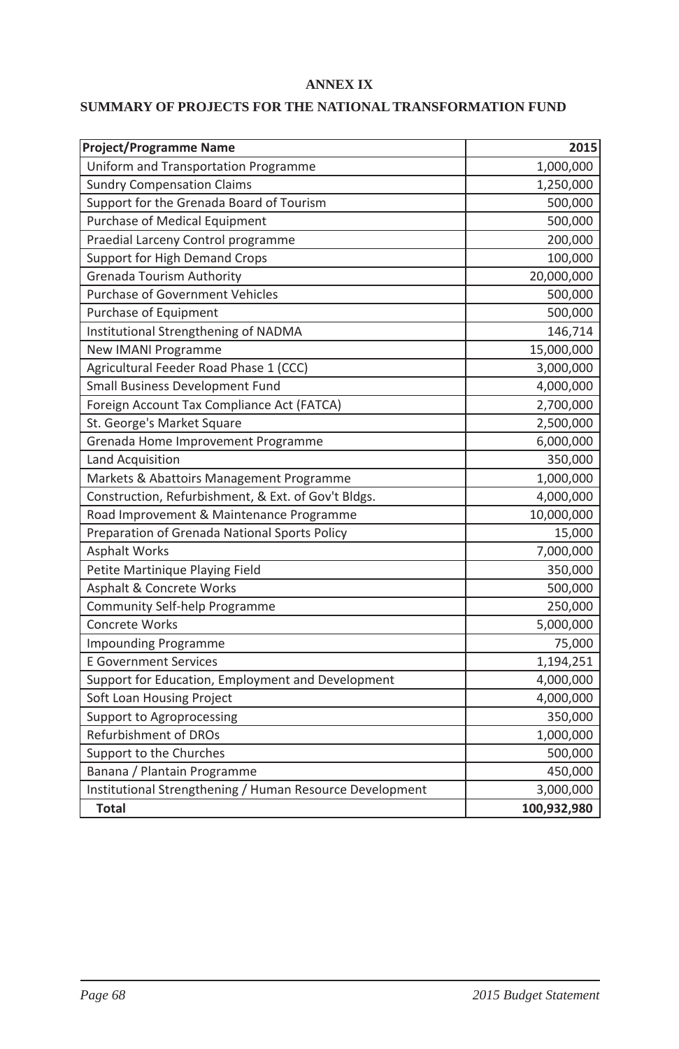# ANNEX IX

## SUMMARY OF PROJECTS FOR THE NATIONAL TRANSFORMATION FUND

| Project/Programme Name | 2015 |
|---|---:|
| Uniform and Transportation Programme | 1,000,000 |
| Sundry Compensation Claims | 1,250,000 |
| Support for the Grenada Board of Tourism | 500,000 |
| Purchase of Medical Equipment | 500,000 |
| Praedial Larceny Control programme | 200,000 |
| Support for High Demand Crops | 100,000 |
| Grenada Tourism Authority | 20,000,000 |
| Purchase of Government Vehicles | 500,000 |
| Purchase of Equipment | 500,000 |
| Institutional Strengthening of NADMA | 146,714 |
| New IMANI Programme | 15,000,000 |
| Agricultural Feeder Road Phase 1 (CCC) | 3,000,000 |
| Small Business Development Fund | 4,000,000 |
| Foreign Account Tax Compliance Act (FATCA) | 2,700,000 |
| St. George's Market Square | 2,500,000 |
| Grenada Home Improvement Programme | 6,000,000 |
| Land Acquisition | 350,000 |
| Markets & Abattoirs Management Programme | 1,000,000 |
| Construction, Refurbishment, & Ext. of Gov't Bldgs. | 4,000,000 |
| Road Improvement & Maintenance Programme | 10,000,000 |
| Preparation of Grenada National Sports Policy | 15,000 |
| Asphalt Works | 7,000,000 |
| Petite Martinique Playing Field | 350,000 |
| Asphalt & Concrete Works | 500,000 |
| Community Self-help Programme | 250,000 |
| Concrete Works | 5,000,000 |
| Impounding Programme | 75,000 |
| E Government Services | 1,194,251 |
| Support for Education, Employment and Development | 4,000,000 |
| Soft Loan Housing Project | 4,000,000 |
| Support to Agroprocessing | 350,000 |
| Refurbishment of DROs | 1,000,000 |
| Support to the Churches | 500,000 |
| Banana / Plantain Programme | 450,000 |
| Institutional Strengthening / Human Resource Development | 3,000,000 |
| **Total** | **100,932,980** |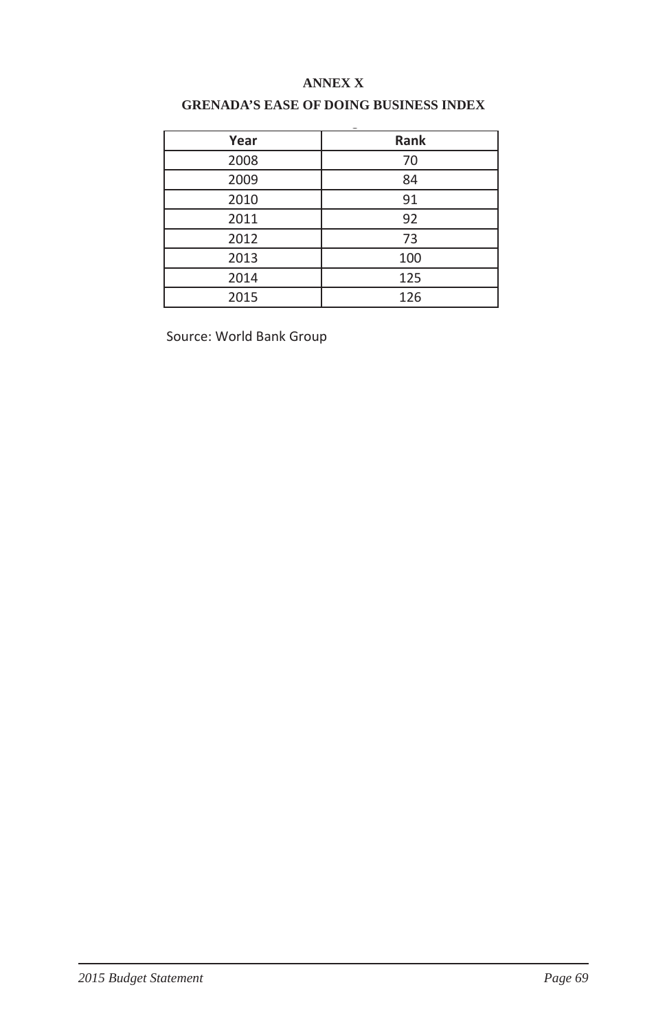## ANNEX X

## GRENADA'S EASE OF DOING BUSINESS INDEX

| Year | Rank |
|---|---|
| 2008 | 70 |
| 2009 | 84 |
| 2010 | 91 |
| 2011 | 92 |
| 2012 | 73 |
| 2013 | 100 |
| 2014 | 125 |
| 2015 | 126 |

Source: World Bank Group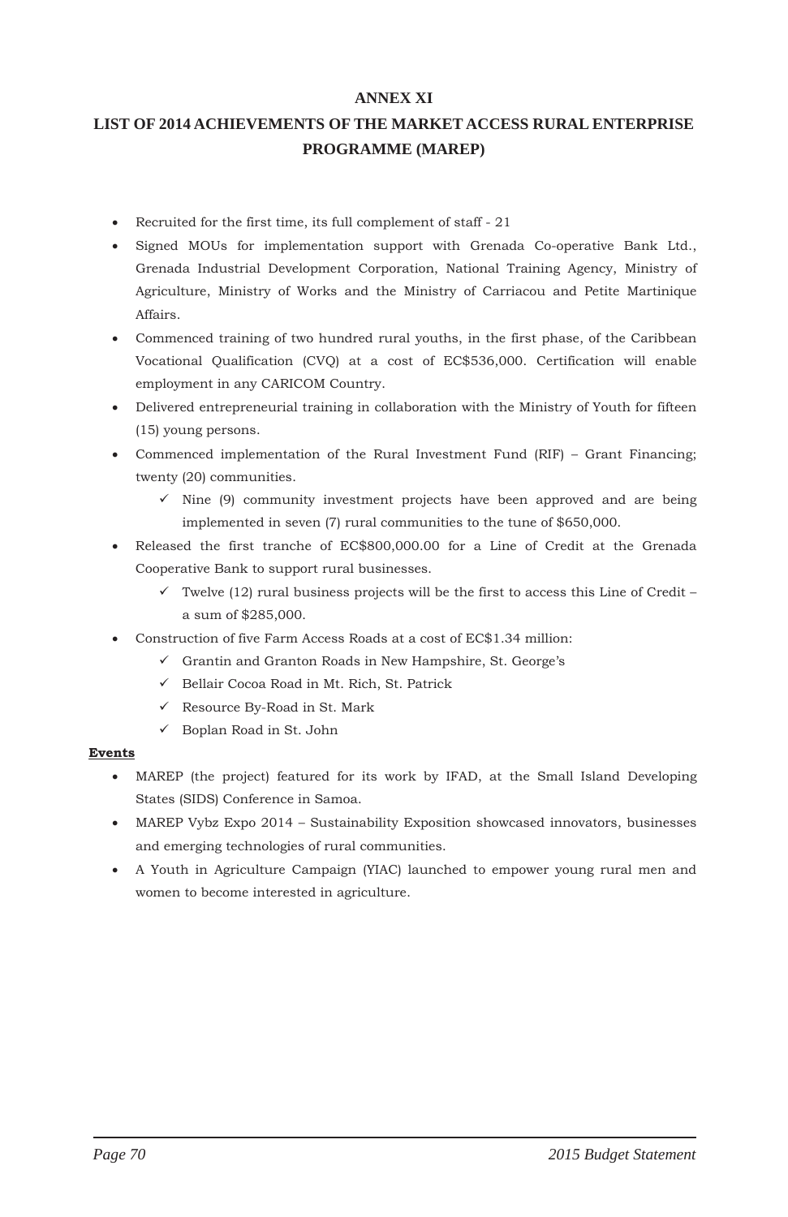# ANNEX XI

## LIST OF 2014 ACHIEVEMENTS OF THE MARKET ACCESS RURAL ENTERPRISE PROGRAMME (MAREP)

- Recruited for the first time, its full complement of staff - 21
- Signed MOUs for implementation support with Grenada Co-operative Bank Ltd., Grenada Industrial Development Corporation, National Training Agency, Ministry of Agriculture, Ministry of Works and the Ministry of Carriacou and Petite Martinique Affairs.
- Commenced training of two hundred rural youths, in the first phase, of the Caribbean Vocational Qualification (CVQ) at a cost of EC$536,000. Certification will enable employment in any CARICOM Country.
- Delivered entrepreneurial training in collaboration with the Ministry of Youth for fifteen (15) young persons.
- Commenced implementation of the Rural Investment Fund (RIF) – Grant Financing; twenty (20) communities.
  - ✓ Nine (9) community investment projects have been approved and are being implemented in seven (7) rural communities to the tune of $650,000.
- Released the first tranche of EC$800,000.00 for a Line of Credit at the Grenada Cooperative Bank to support rural businesses.
  - ✓ Twelve (12) rural business projects will be the first to access this Line of Credit – a sum of $285,000.
- Construction of five Farm Access Roads at a cost of EC$1.34 million:
  - ✓ Grantin and Granton Roads in New Hampshire, St. George's
  - ✓ Bellair Cocoa Road in Mt. Rich, St. Patrick
  - ✓ Resource By-Road in St. Mark
  - ✓ Boplan Road in St. John

**Events**

- MAREP (the project) featured for its work by IFAD, at the Small Island Developing States (SIDS) Conference in Samoa.
- MAREP Vybz Expo 2014 – Sustainability Exposition showcased innovators, businesses and emerging technologies of rural communities.
- A Youth in Agriculture Campaign (YIAC) launched to empower young rural men and women to become interested in agriculture.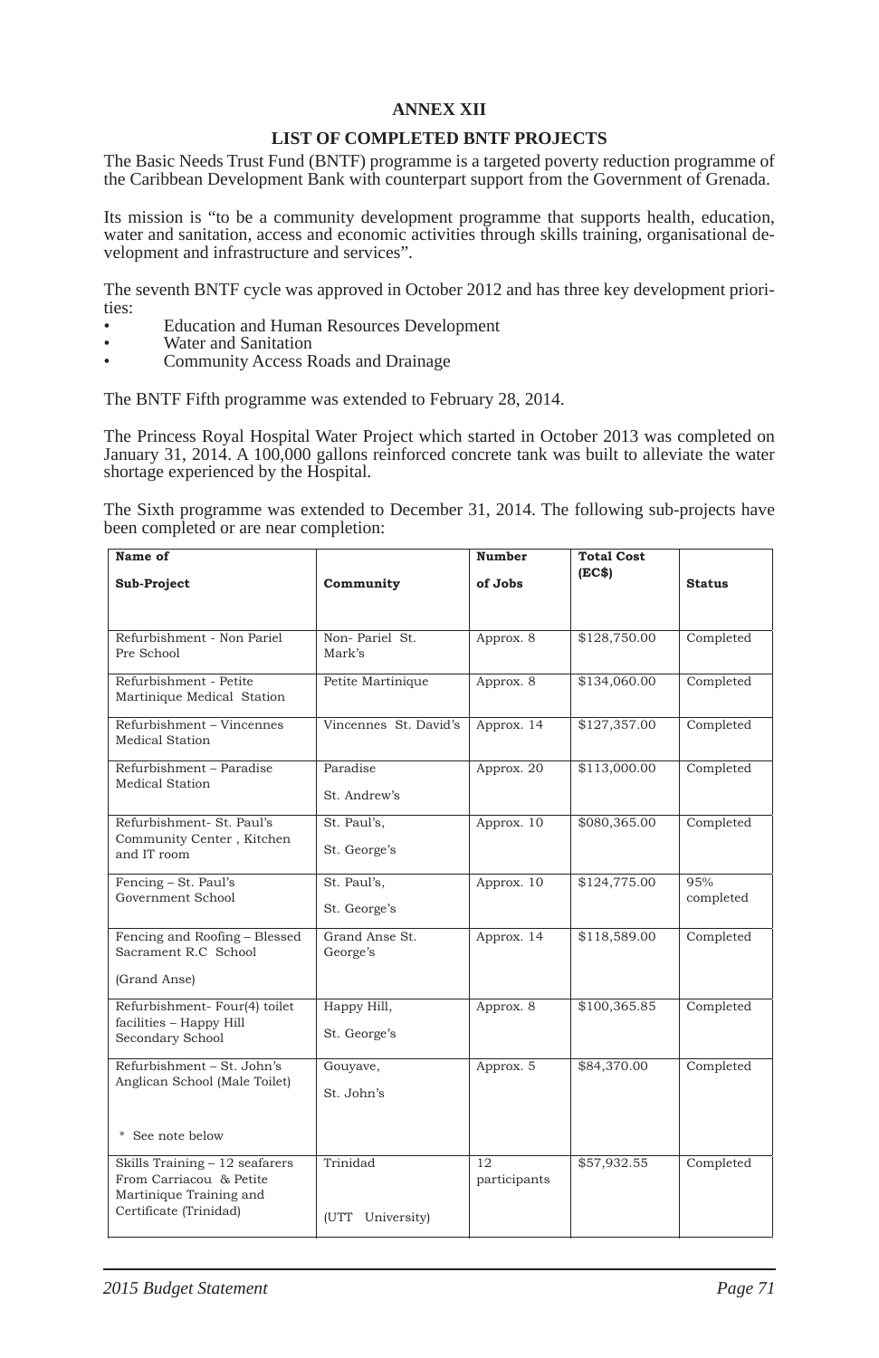# ANNEX XII

## LIST OF COMPLETED BNTF PROJECTS

The Basic Needs Trust Fund (BNTF) programme is a targeted poverty reduction programme of the Caribbean Development Bank with counterpart support from the Government of Grenada.

Its mission is "to be a community development programme that supports health, education, water and sanitation, access and economic activities through skills training, organisational development and infrastructure and services".

The seventh BNTF cycle was approved in October 2012 and has three key development priorities:

- Education and Human Resources Development
- Water and Sanitation
- Community Access Roads and Drainage

The BNTF Fifth programme was extended to February 28, 2014.

The Princess Royal Hospital Water Project which started in October 2013 was completed on January 31, 2014. A 100,000 gallons reinforced concrete tank was built to alleviate the water shortage experienced by the Hospital.

The Sixth programme was extended to December 31, 2014. The following sub-projects have been completed or are near completion:

| Name of Sub-Project | Community | Number of Jobs | Total Cost (EC$) | Status |
|---|---|---|---|---|
| Refurbishment - Non Pariel Pre School | Non- Pariel St. Mark's | Approx. 8 | $128,750.00 | Completed |
| Refurbishment - Petite Martinique Medical Station | Petite Martinique | Approx. 8 | $134,060.00 | Completed |
| Refurbishment – Vincennes Medical Station | Vincennes St. David's | Approx. 14 | $127,357.00 | Completed |
| Refurbishment – Paradise Medical Station | Paradise St. Andrew's | Approx. 20 | $113,000.00 | Completed |
| Refurbishment- St. Paul's Community Center , Kitchen and IT room | St. Paul's, St. George's | Approx. 10 | $080,365.00 | Completed |
| Fencing – St. Paul's Government School | St. Paul's, St. George's | Approx. 10 | $124,775.00 | 95% completed |
| Fencing and Roofing – Blessed Sacrament R.C School (Grand Anse) | Grand Anse St. George's | Approx. 14 | $118,589.00 | Completed |
| Refurbishment- Four(4) toilet facilities – Happy Hill Secondary School | Happy Hill, St. George's | Approx. 8 | $100,365.85 | Completed |
| Refurbishment – St. John's Anglican School (Male Toilet) * See note below | Gouyave, St. John's | Approx. 5 | $84,370.00 | Completed |
| Skills Training – 12 seafarers From Carriacou & Petite Martinique Training and Certificate (Trinidad) | Trinidad (UTT University) | 12 participants | $57,932.55 | Completed |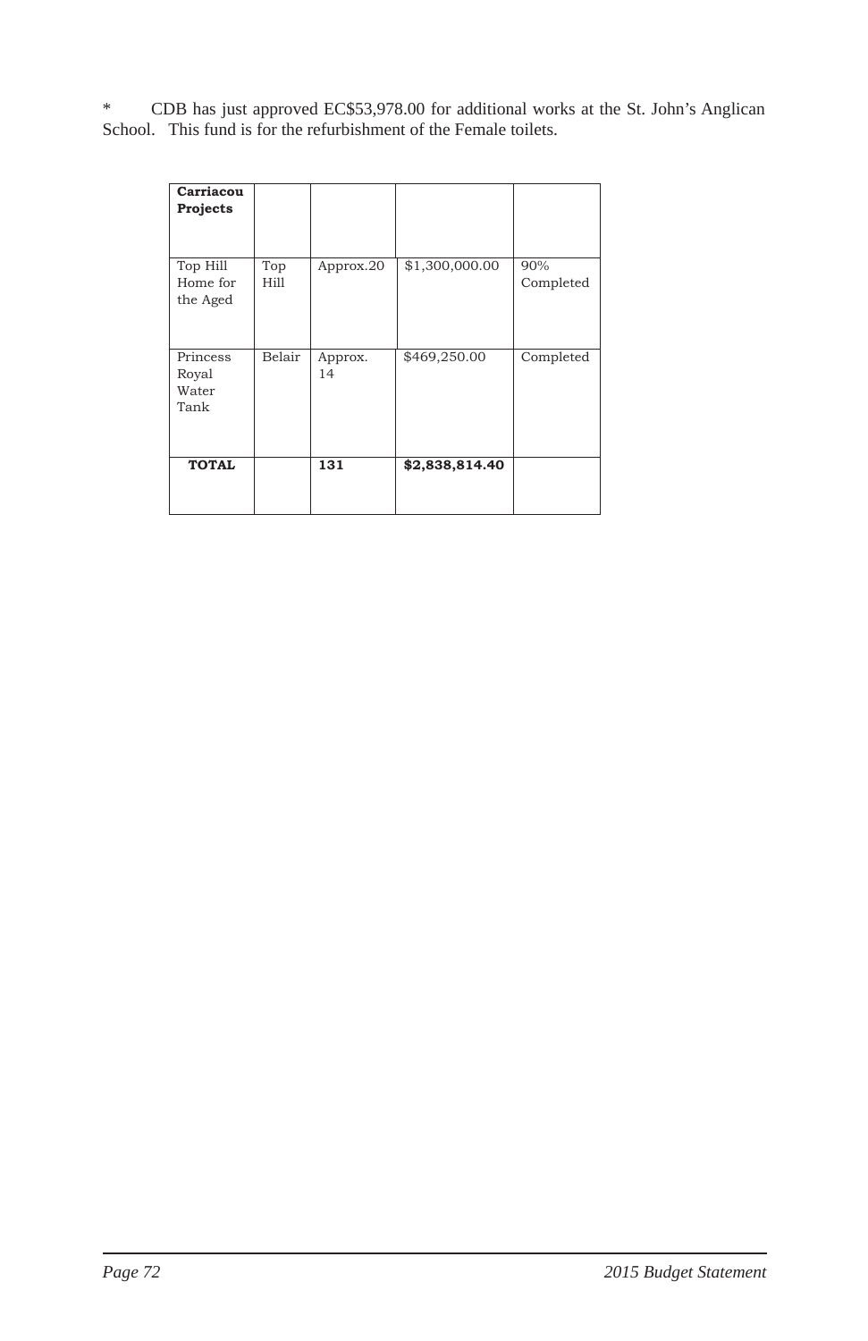* CDB has just approved EC$53,978.00 for additional works at the St. John's Anglican School. This fund is for the refurbishment of the Female toilets.

| **Carriacou Projects** | | | | |
|---|---|---|---|---|
| Top Hill Home for the Aged | Top Hill | Approx.20 | $1,300,000.00 | 90% Completed |
| Princess Royal Water Tank | Belair | Approx. 14 | $469,250.00 | Completed |
| **TOTAL** | | **131** | **$2,838,814.40** | |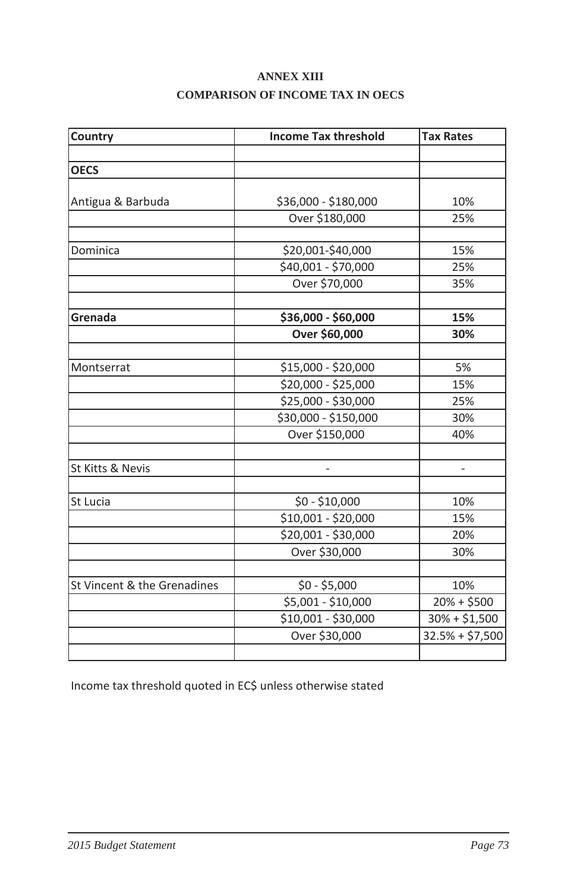**ANNEX XIII**

**COMPARISON OF INCOME TAX IN OECS**

| Country | Income Tax threshold | Tax Rates |
|---|---|---|
| | | |
| **OECS** | | |
| Antigua & Barbuda | $36,000 - $180,000 | 10% |
| | Over $180,000 | 25% |
| | | |
| Dominica | $20,001-$40,000 | 15% |
| | $40,001 - $70,000 | 25% |
| | Over $70,000 | 35% |
| | | |
| **Grenada** | **$36,000 - $60,000** | **15%** |
| | **Over $60,000** | **30%** |
| | | |
| Montserrat | $15,000 - $20,000 | 5% |
| | $20,000 - $25,000 | 15% |
| | $25,000 - $30,000 | 25% |
| | $30,000 - $150,000 | 30% |
| | Over $150,000 | 40% |
| | | |
| St Kitts & Nevis | - | - |
| | | |
| St Lucia | $0 - $10,000 | 10% |
| | $10,001 - $20,000 | 15% |
| | $20,001 - $30,000 | 20% |
| | Over $30,000 | 30% |
| | | |
| St Vincent & the Grenadines | $0 - $5,000 | 10% |
| | $5,001 - $10,000 | 20% + $500 |
| | $10,001 - $30,000 | 30% + $1,500 |
| | Over $30,000 | 32.5% + $7,500 |
| | | |

Income tax threshold quoted in EC$ unless otherwise stated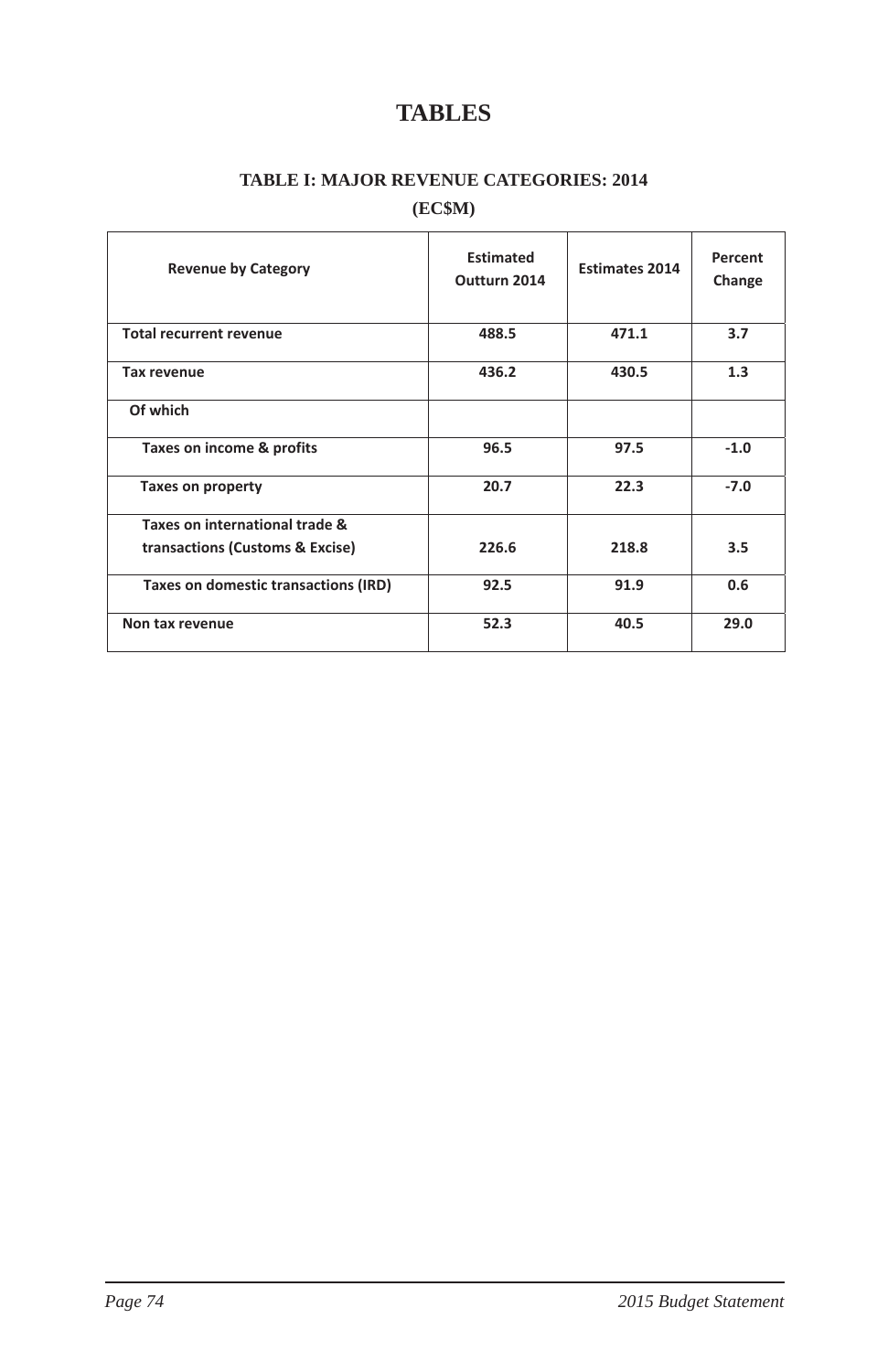# TABLES

### TABLE I: MAJOR REVENUE CATEGORIES: 2014

**(EC$M)**

| Revenue by Category | Estimated Outturn 2014 | Estimates 2014 | Percent Change |
|---|---|---|---|
| **Total recurrent revenue** | **488.5** | **471.1** | **3.7** |
| **Tax revenue** | **436.2** | **430.5** | **1.3** |
| **Of which** | | | |
| **Taxes on income & profits** | **96.5** | **97.5** | **-1.0** |
| **Taxes on property** | **20.7** | **22.3** | **-7.0** |
| **Taxes on international trade & transactions (Customs & Excise)** | **226.6** | **218.8** | **3.5** |
| **Taxes on domestic transactions (IRD)** | **92.5** | **91.9** | **0.6** |
| **Non tax revenue** | **52.3** | **40.5** | **29.0** |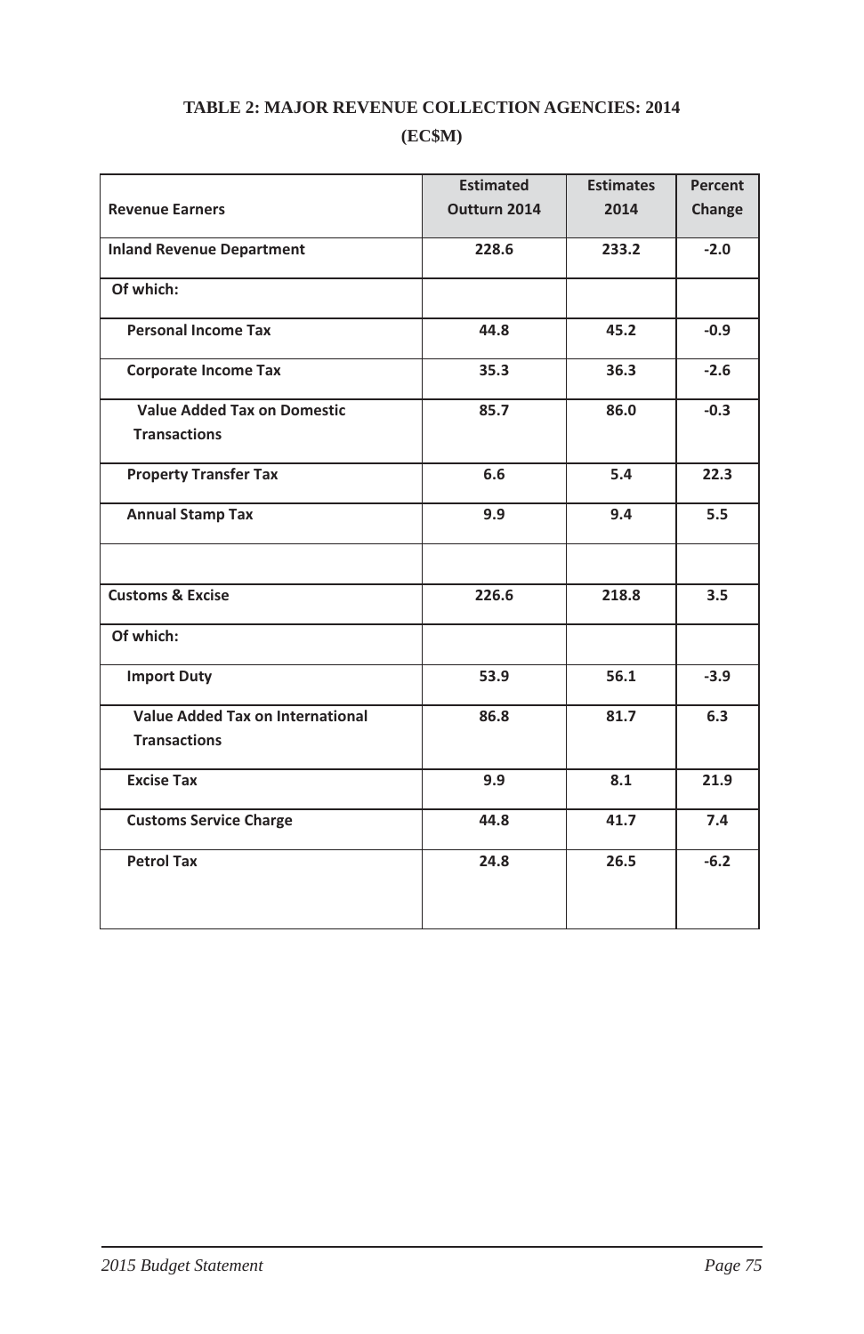**TABLE 2: MAJOR REVENUE COLLECTION AGENCIES: 2014**

**(EC$M)**

| Revenue Earners | Estimated Outturn 2014 | Estimates 2014 | Percent Change |
|---|---|---|---|
| **Inland Revenue Department** | **228.6** | **233.2** | **-2.0** |
| **Of which:** | | | |
| **Personal Income Tax** | **44.8** | **45.2** | **-0.9** |
| **Corporate Income Tax** | **35.3** | **36.3** | **-2.6** |
| **Value Added Tax on Domestic Transactions** | **85.7** | **86.0** | **-0.3** |
| **Property Transfer Tax** | **6.6** | **5.4** | **22.3** |
| **Annual Stamp Tax** | **9.9** | **9.4** | **5.5** |
| | | | |
| **Customs & Excise** | **226.6** | **218.8** | **3.5** |
| **Of which:** | | | |
| **Import Duty** | **53.9** | **56.1** | **-3.9** |
| **Value Added Tax on International Transactions** | **86.8** | **81.7** | **6.3** |
| **Excise Tax** | **9.9** | **8.1** | **21.9** |
| **Customs Service Charge** | **44.8** | **41.7** | **7.4** |
| **Petrol Tax** | **24.8** | **26.5** | **-6.2** |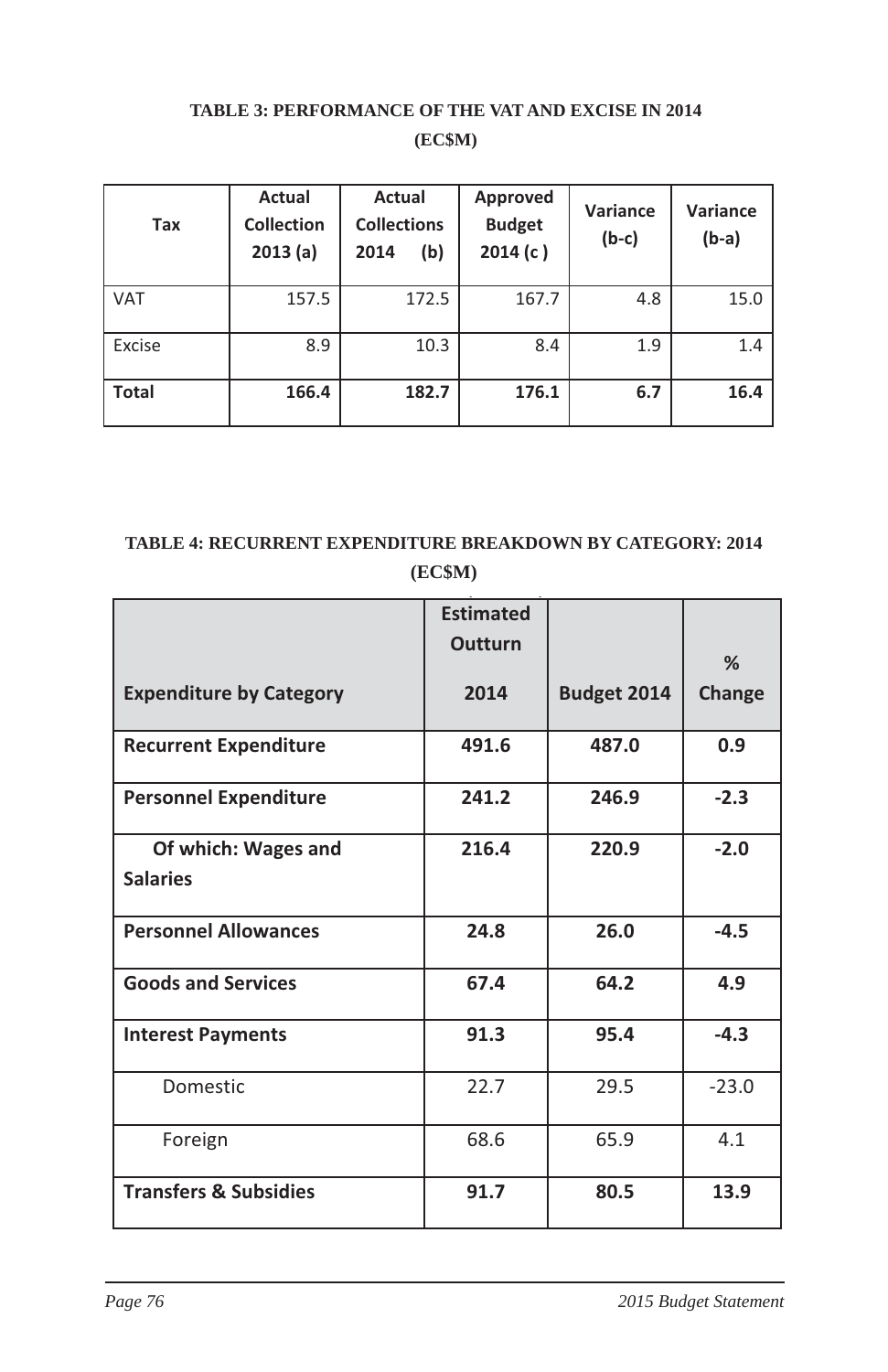**TABLE 3: PERFORMANCE OF THE VAT AND EXCISE IN 2014**

**(EC$M)**

| Tax | Actual Collection 2013 (a) | Actual Collections 2014 (b) | Approved Budget 2014 (c ) | Variance (b-c) | Variance (b-a) |
|---|---|---|---|---|---|
| VAT | 157.5 | 172.5 | 167.7 | 4.8 | 15.0 |
| Excise | 8.9 | 10.3 | 8.4 | 1.9 | 1.4 |
| **Total** | **166.4** | **182.7** | **176.1** | **6.7** | **16.4** |

**TABLE 4: RECURRENT EXPENDITURE BREAKDOWN BY CATEGORY: 2014**

**(EC$M)**

| Expenditure by Category | Estimated Outturn 2014 | Budget 2014 | % Change |
|---|---|---|---|
| **Recurrent Expenditure** | **491.6** | **487.0** | **0.9** |
| **Personnel Expenditure** | **241.2** | **246.9** | **-2.3** |
| **Of which: Wages and Salaries** | **216.4** | **220.9** | **-2.0** |
| **Personnel Allowances** | **24.8** | **26.0** | **-4.5** |
| **Goods and Services** | **67.4** | **64.2** | **4.9** |
| **Interest Payments** | **91.3** | **95.4** | **-4.3** |
| Domestic | 22.7 | 29.5 | -23.0 |
| Foreign | 68.6 | 65.9 | 4.1 |
| **Transfers & Subsidies** | **91.7** | **80.5** | **13.9** |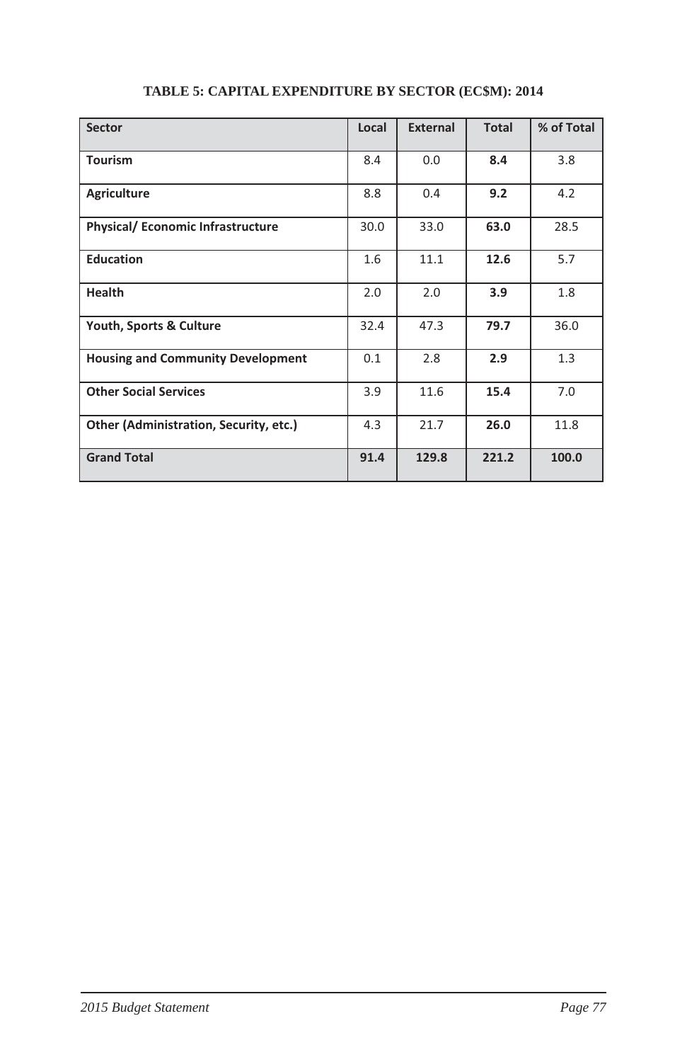**TABLE 5: CAPITAL EXPENDITURE BY SECTOR (EC$M): 2014**

| Sector | Local | External | Total | % of Total |
|---|---|---|---|---|
| **Tourism** | 8.4 | 0.0 | **8.4** | 3.8 |
| **Agriculture** | 8.8 | 0.4 | **9.2** | 4.2 |
| **Physical/ Economic Infrastructure** | 30.0 | 33.0 | **63.0** | 28.5 |
| **Education** | 1.6 | 11.1 | **12.6** | 5.7 |
| **Health** | 2.0 | 2.0 | **3.9** | 1.8 |
| **Youth, Sports & Culture** | 32.4 | 47.3 | **79.7** | 36.0 |
| **Housing and Community Development** | 0.1 | 2.8 | **2.9** | 1.3 |
| **Other Social Services** | 3.9 | 11.6 | **15.4** | 7.0 |
| **Other (Administration, Security, etc.)** | 4.3 | 21.7 | **26.0** | 11.8 |
| **Grand Total** | **91.4** | **129.8** | **221.2** | **100.0** |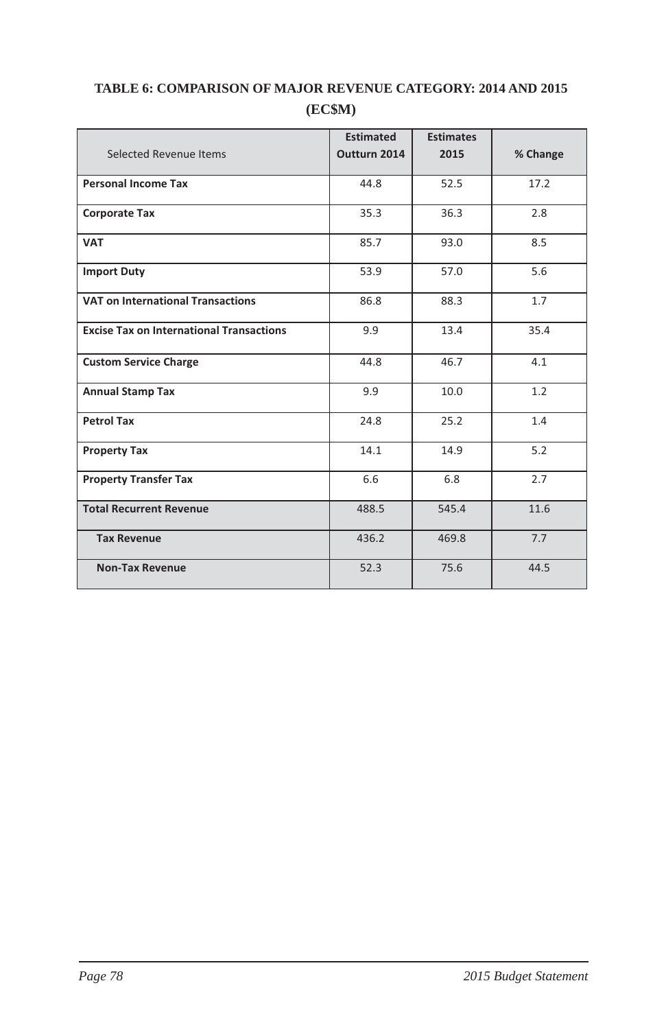**TABLE 6: COMPARISON OF MAJOR REVENUE CATEGORY: 2014 AND 2015 (EC$M)**

| Selected Revenue Items | Estimated Outturn 2014 | Estimates 2015 | % Change |
|---|---|---|---|
| **Personal Income Tax** | 44.8 | 52.5 | 17.2 |
| **Corporate Tax** | 35.3 | 36.3 | 2.8 |
| **VAT** | 85.7 | 93.0 | 8.5 |
| **Import Duty** | 53.9 | 57.0 | 5.6 |
| **VAT on International Transactions** | 86.8 | 88.3 | 1.7 |
| **Excise Tax on International Transactions** | 9.9 | 13.4 | 35.4 |
| **Custom Service Charge** | 44.8 | 46.7 | 4.1 |
| **Annual Stamp Tax** | 9.9 | 10.0 | 1.2 |
| **Petrol Tax** | 24.8 | 25.2 | 1.4 |
| **Property Tax** | 14.1 | 14.9 | 5.2 |
| **Property Transfer Tax** | 6.6 | 6.8 | 2.7 |
| **Total Recurrent Revenue** | 488.5 | 545.4 | 11.6 |
| **Tax Revenue** | 436.2 | 469.8 | 7.7 |
| **Non-Tax Revenue** | 52.3 | 75.6 | 44.5 |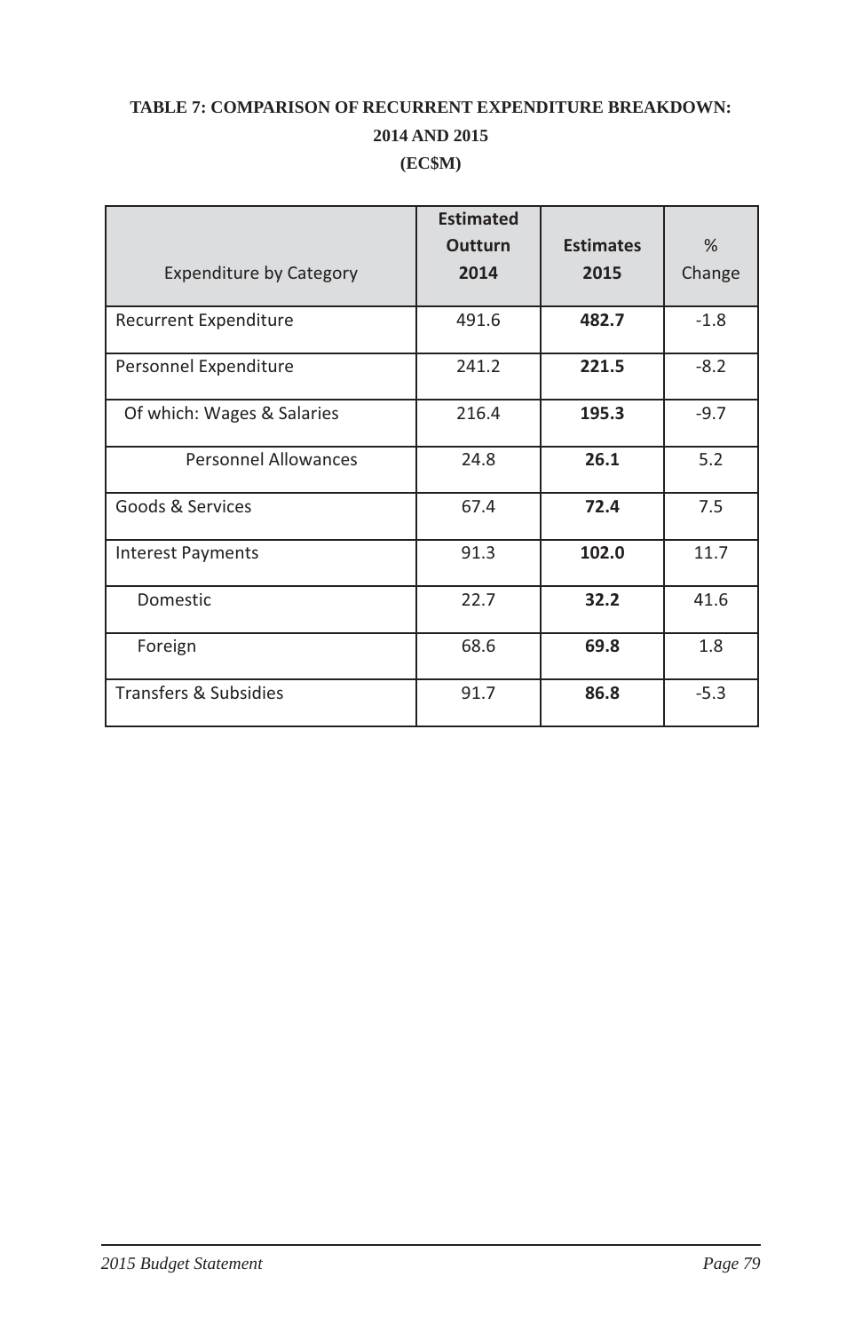**TABLE 7: COMPARISON OF RECURRENT EXPENDITURE BREAKDOWN: 2014 AND 2015**

**(EC$M)**

| Expenditure by Category | Estimated Outturn 2014 | Estimates 2015 | % Change |
|---|---|---|---|
| Recurrent Expenditure | 491.6 | **482.7** | -1.8 |
| Personnel Expenditure | 241.2 | **221.5** | -8.2 |
| Of which: Wages & Salaries | 216.4 | **195.3** | -9.7 |
| Personnel Allowances | 24.8 | **26.1** | 5.2 |
| Goods & Services | 67.4 | **72.4** | 7.5 |
| Interest Payments | 91.3 | **102.0** | 11.7 |
| Domestic | 22.7 | **32.2** | 41.6 |
| Foreign | 68.6 | **69.8** | 1.8 |
| Transfers & Subsidies | 91.7 | **86.8** | -5.3 |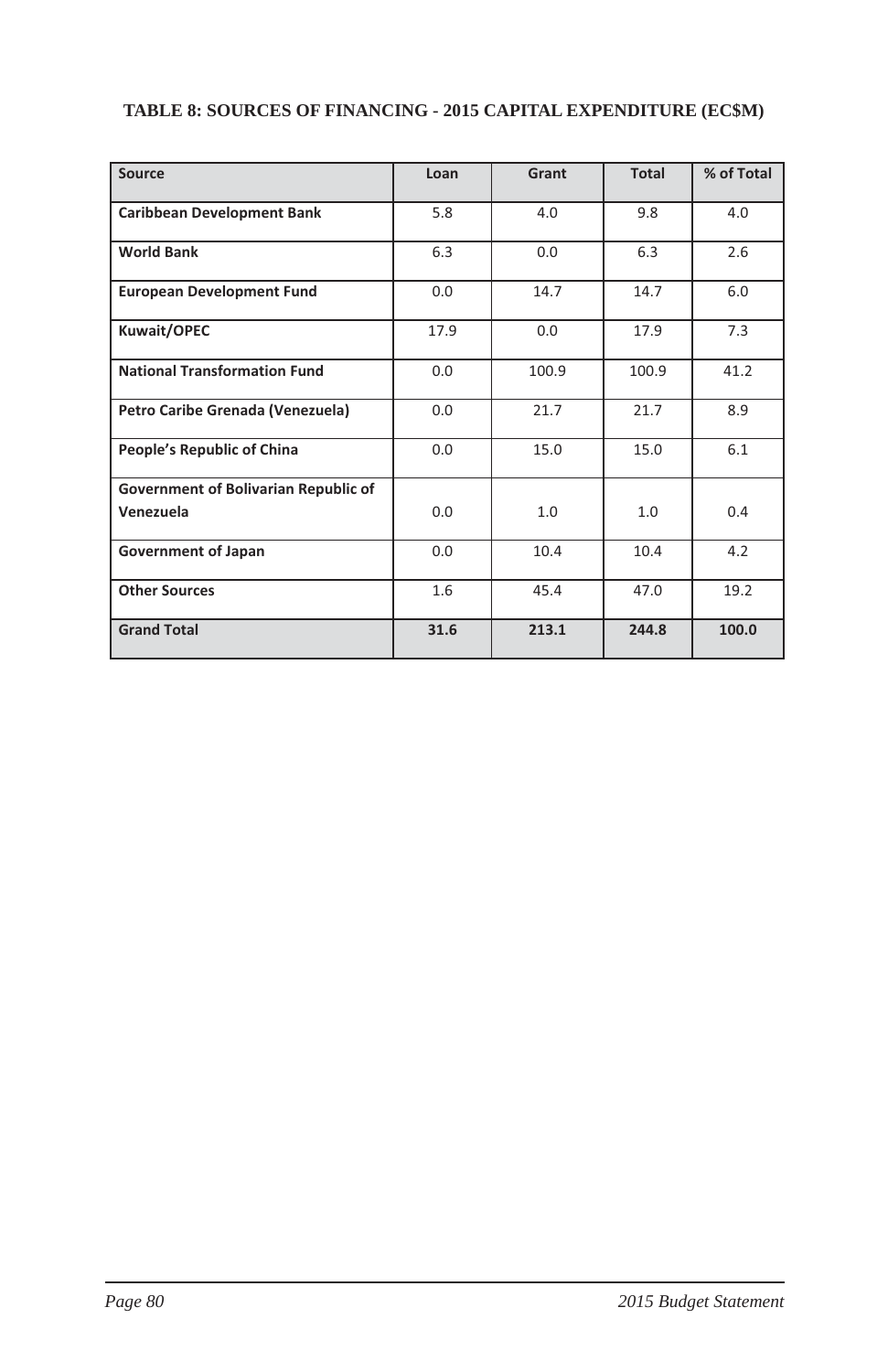**TABLE 8: SOURCES OF FINANCING - 2015 CAPITAL EXPENDITURE (EC$M)**

| Source | Loan | Grant | Total | % of Total |
|---|---|---|---|---|
| **Caribbean Development Bank** | 5.8 | 4.0 | 9.8 | 4.0 |
| **World Bank** | 6.3 | 0.0 | 6.3 | 2.6 |
| **European Development Fund** | 0.0 | 14.7 | 14.7 | 6.0 |
| **Kuwait/OPEC** | 17.9 | 0.0 | 17.9 | 7.3 |
| **National Transformation Fund** | 0.0 | 100.9 | 100.9 | 41.2 |
| **Petro Caribe Grenada (Venezuela)** | 0.0 | 21.7 | 21.7 | 8.9 |
| **People's Republic of China** | 0.0 | 15.0 | 15.0 | 6.1 |
| **Government of Bolivarian Republic of Venezuela** | 0.0 | 1.0 | 1.0 | 0.4 |
| **Government of Japan** | 0.0 | 10.4 | 10.4 | 4.2 |
| **Other Sources** | 1.6 | 45.4 | 47.0 | 19.2 |
| **Grand Total** | **31.6** | **213.1** | **244.8** | **100.0** |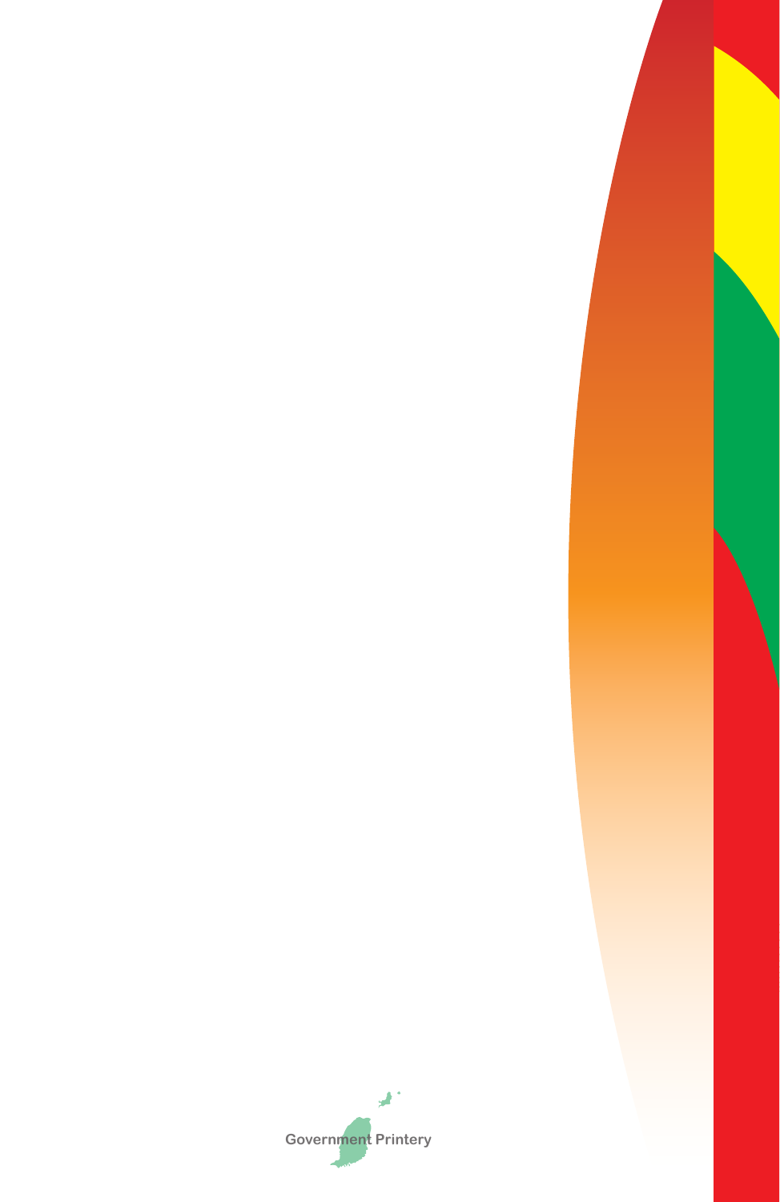Government Printery